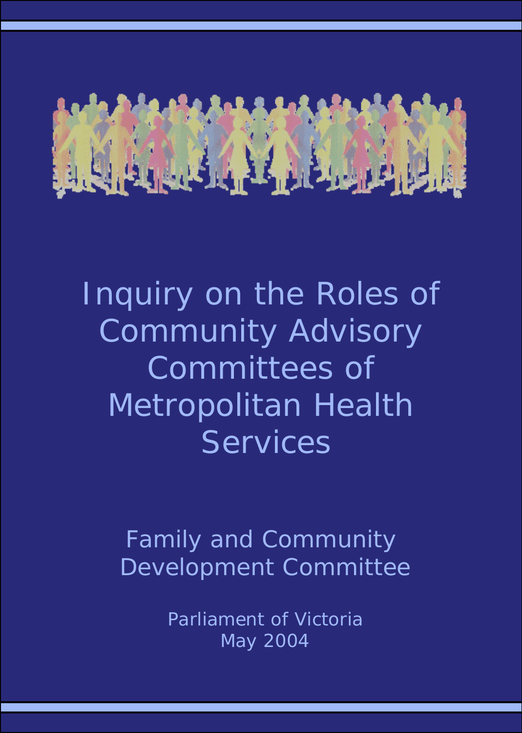# Inquiry on the Roles of Community Advisory Committees of Metropolitan Health Services

## Family and Community Development Committee

Parliament of Victoria
May 2004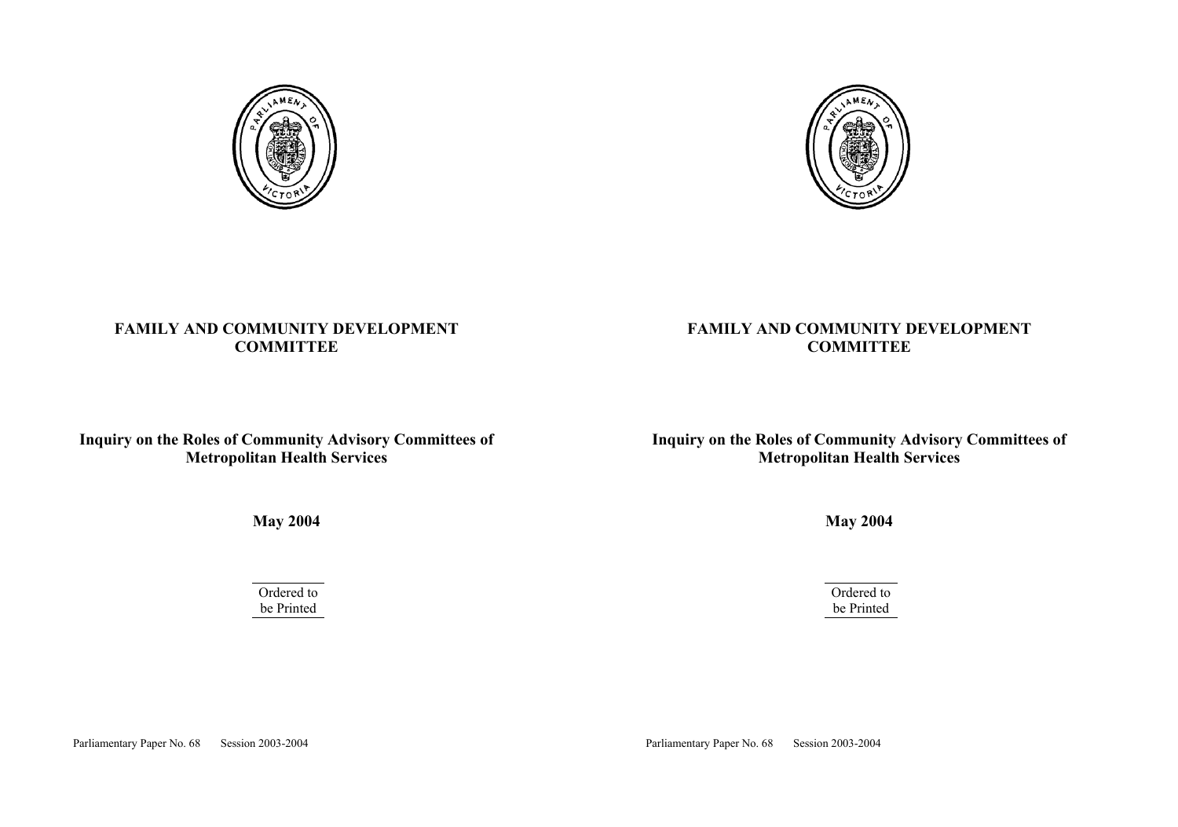# FAMILY AND COMMUNITY DEVELOPMENT COMMITTEE

## Inquiry on the Roles of Community Advisory Committees of Metropolitan Health Services

**May 2004**

Ordered to be Printed

Parliamentary Paper No. 68 Session 2003-2004

# FAMILY AND COMMUNITY DEVELOPMENT COMMITTEE

## Inquiry on the Roles of Community Advisory Committees of Metropolitan Health Services

**May 2004**

Ordered to be Printed

Parliamentary Paper No. 68 Session 2003-2004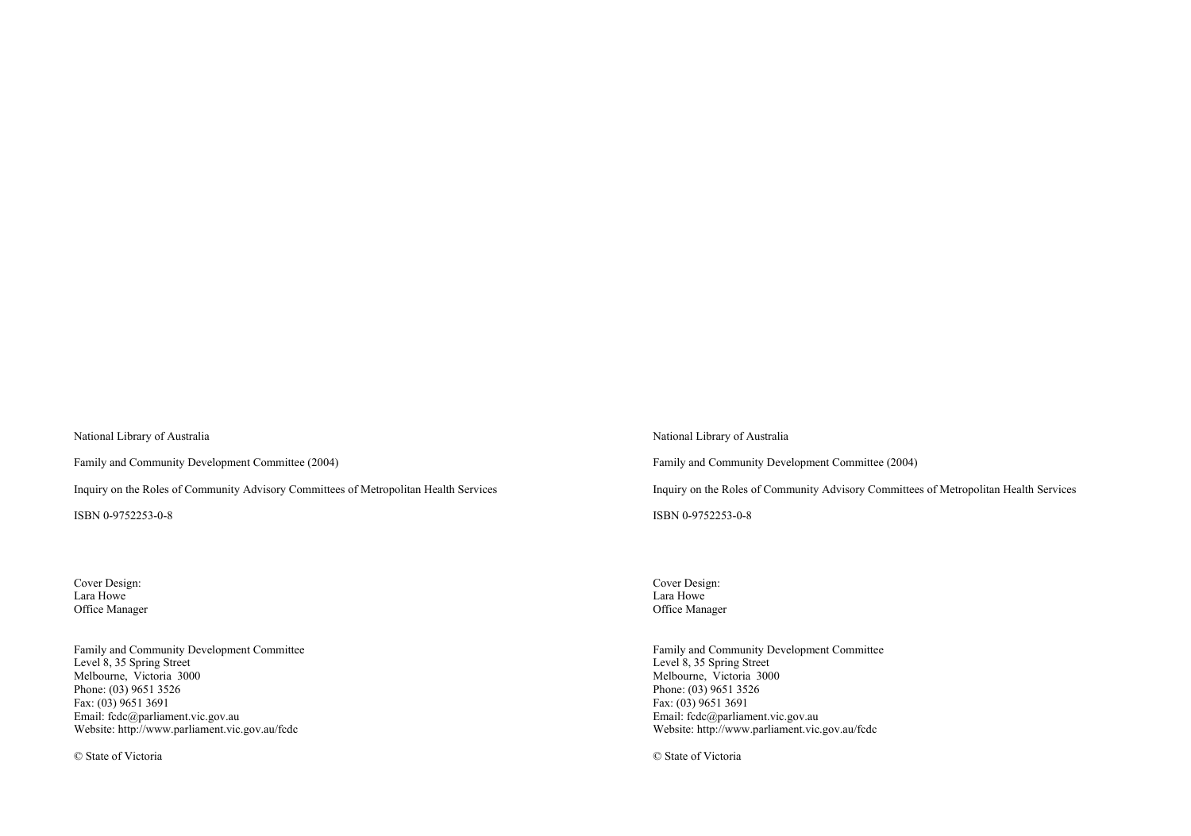National Library of Australia

Family and Community Development Committee (2004)

Inquiry on the Roles of Community Advisory Committees of Metropolitan Health Services

ISBN 0-9752253-0-8

Cover Design:
Lara Howe
Office Manager

Family and Community Development Committee
Level 8, 35 Spring Street
Melbourne, Victoria 3000
Phone: (03) 9651 3526
Fax: (03) 9651 3691
Email: fcdc@parliament.vic.gov.au
Website: http://www.parliament.vic.gov.au/fcdc

© State of Victoria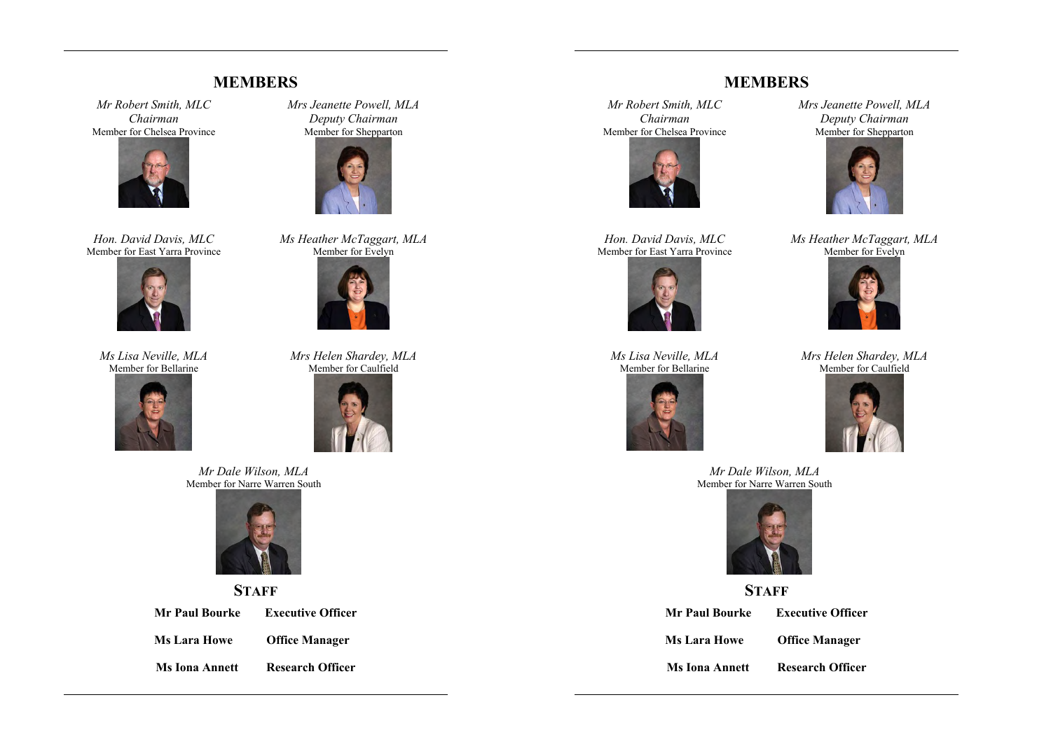# MEMBERS

*Mr Robert Smith, MLC*
*Chairman*
Member for Chelsea Province

*Mrs Jeanette Powell, MLA*
*Deputy Chairman*
Member for Shepparton

*Hon. David Davis, MLC*
Member for East Yarra Province

*Ms Heather McTaggart, MLA*
Member for Evelyn

*Ms Lisa Neville, MLA*
Member for Bellarine

*Mrs Helen Shardey, MLA*
Member for Caulfield

*Mr Dale Wilson, MLA*
Member for Narre Warren South

## STAFF

| | |
|---|---|
| **Mr Paul Bourke** | **Executive Officer** |
| **Ms Lara Howe** | **Office Manager** |
| **Ms Iona Annett** | **Research Officer** |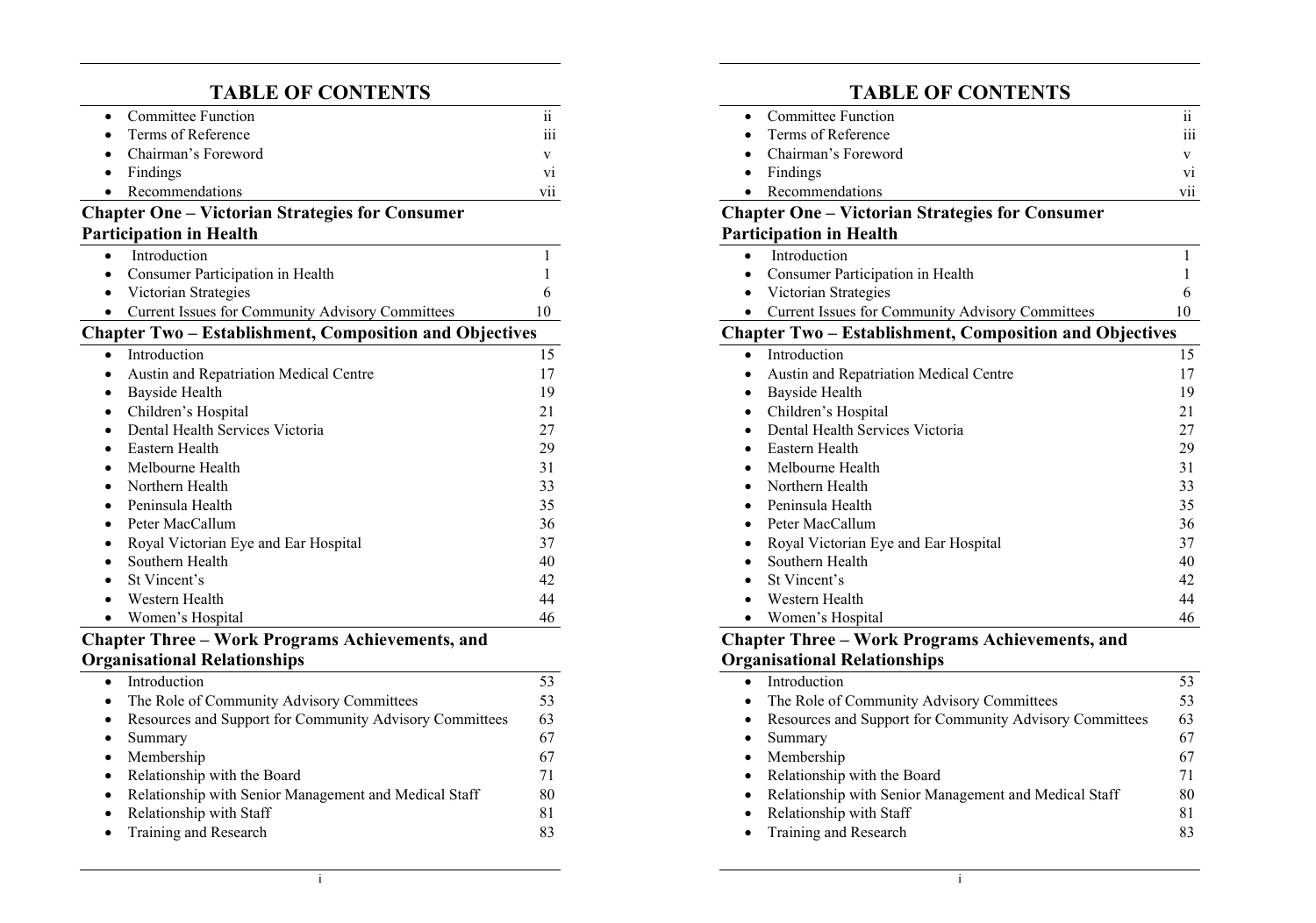# TABLE OF CONTENTS

- Committee Function ii
- Terms of Reference iii
- Chairman's Foreword v
- Findings vi
- Recommendations vii

## Chapter One – Victorian Strategies for Consumer Participation in Health

- Introduction 1
- Consumer Participation in Health 1
- Victorian Strategies 6
- Current Issues for Community Advisory Committees 10

## Chapter Two – Establishment, Composition and Objectives

- Introduction 15
- Austin and Repatriation Medical Centre 17
- Bayside Health 19
- Children's Hospital 21
- Dental Health Services Victoria 27
- Eastern Health 29
- Melbourne Health 31
- Northern Health 33
- Peninsula Health 35
- Peter MacCallum 36
- Royal Victorian Eye and Ear Hospital 37
- Southern Health 40
- St Vincent's 42
- Western Health 44
- Women's Hospital 46

## Chapter Three – Work Programs Achievements, and Organisational Relationships

- Introduction 53
- The Role of Community Advisory Committees 53
- Resources and Support for Community Advisory Committees 63
- Summary 67
- Membership 67
- Relationship with the Board 71
- Relationship with Senior Management and Medical Staff 80
- Relationship with Staff 81
- Training and Research 83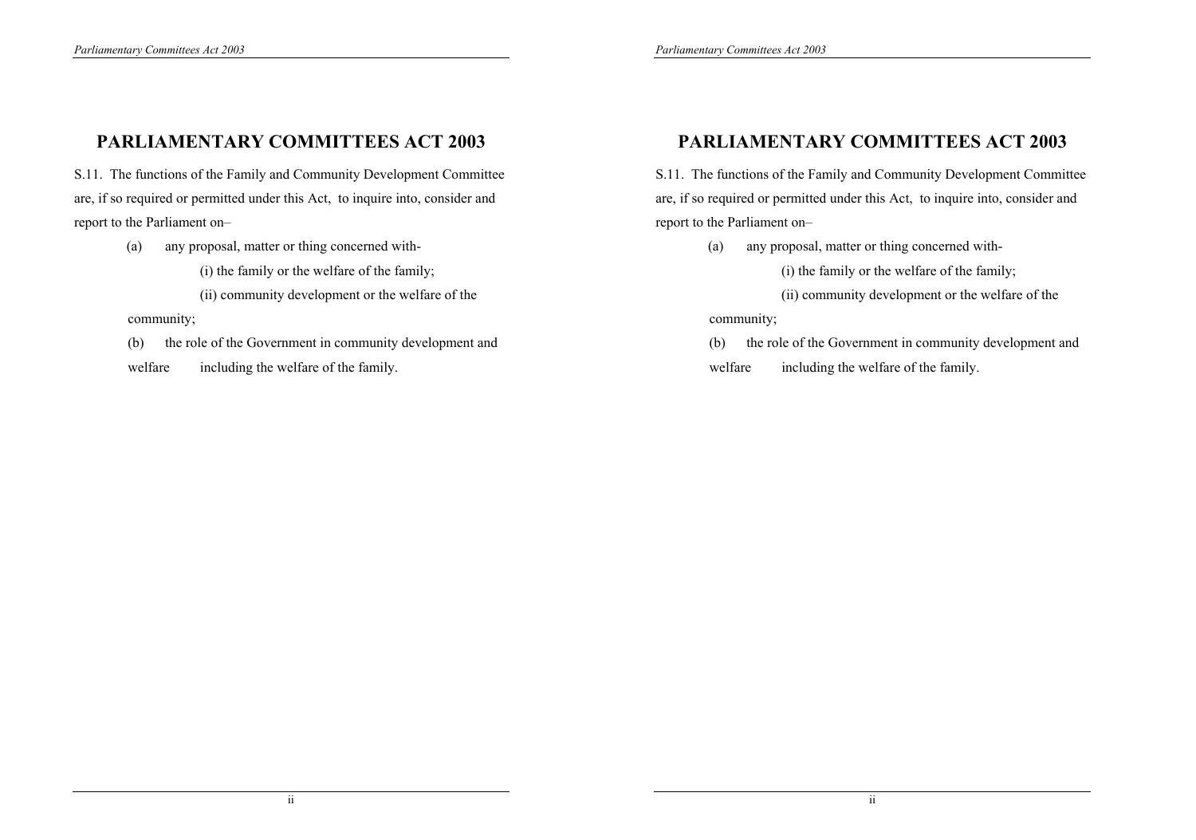# PARLIAMENTARY COMMITTEES ACT 2003

S.11. The functions of the Family and Community Development Committee are, if so required or permitted under this Act, to inquire into, consider and report to the Parliament on–

(a) any proposal, matter or thing concerned with-

(i) the family or the welfare of the family;

(ii) community development or the welfare of the community;

(b) the role of the Government in community development and welfare including the welfare of the family.

# PARLIAMENTARY COMMITTEES ACT 2003

S.11. The functions of the Family and Community Development Committee are, if so required or permitted under this Act, to inquire into, consider and report to the Parliament on–

(a) any proposal, matter or thing concerned with-

(i) the family or the welfare of the family;

(ii) community development or the welfare of the community;

(b) the role of the Government in community development and welfare including the welfare of the family.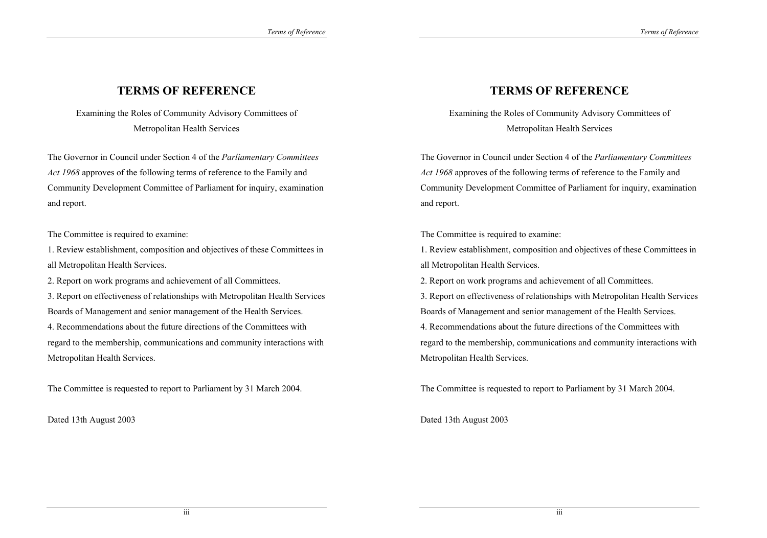# TERMS OF REFERENCE

Examining the Roles of Community Advisory Committees of Metropolitan Health Services

The Governor in Council under Section 4 of the *Parliamentary Committees Act 1968* approves of the following terms of reference to the Family and Community Development Committee of Parliament for inquiry, examination and report.

The Committee is required to examine:

1. Review establishment, composition and objectives of these Committees in all Metropolitan Health Services.
2. Report on work programs and achievement of all Committees.
3. Report on effectiveness of relationships with Metropolitan Health Services Boards of Management and senior management of the Health Services.
4. Recommendations about the future directions of the Committees with regard to the membership, communications and community interactions with Metropolitan Health Services.

The Committee is requested to report to Parliament by 31 March 2004.

Dated 13th August 2003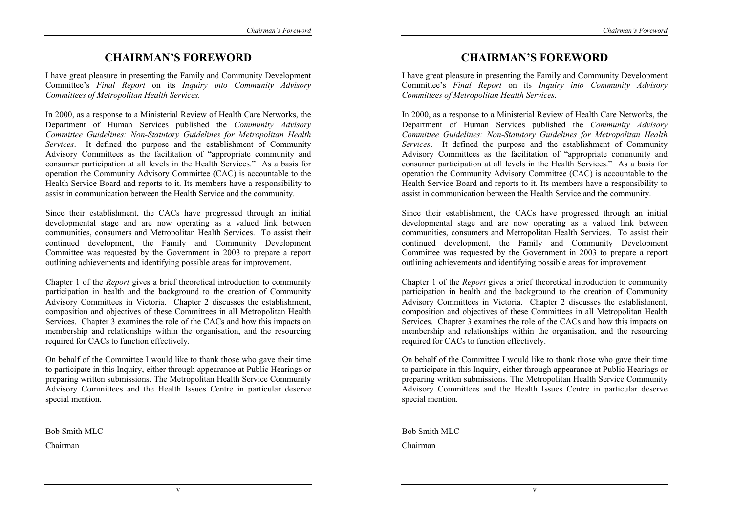# CHAIRMAN'S FOREWORD

I have great pleasure in presenting the Family and Community Development Committee's *Final Report* on its *Inquiry into Community Advisory Committees of Metropolitan Health Services.*

In 2000, as a response to a Ministerial Review of Health Care Networks, the Department of Human Services published the *Community Advisory Committee Guidelines: Non-Statutory Guidelines for Metropolitan Health Services*. It defined the purpose and the establishment of Community Advisory Committees as the facilitation of "appropriate community and consumer participation at all levels in the Health Services." As a basis for operation the Community Advisory Committee (CAC) is accountable to the Health Service Board and reports to it. Its members have a responsibility to assist in communication between the Health Service and the community.

Since their establishment, the CACs have progressed through an initial developmental stage and are now operating as a valued link between communities, consumers and Metropolitan Health Services. To assist their continued development, the Family and Community Development Committee was requested by the Government in 2003 to prepare a report outlining achievements and identifying possible areas for improvement.

Chapter 1 of the *Report* gives a brief theoretical introduction to community participation in health and the background to the creation of Community Advisory Committees in Victoria. Chapter 2 discusses the establishment, composition and objectives of these Committees in all Metropolitan Health Services. Chapter 3 examines the role of the CACs and how this impacts on membership and relationships within the organisation, and the resourcing required for CACs to function effectively.

On behalf of the Committee I would like to thank those who gave their time to participate in this Inquiry, either through appearance at Public Hearings or preparing written submissions. The Metropolitan Health Service Community Advisory Committees and the Health Issues Centre in particular deserve special mention.

Bob Smith MLC

Chairman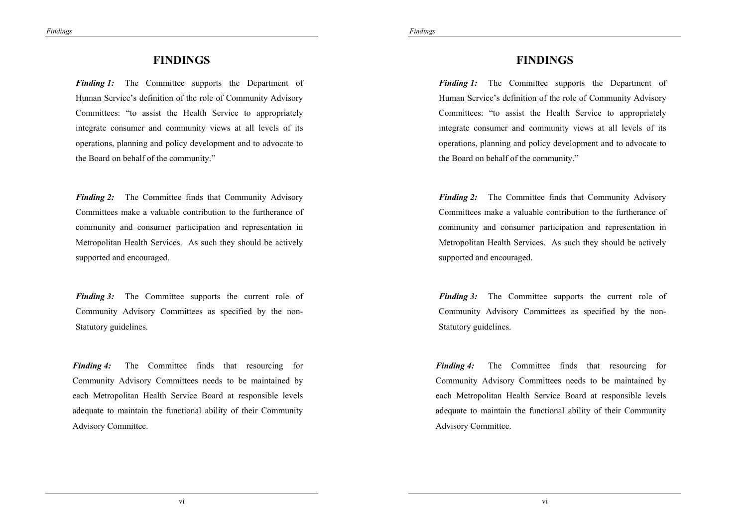# FINDINGS

***Finding 1:*** The Committee supports the Department of Human Service's definition of the role of Community Advisory Committees: "to assist the Health Service to appropriately integrate consumer and community views at all levels of its operations, planning and policy development and to advocate to the Board on behalf of the community."

***Finding 2:*** The Committee finds that Community Advisory Committees make a valuable contribution to the furtherance of community and consumer participation and representation in Metropolitan Health Services. As such they should be actively supported and encouraged.

***Finding 3:*** The Committee supports the current role of Community Advisory Committees as specified by the non-Statutory guidelines.

***Finding 4:*** The Committee finds that resourcing for Community Advisory Committees needs to be maintained by each Metropolitan Health Service Board at responsible levels adequate to maintain the functional ability of their Community Advisory Committee.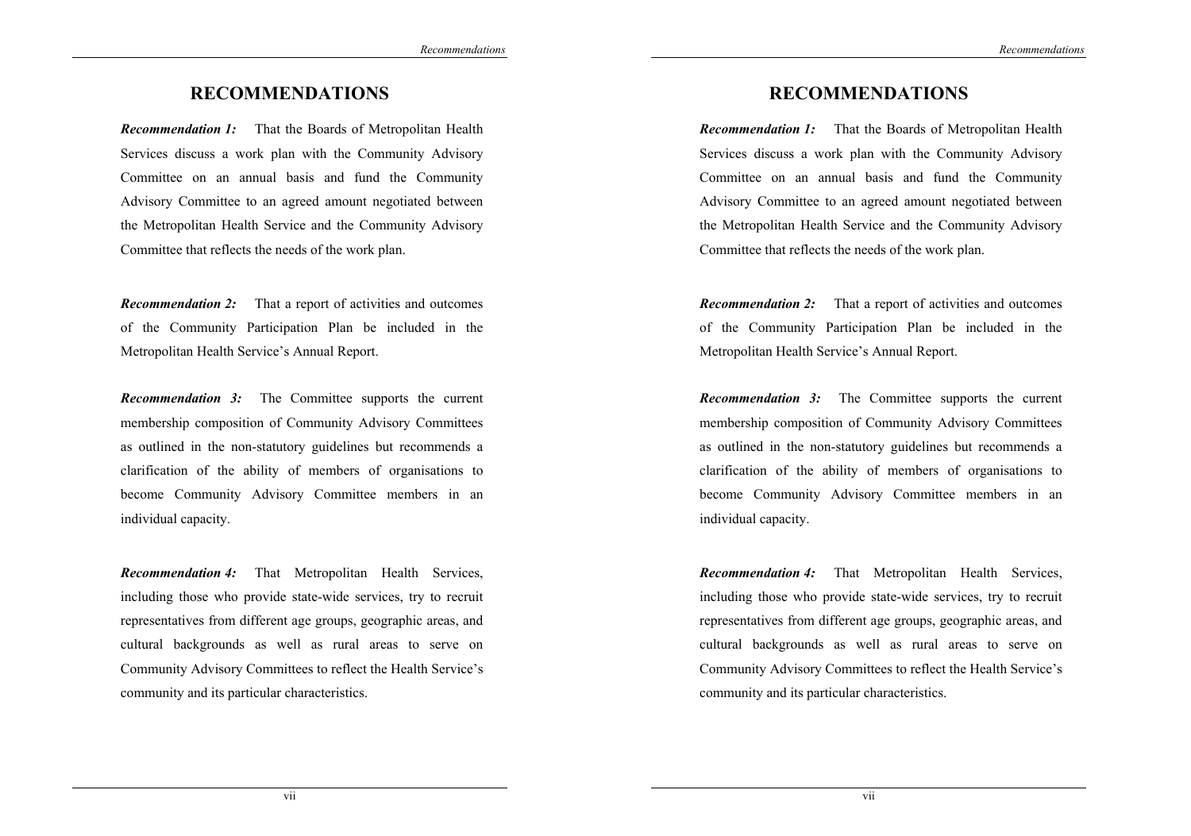# RECOMMENDATIONS

***Recommendation 1:*** That the Boards of Metropolitan Health Services discuss a work plan with the Community Advisory Committee on an annual basis and fund the Community Advisory Committee to an agreed amount negotiated between the Metropolitan Health Service and the Community Advisory Committee that reflects the needs of the work plan.

***Recommendation 2:*** That a report of activities and outcomes of the Community Participation Plan be included in the Metropolitan Health Service's Annual Report.

***Recommendation 3:*** The Committee supports the current membership composition of Community Advisory Committees as outlined in the non-statutory guidelines but recommends a clarification of the ability of members of organisations to become Community Advisory Committee members in an individual capacity.

***Recommendation 4:*** That Metropolitan Health Services, including those who provide state-wide services, try to recruit representatives from different age groups, geographic areas, and cultural backgrounds as well as rural areas to serve on Community Advisory Committees to reflect the Health Service's community and its particular characteristics.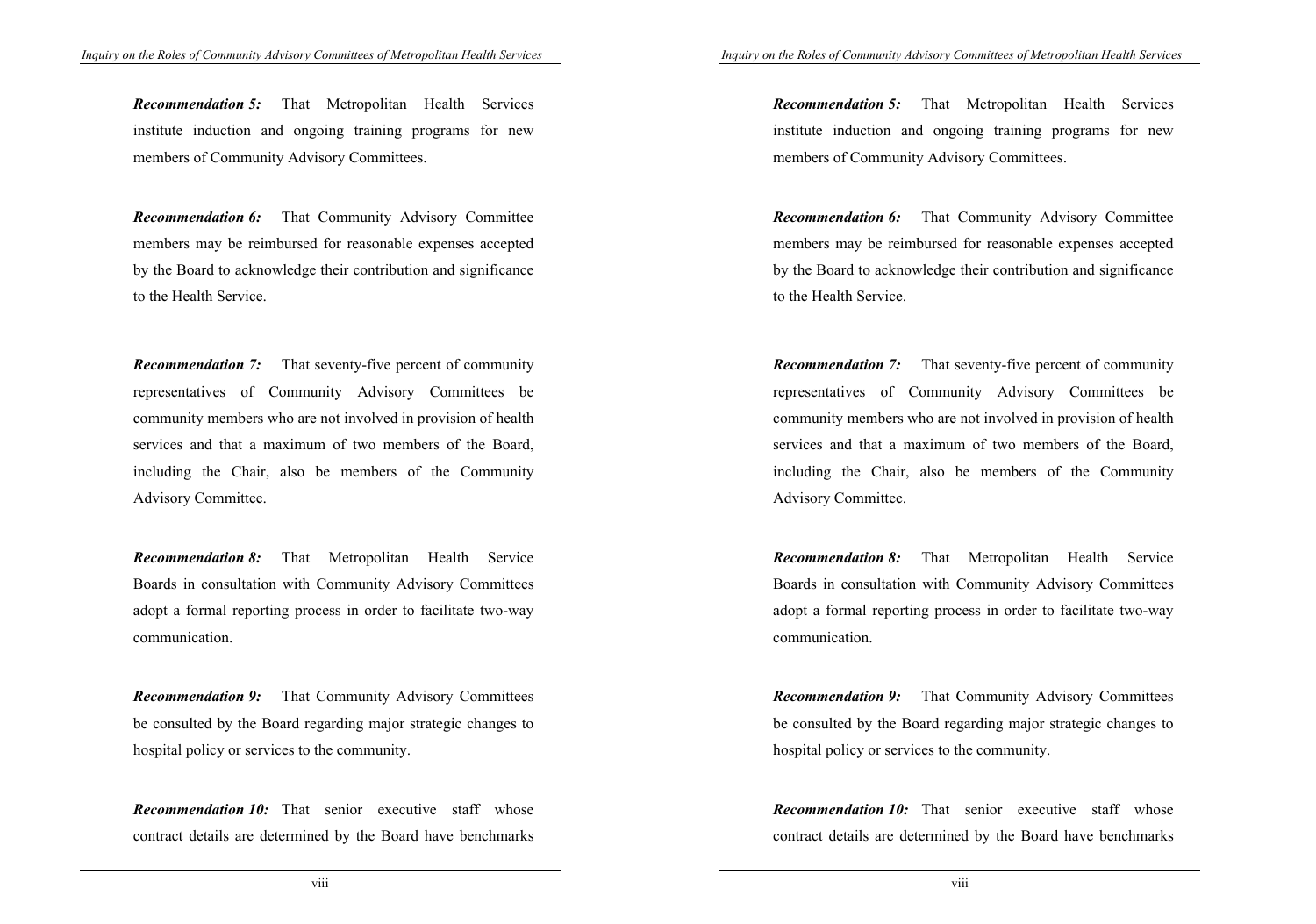***Recommendation 5:*** That Metropolitan Health Services institute induction and ongoing training programs for new members of Community Advisory Committees.

***Recommendation 6:*** That Community Advisory Committee members may be reimbursed for reasonable expenses accepted by the Board to acknowledge their contribution and significance to the Health Service.

***Recommendation 7:*** That seventy-five percent of community representatives of Community Advisory Committees be community members who are not involved in provision of health services and that a maximum of two members of the Board, including the Chair, also be members of the Community Advisory Committee.

***Recommendation 8:*** That Metropolitan Health Service Boards in consultation with Community Advisory Committees adopt a formal reporting process in order to facilitate two-way communication.

***Recommendation 9:*** That Community Advisory Committees be consulted by the Board regarding major strategic changes to hospital policy or services to the community.

***Recommendation 10:*** That senior executive staff whose contract details are determined by the Board have benchmarks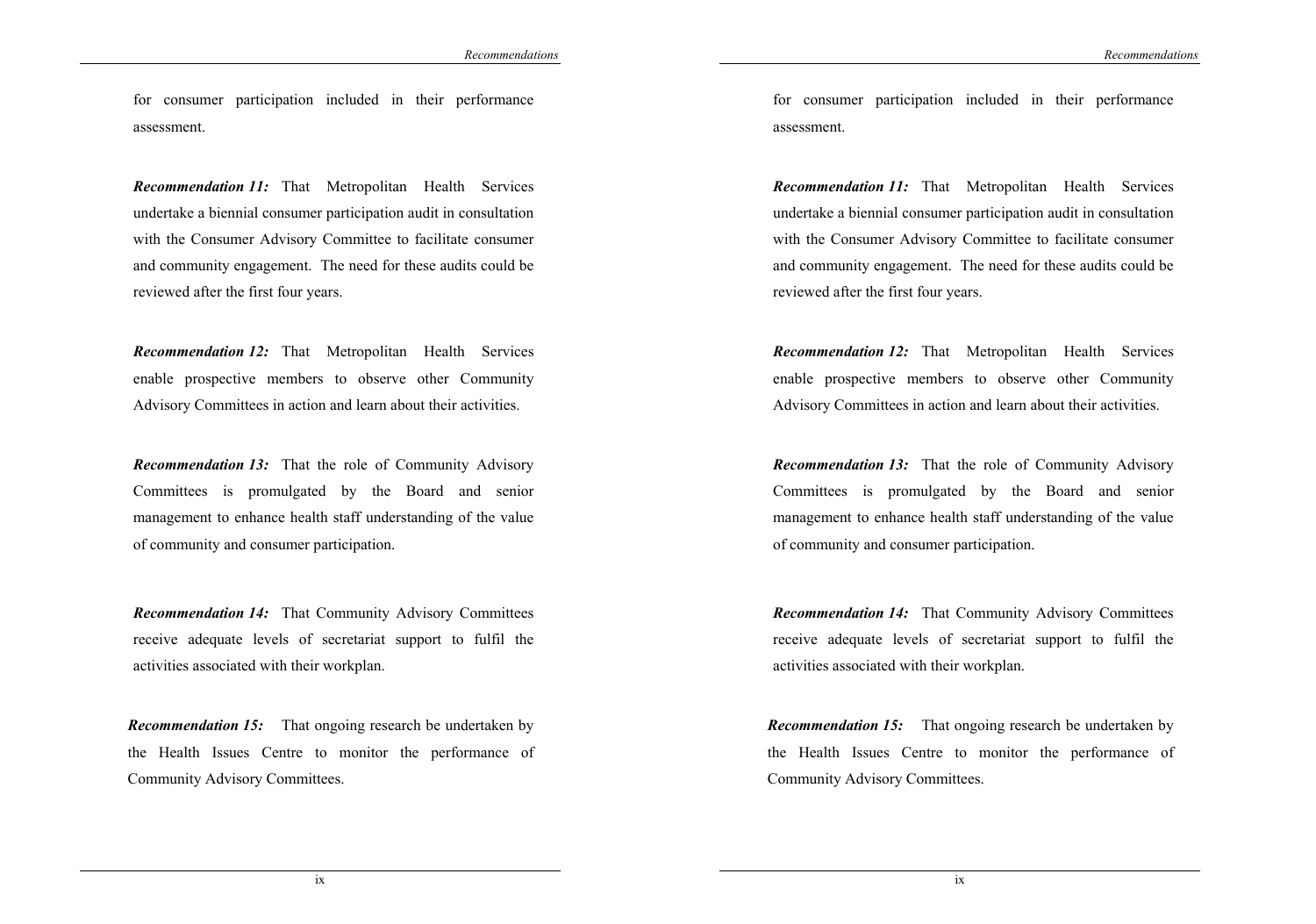for consumer participation included in their performance assessment.

***Recommendation 11:*** That Metropolitan Health Services undertake a biennial consumer participation audit in consultation with the Consumer Advisory Committee to facilitate consumer and community engagement. The need for these audits could be reviewed after the first four years.

***Recommendation 12:*** That Metropolitan Health Services enable prospective members to observe other Community Advisory Committees in action and learn about their activities.

***Recommendation 13:*** That the role of Community Advisory Committees is promulgated by the Board and senior management to enhance health staff understanding of the value of community and consumer participation.

***Recommendation 14:*** That Community Advisory Committees receive adequate levels of secretariat support to fulfil the activities associated with their workplan.

***Recommendation 15:*** That ongoing research be undertaken by the Health Issues Centre to monitor the performance of Community Advisory Committees.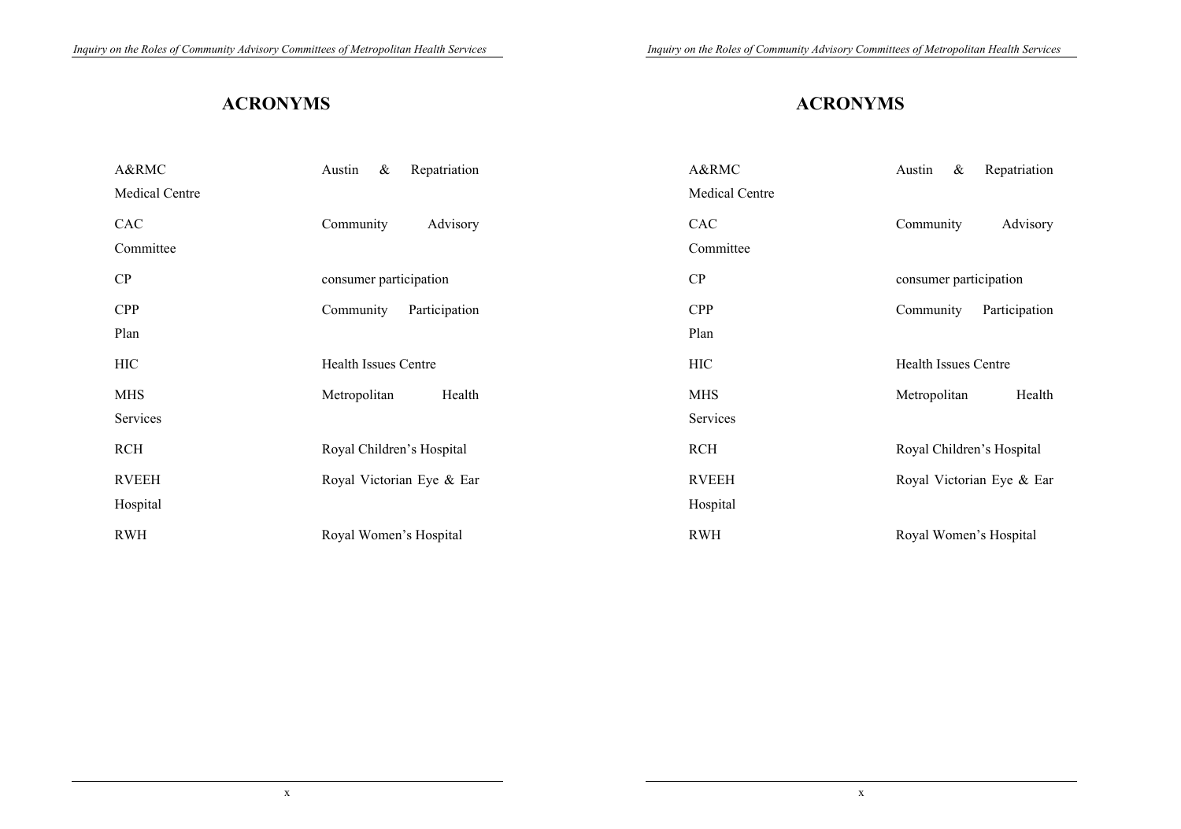# ACRONYMS

| | |
|---|---|
| A&RMC | Austin & Repatriation Medical Centre |
| CAC | Community Advisory Committee |
| CP | consumer participation |
| CPP | Community Participation Plan |
| HIC | Health Issues Centre |
| MHS | Metropolitan Health Services |
| RCH | Royal Children's Hospital |
| RVEEH | Royal Victorian Eye & Ear Hospital |
| RWH | Royal Women's Hospital |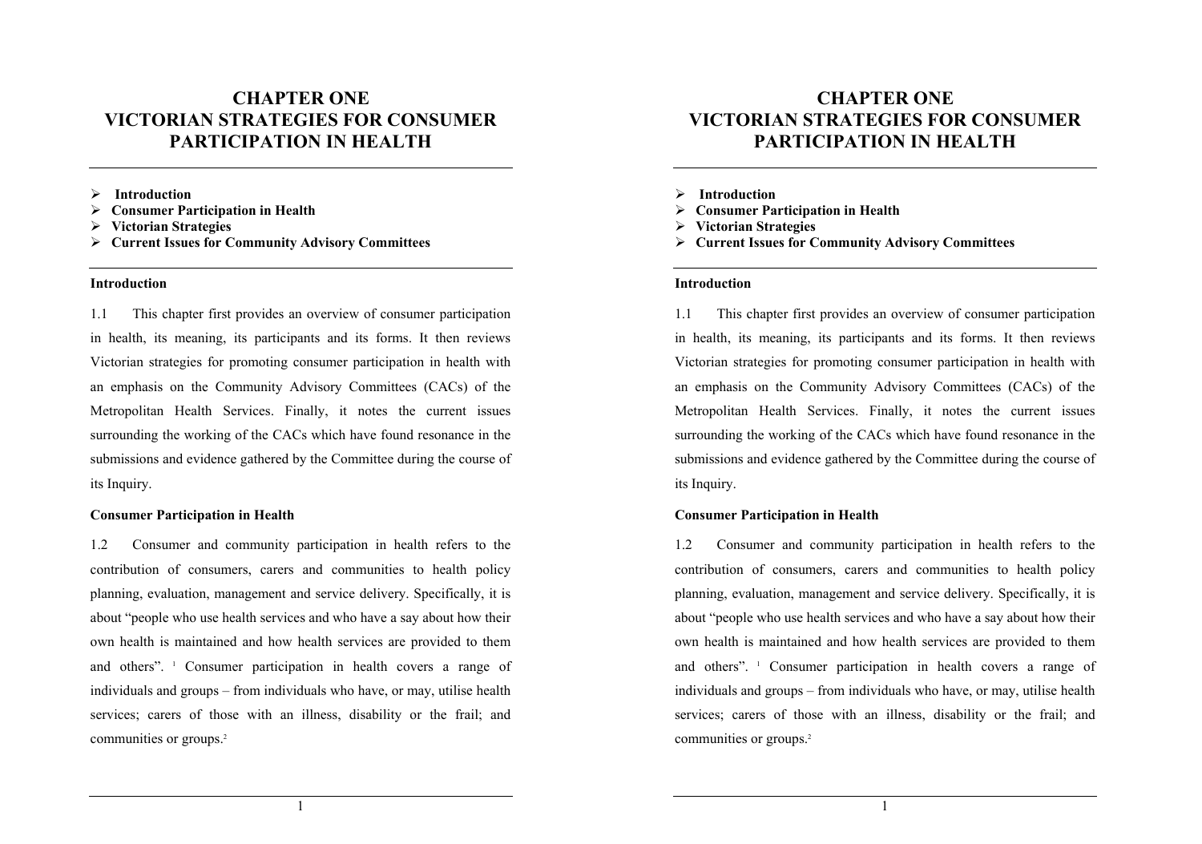# CHAPTER ONE
# VICTORIAN STRATEGIES FOR CONSUMER PARTICIPATION IN HEALTH

- **Introduction**
- **Consumer Participation in Health**
- **Victorian Strategies**
- **Current Issues for Community Advisory Committees**

## Introduction

1.1 This chapter first provides an overview of consumer participation in health, its meaning, its participants and its forms. It then reviews Victorian strategies for promoting consumer participation in health with an emphasis on the Community Advisory Committees (CACs) of the Metropolitan Health Services. Finally, it notes the current issues surrounding the working of the CACs which have found resonance in the submissions and evidence gathered by the Committee during the course of its Inquiry.

## Consumer Participation in Health

1.2 Consumer and community participation in health refers to the contribution of consumers, carers and communities to health policy planning, evaluation, management and service delivery. Specifically, it is about "people who use health services and who have a say about how their own health is maintained and how health services are provided to them and others". [1] Consumer participation in health covers a range of individuals and groups – from individuals who have, or may, utilise health services; carers of those with an illness, disability or the frail; and communities or groups.[2]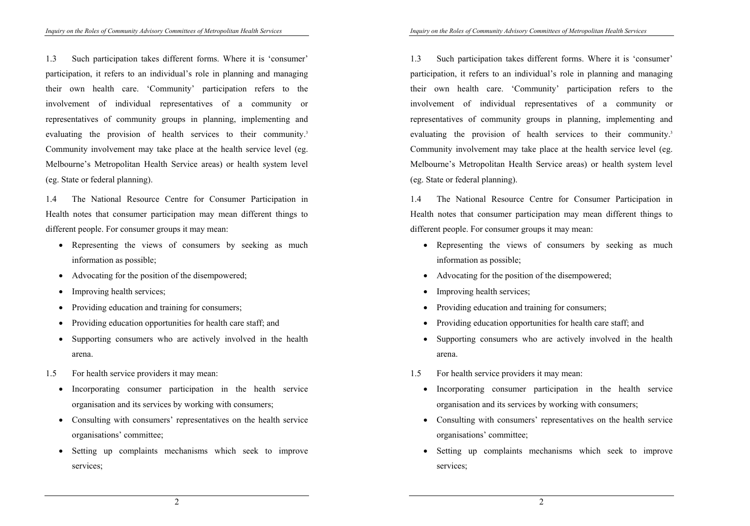1.3 Such participation takes different forms. Where it is 'consumer' participation, it refers to an individual's role in planning and managing their own health care. 'Community' participation refers to the involvement of individual representatives of a community or representatives of community groups in planning, implementing and evaluating the provision of health services to their community.[3] Community involvement may take place at the health service level (eg. Melbourne's Metropolitan Health Service areas) or health system level (eg. State or federal planning).

1.4 The National Resource Centre for Consumer Participation in Health notes that consumer participation may mean different things to different people. For consumer groups it may mean:

- Representing the views of consumers by seeking as much information as possible;
- Advocating for the position of the disempowered;
- Improving health services;
- Providing education and training for consumers;
- Providing education opportunities for health care staff; and
- Supporting consumers who are actively involved in the health arena.

1.5 For health service providers it may mean:

- Incorporating consumer participation in the health service organisation and its services by working with consumers;
- Consulting with consumers' representatives on the health service organisations' committee;
- Setting up complaints mechanisms which seek to improve services;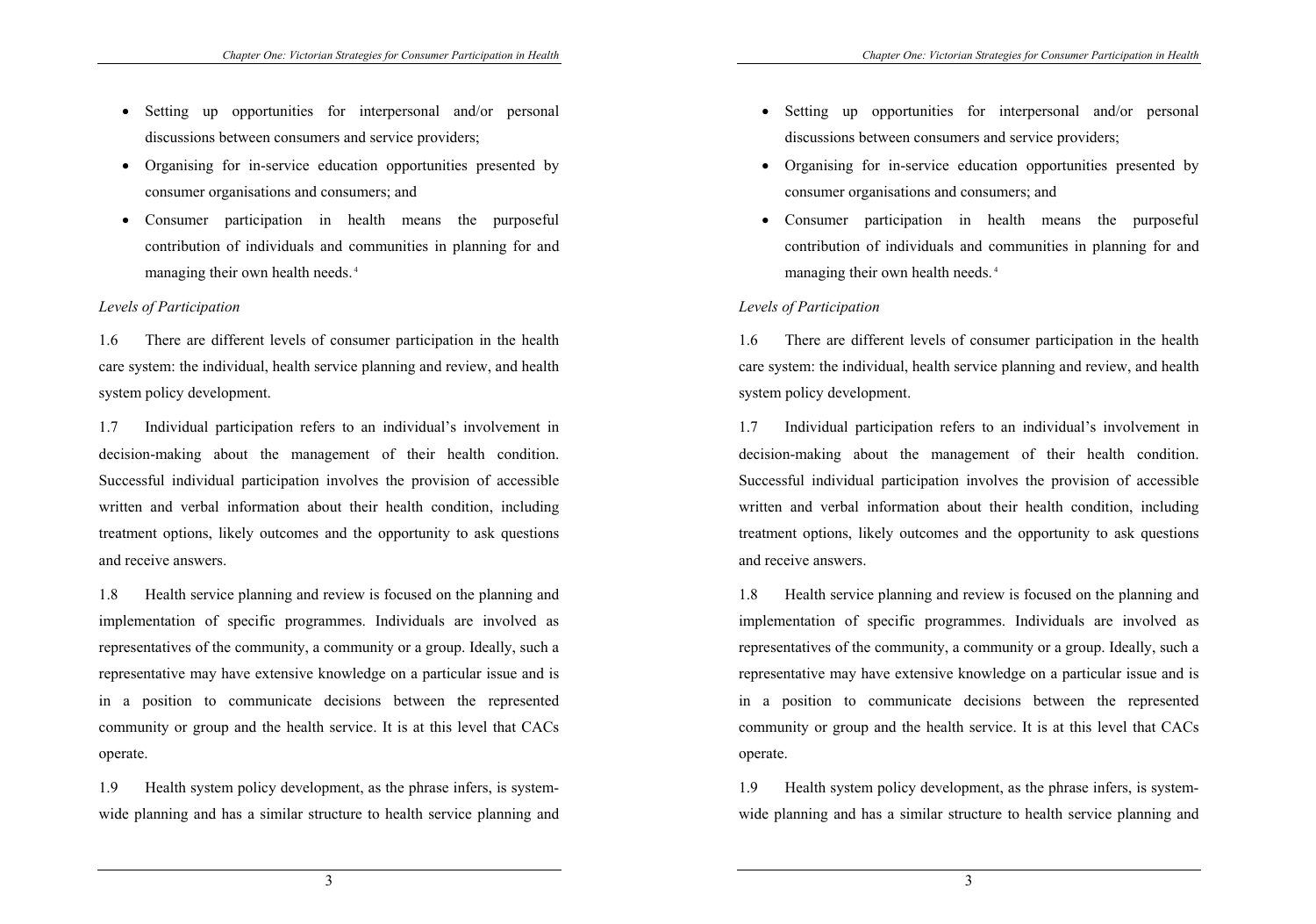- Setting up opportunities for interpersonal and/or personal discussions between consumers and service providers;
- Organising for in-service education opportunities presented by consumer organisations and consumers; and
- Consumer participation in health means the purposeful contribution of individuals and communities in planning for and managing their own health needs.[4]

*Levels of Participation*

1.6 There are different levels of consumer participation in the health care system: the individual, health service planning and review, and health system policy development.

1.7 Individual participation refers to an individual's involvement in decision-making about the management of their health condition. Successful individual participation involves the provision of accessible written and verbal information about their health condition, including treatment options, likely outcomes and the opportunity to ask questions and receive answers.

1.8 Health service planning and review is focused on the planning and implementation of specific programmes. Individuals are involved as representatives of the community, a community or a group. Ideally, such a representative may have extensive knowledge on a particular issue and is in a position to communicate decisions between the represented community or group and the health service. It is at this level that CACs operate.

1.9 Health system policy development, as the phrase infers, is system-wide planning and has a similar structure to health service planning and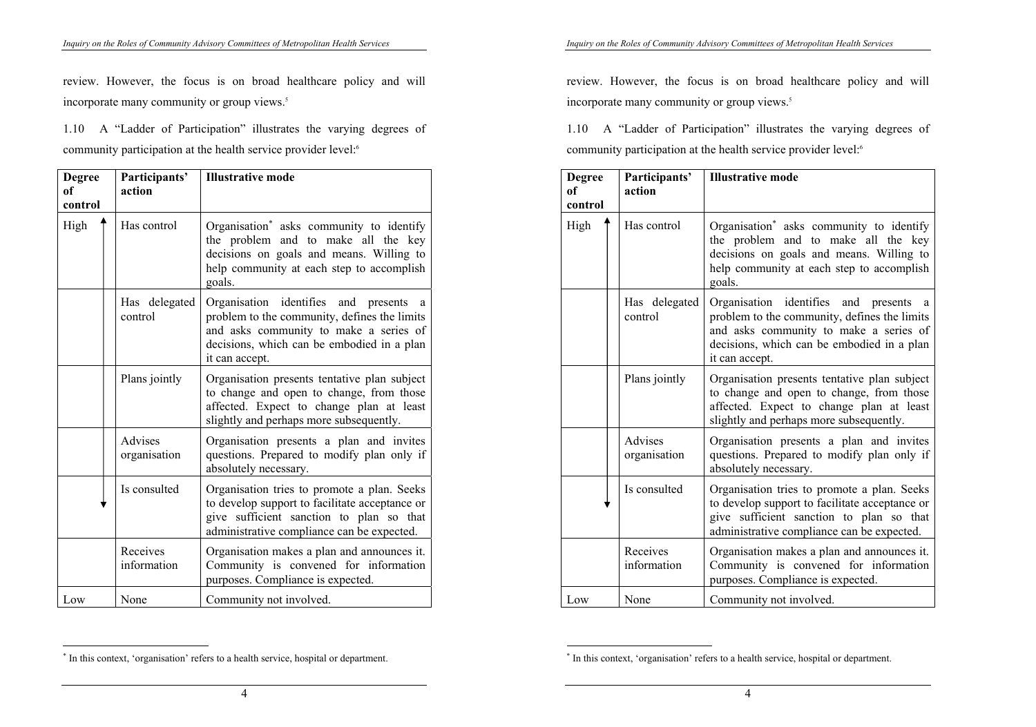review. However, the focus is on broad healthcare policy and will incorporate many community or group views.[5]

1.10 A "Ladder of Participation" illustrates the varying degrees of community participation at the health service provider level:[6]

| Degree of control | Participants' action | Illustrative mode |
|---|---|---|
| High ↑ | Has control | Organisation* asks community to identify the problem and to make all the key decisions on goals and means. Willing to help community at each step to accomplish goals. |
| | Has delegated control | Organisation identifies and presents a problem to the community, defines the limits and asks community to make a series of decisions, which can be embodied in a plan it can accept. |
| | Plans jointly | Organisation presents tentative plan subject to change and open to change, from those affected. Expect to change plan at least slightly and perhaps more subsequently. |
| | Advises organisation | Organisation presents a plan and invites questions. Prepared to modify plan only if absolutely necessary. |
| ↓ | Is consulted | Organisation tries to promote a plan. Seeks to develop support to facilitate acceptance or give sufficient sanction to plan so that administrative compliance can be expected. |
| | Receives information | Organisation makes a plan and announces it. Community is convened for information purposes. Compliance is expected. |
| Low | None | Community not involved. |

* In this context, 'organisation' refers to a health service, hospital or department.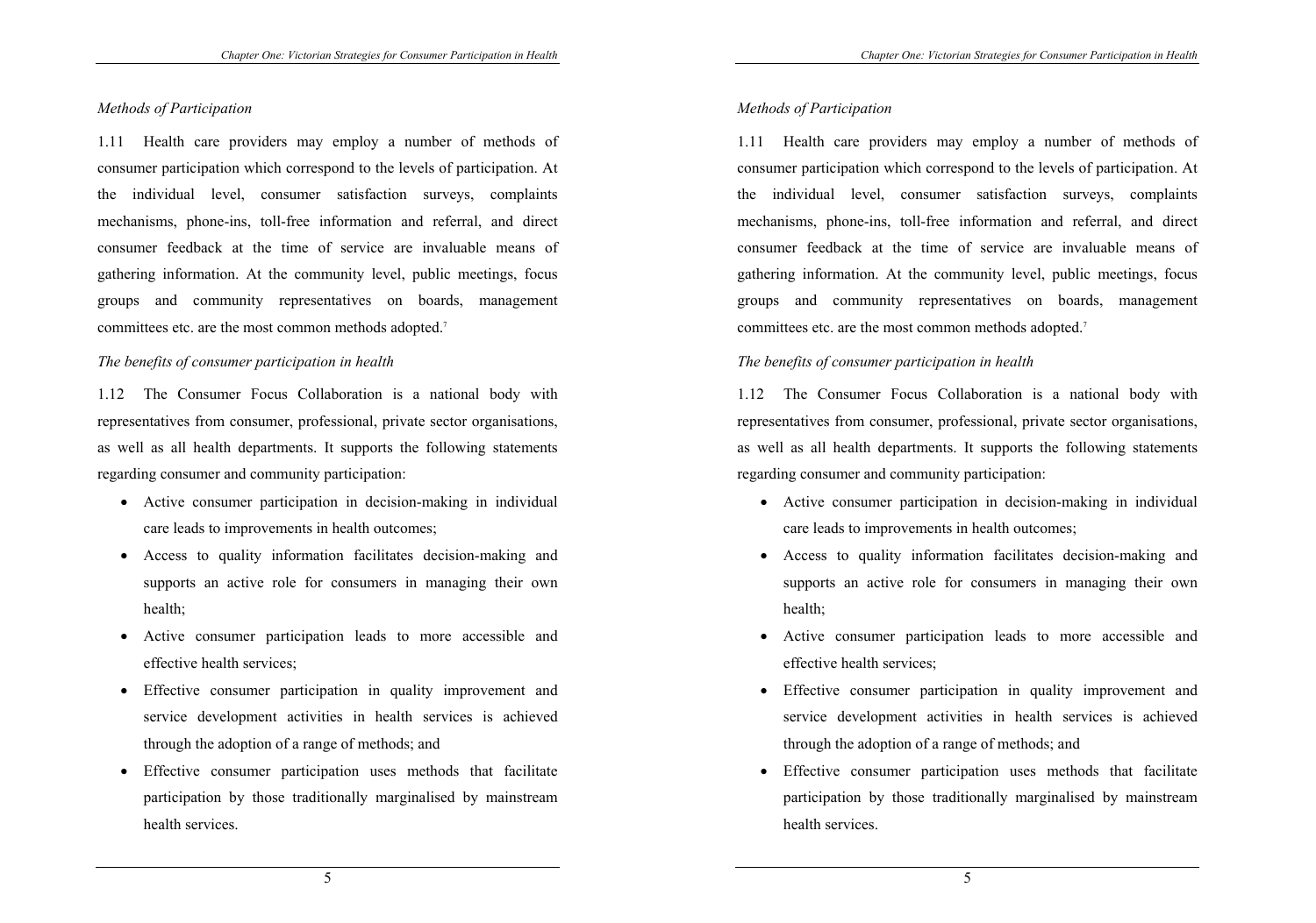*Methods of Participation*

1.11 Health care providers may employ a number of methods of consumer participation which correspond to the levels of participation. At the individual level, consumer satisfaction surveys, complaints mechanisms, phone-ins, toll-free information and referral, and direct consumer feedback at the time of service are invaluable means of gathering information. At the community level, public meetings, focus groups and community representatives on boards, management committees etc. are the most common methods adopted.[7]

*The benefits of consumer participation in health*

1.12 The Consumer Focus Collaboration is a national body with representatives from consumer, professional, private sector organisations, as well as all health departments. It supports the following statements regarding consumer and community participation:

- Active consumer participation in decision-making in individual care leads to improvements in health outcomes;
- Access to quality information facilitates decision-making and supports an active role for consumers in managing their own health;
- Active consumer participation leads to more accessible and effective health services;
- Effective consumer participation in quality improvement and service development activities in health services is achieved through the adoption of a range of methods; and
- Effective consumer participation uses methods that facilitate participation by those traditionally marginalised by mainstream health services.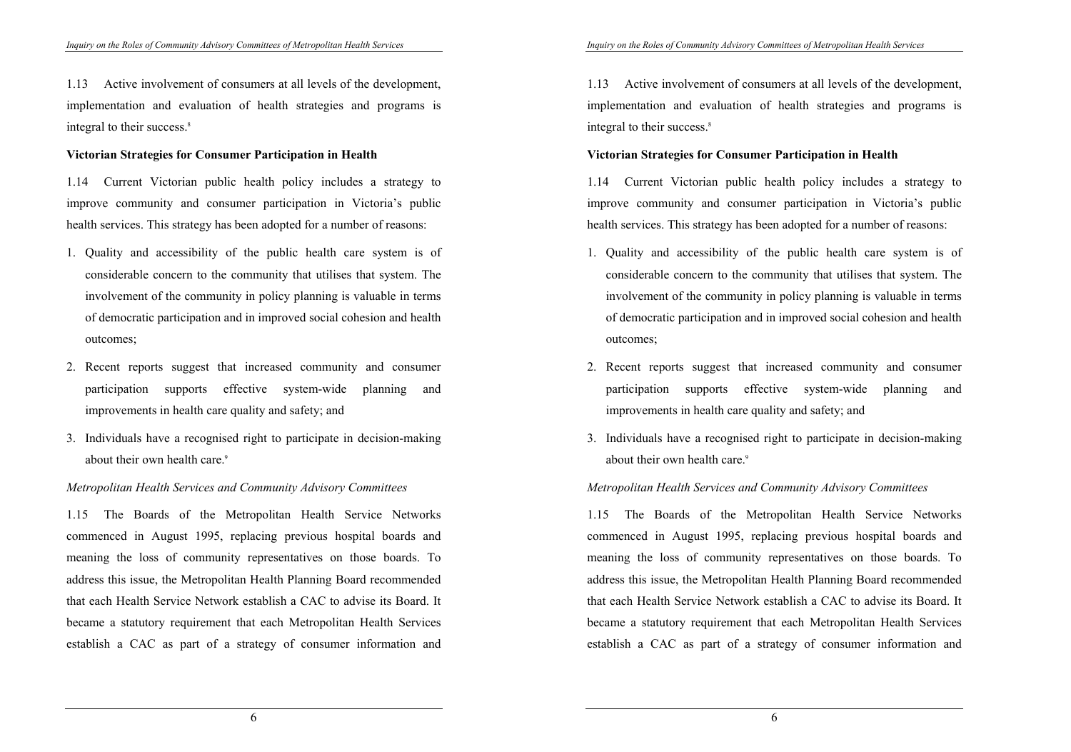1.13 Active involvement of consumers at all levels of the development, implementation and evaluation of health strategies and programs is integral to their success.[8]

**Victorian Strategies for Consumer Participation in Health**

1.14 Current Victorian public health policy includes a strategy to improve community and consumer participation in Victoria's public health services. This strategy has been adopted for a number of reasons:

1. Quality and accessibility of the public health care system is of considerable concern to the community that utilises that system. The involvement of the community in policy planning is valuable in terms of democratic participation and in improved social cohesion and health outcomes;
2. Recent reports suggest that increased community and consumer participation supports effective system-wide planning and improvements in health care quality and safety; and
3. Individuals have a recognised right to participate in decision-making about their own health care.[9]

*Metropolitan Health Services and Community Advisory Committees*

1.15 The Boards of the Metropolitan Health Service Networks commenced in August 1995, replacing previous hospital boards and meaning the loss of community representatives on those boards. To address this issue, the Metropolitan Health Planning Board recommended that each Health Service Network establish a CAC to advise its Board. It became a statutory requirement that each Metropolitan Health Services establish a CAC as part of a strategy of consumer information and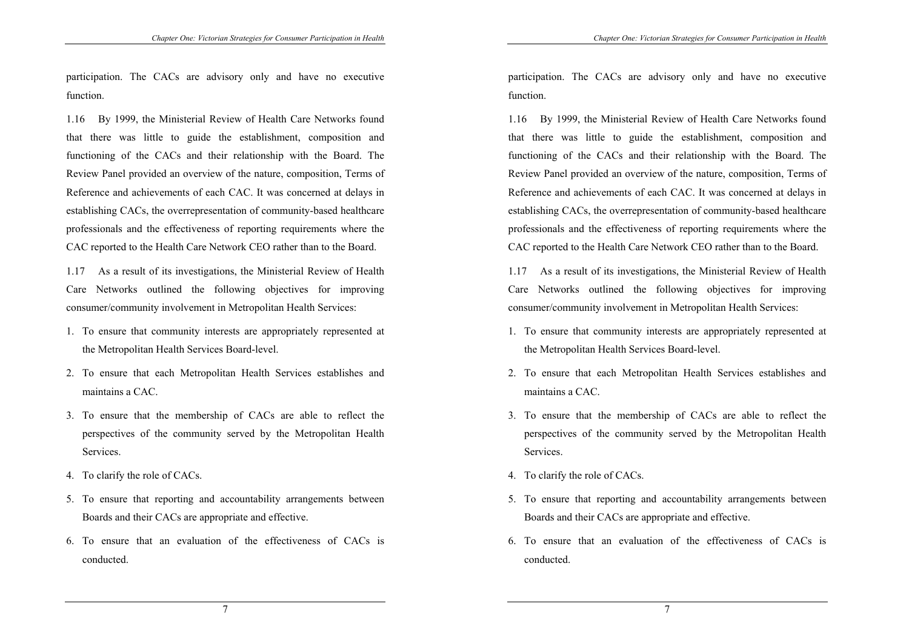participation. The CACs are advisory only and have no executive function.

1.16 By 1999, the Ministerial Review of Health Care Networks found that there was little to guide the establishment, composition and functioning of the CACs and their relationship with the Board. The Review Panel provided an overview of the nature, composition, Terms of Reference and achievements of each CAC. It was concerned at delays in establishing CACs, the overrepresentation of community-based healthcare professionals and the effectiveness of reporting requirements where the CAC reported to the Health Care Network CEO rather than to the Board.

1.17 As a result of its investigations, the Ministerial Review of Health Care Networks outlined the following objectives for improving consumer/community involvement in Metropolitan Health Services:

1. To ensure that community interests are appropriately represented at the Metropolitan Health Services Board-level.
2. To ensure that each Metropolitan Health Services establishes and maintains a CAC.
3. To ensure that the membership of CACs are able to reflect the perspectives of the community served by the Metropolitan Health Services.
4. To clarify the role of CACs.
5. To ensure that reporting and accountability arrangements between Boards and their CACs are appropriate and effective.
6. To ensure that an evaluation of the effectiveness of CACs is conducted.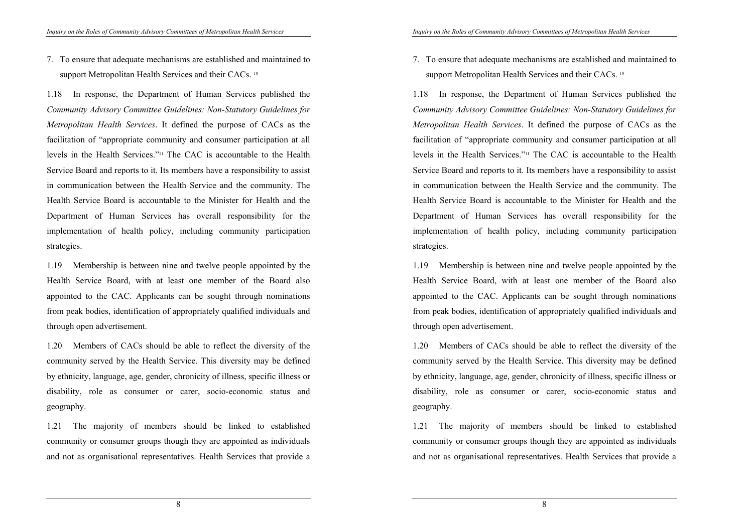7. To ensure that adequate mechanisms are established and maintained to support Metropolitan Health Services and their CACs. [10]

1.18 In response, the Department of Human Services published the *Community Advisory Committee Guidelines: Non-Statutory Guidelines for Metropolitan Health Services*. It defined the purpose of CACs as the facilitation of "appropriate community and consumer participation at all levels in the Health Services."[11] The CAC is accountable to the Health Service Board and reports to it. Its members have a responsibility to assist in communication between the Health Service and the community. The Health Service Board is accountable to the Minister for Health and the Department of Human Services has overall responsibility for the implementation of health policy, including community participation strategies.

1.19 Membership is between nine and twelve people appointed by the Health Service Board, with at least one member of the Board also appointed to the CAC. Applicants can be sought through nominations from peak bodies, identification of appropriately qualified individuals and through open advertisement.

1.20 Members of CACs should be able to reflect the diversity of the community served by the Health Service. This diversity may be defined by ethnicity, language, age, gender, chronicity of illness, specific illness or disability, role as consumer or carer, socio-economic status and geography.

1.21 The majority of members should be linked to established community or consumer groups though they are appointed as individuals and not as organisational representatives. Health Services that provide a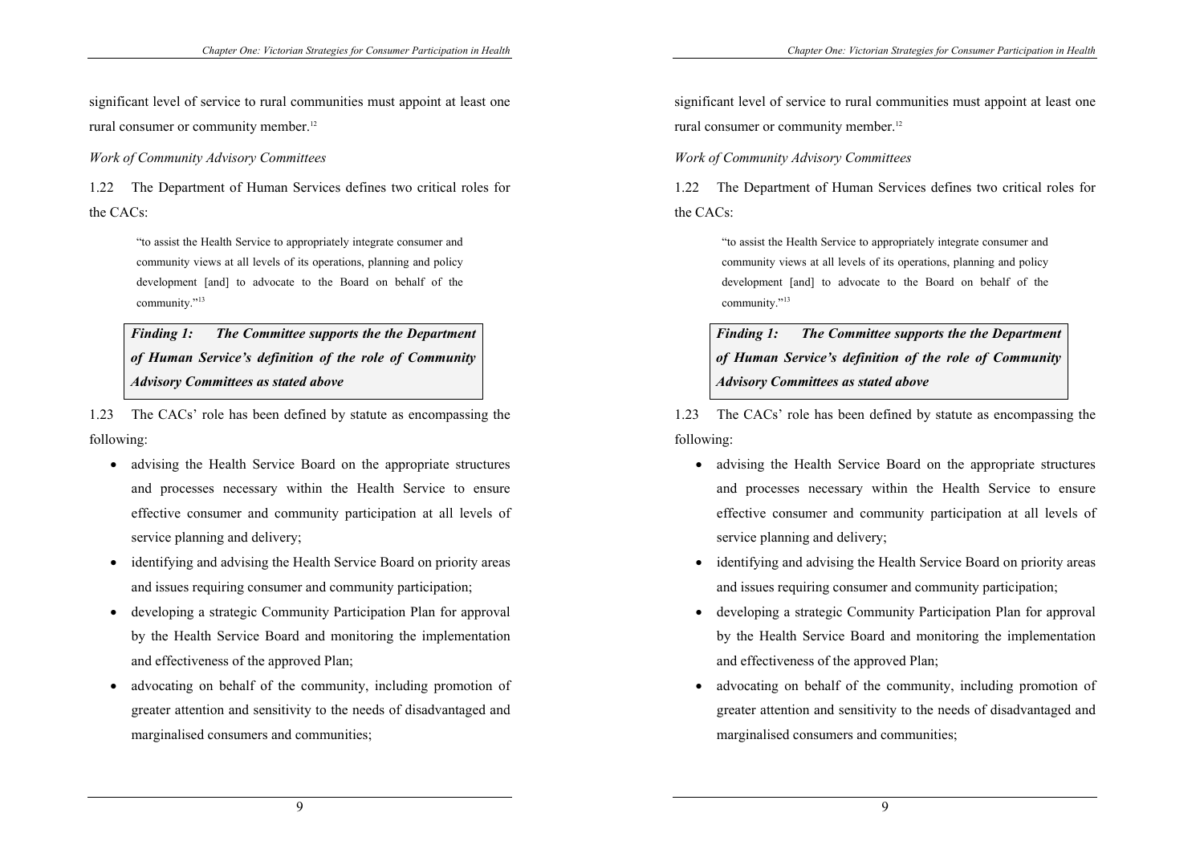significant level of service to rural communities must appoint at least one rural consumer or community member.[12]

*Work of Community Advisory Committees*

1.22 The Department of Human Services defines two critical roles for the CACs:

> "to assist the Health Service to appropriately integrate consumer and community views at all levels of its operations, planning and policy development [and] to advocate to the Board on behalf of the community."[13]

> ***Finding 1: The Committee supports the the Department of Human Service's definition of the role of Community Advisory Committees as stated above***

1.23 The CACs' role has been defined by statute as encompassing the following:

- advising the Health Service Board on the appropriate structures and processes necessary within the Health Service to ensure effective consumer and community participation at all levels of service planning and delivery;
- identifying and advising the Health Service Board on priority areas and issues requiring consumer and community participation;
- developing a strategic Community Participation Plan for approval by the Health Service Board and monitoring the implementation and effectiveness of the approved Plan;
- advocating on behalf of the community, including promotion of greater attention and sensitivity to the needs of disadvantaged and marginalised consumers and communities;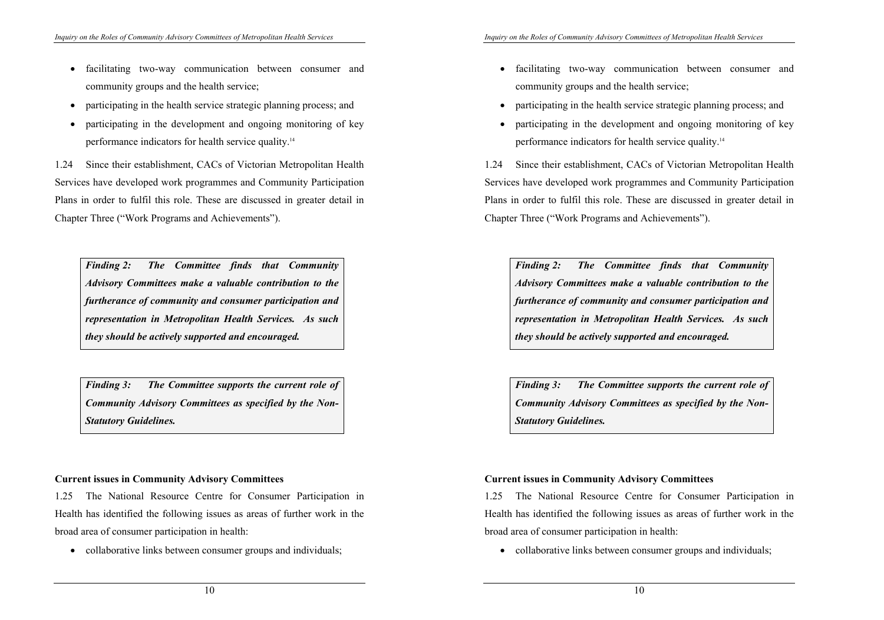- facilitating two-way communication between consumer and community groups and the health service;
- participating in the health service strategic planning process; and
- participating in the development and ongoing monitoring of key performance indicators for health service quality.[14]

1.24 Since their establishment, CACs of Victorian Metropolitan Health Services have developed work programmes and Community Participation Plans in order to fulfil this role. These are discussed in greater detail in Chapter Three ("Work Programs and Achievements").

> ***Finding 2: The Committee finds that Community Advisory Committees make a valuable contribution to the furtherance of community and consumer participation and representation in Metropolitan Health Services. As such they should be actively supported and encouraged.***

> ***Finding 3: The Committee supports the current role of Community Advisory Committees as specified by the Non-Statutory Guidelines.***

**Current issues in Community Advisory Committees**

1.25 The National Resource Centre for Consumer Participation in Health has identified the following issues as areas of further work in the broad area of consumer participation in health:

- collaborative links between consumer groups and individuals;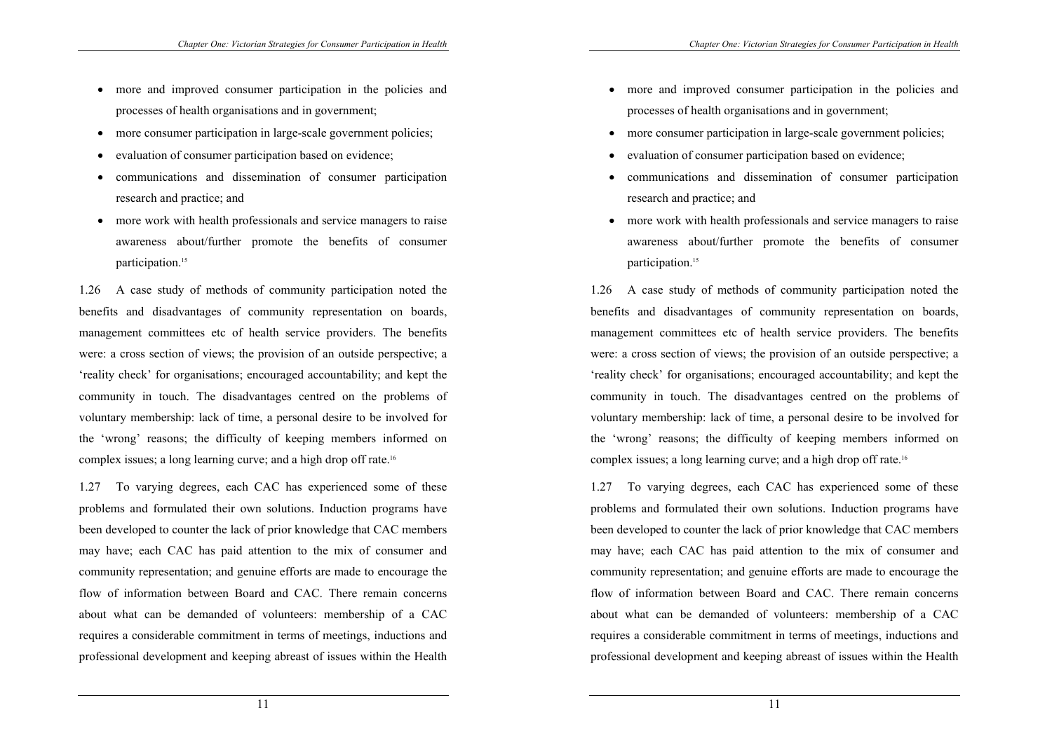- more and improved consumer participation in the policies and processes of health organisations and in government;
- more consumer participation in large-scale government policies;
- evaluation of consumer participation based on evidence;
- communications and dissemination of consumer participation research and practice; and
- more work with health professionals and service managers to raise awareness about/further promote the benefits of consumer participation.[15]

1.26 A case study of methods of community participation noted the benefits and disadvantages of community representation on boards, management committees etc of health service providers. The benefits were: a cross section of views; the provision of an outside perspective; a 'reality check' for organisations; encouraged accountability; and kept the community in touch. The disadvantages centred on the problems of voluntary membership: lack of time, a personal desire to be involved for the 'wrong' reasons; the difficulty of keeping members informed on complex issues; a long learning curve; and a high drop off rate.[16]

1.27 To varying degrees, each CAC has experienced some of these problems and formulated their own solutions. Induction programs have been developed to counter the lack of prior knowledge that CAC members may have; each CAC has paid attention to the mix of consumer and community representation; and genuine efforts are made to encourage the flow of information between Board and CAC. There remain concerns about what can be demanded of volunteers: membership of a CAC requires a considerable commitment in terms of meetings, inductions and professional development and keeping abreast of issues within the Health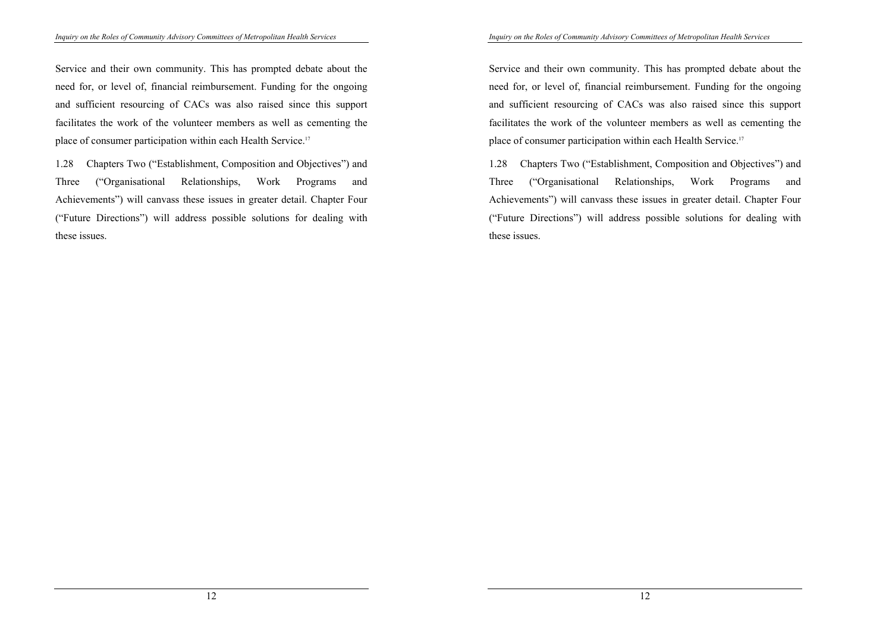Service and their own community. This has prompted debate about the need for, or level of, financial reimbursement. Funding for the ongoing and sufficient resourcing of CACs was also raised since this support facilitates the work of the volunteer members as well as cementing the place of consumer participation within each Health Service.[17]

1.28 Chapters Two ("Establishment, Composition and Objectives") and Three ("Organisational Relationships, Work Programs and Achievements") will canvass these issues in greater detail. Chapter Four ("Future Directions") will address possible solutions for dealing with these issues.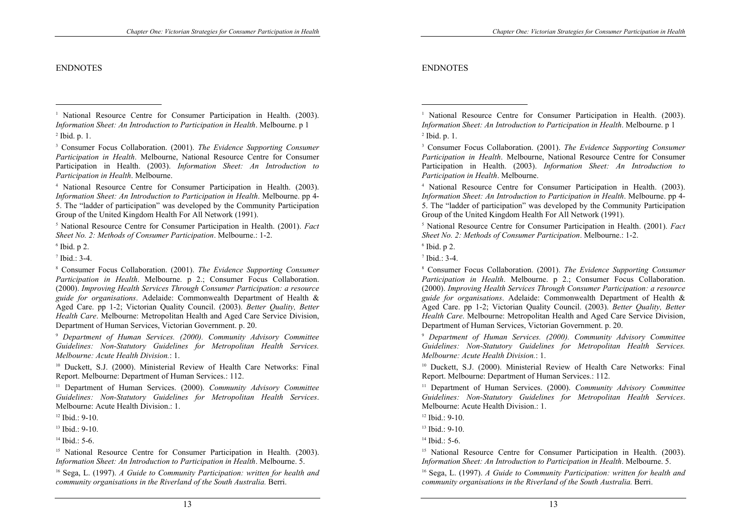## ENDNOTES

[1] National Resource Centre for Consumer Participation in Health. (2003). *Information Sheet: An Introduction to Participation in Health*. Melbourne. p 1

[2] Ibid. p. 1.

[3] Consumer Focus Collaboration. (2001). *The Evidence Supporting Consumer Participation in Health*. Melbourne, National Resource Centre for Consumer Participation in Health. (2003). *Information Sheet: An Introduction to Participation in Health*. Melbourne.

[4] National Resource Centre for Consumer Participation in Health. (2003). *Information Sheet: An Introduction to Participation in Health*. Melbourne. pp 4-5. The "ladder of participation" was developed by the Community Participation Group of the United Kingdom Health For All Network (1991).

[5] National Resource Centre for Consumer Participation in Health. (2001). *Fact Sheet No. 2: Methods of Consumer Participation*. Melbourne.: 1-2.

[6] Ibid. p 2.

[7] Ibid.: 3-4.

[8] Consumer Focus Collaboration. (2001). *The Evidence Supporting Consumer Participation in Health*. Melbourne. p 2.; Consumer Focus Collaboration. (2000). *Improving Health Services Through Consumer Participation: a resource guide for organisations*. Adelaide: Commonwealth Department of Health & Aged Care. pp 1-2; Victorian Quality Council. (2003). *Better Quality, Better Health Care*. Melbourne: Metropolitan Health and Aged Care Service Division, Department of Human Services, Victorian Government. p. 20.

[9] *Department of Human Services. (2000). Community Advisory Committee Guidelines: Non-Statutory Guidelines for Metropolitan Health Services. Melbourne: Acute Health Division.*: 1.

[10] Duckett, S.J. (2000). Ministerial Review of Health Care Networks: Final Report. Melbourne: Department of Human Services.: 112.

[11] Department of Human Services. (2000). *Community Advisory Committee Guidelines: Non-Statutory Guidelines for Metropolitan Health Services*. Melbourne: Acute Health Division.: 1.

[12] Ibid.: 9-10.

[13] Ibid.: 9-10.

[14] Ibid.: 5-6.

[15] National Resource Centre for Consumer Participation in Health. (2003). *Information Sheet: An Introduction to Participation in Health*. Melbourne. 5.

[16] Sega, L. (1997). *A Guide to Community Participation: written for health and community organisations in the Riverland of the South Australia.* Berri.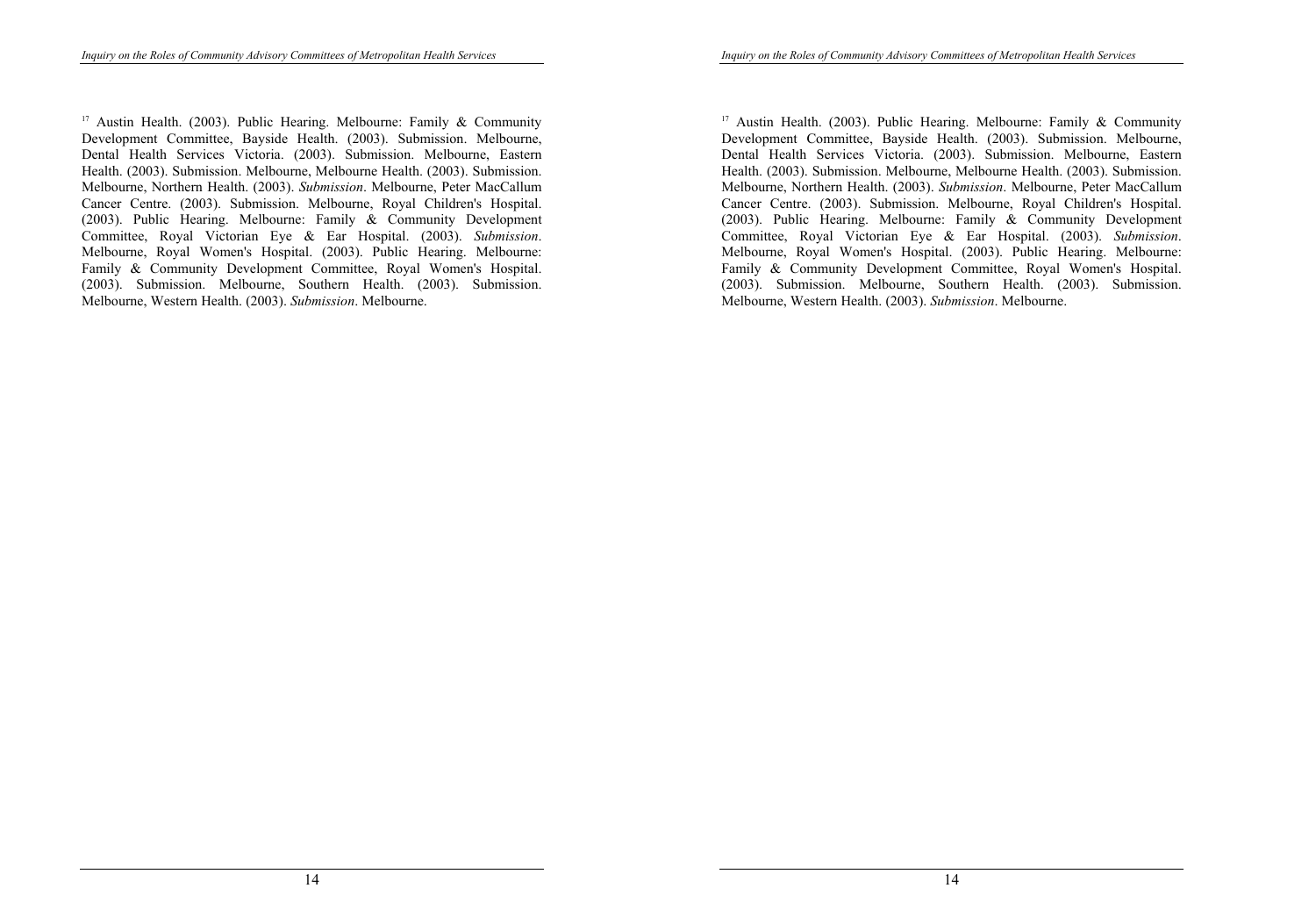[17] Austin Health. (2003). Public Hearing. Melbourne: Family & Community Development Committee, Bayside Health. (2003). Submission. Melbourne, Dental Health Services Victoria. (2003). Submission. Melbourne, Eastern Health. (2003). Submission. Melbourne, Melbourne Health. (2003). Submission. Melbourne, Northern Health. (2003). *Submission*. Melbourne, Peter MacCallum Cancer Centre. (2003). Submission. Melbourne, Royal Children's Hospital. (2003). Public Hearing. Melbourne: Family & Community Development Committee, Royal Victorian Eye & Ear Hospital. (2003). *Submission*. Melbourne, Royal Women's Hospital. (2003). Public Hearing. Melbourne: Family & Community Development Committee, Royal Women's Hospital. (2003). Submission. Melbourne, Southern Health. (2003). Submission. Melbourne, Western Health. (2003). *Submission*. Melbourne.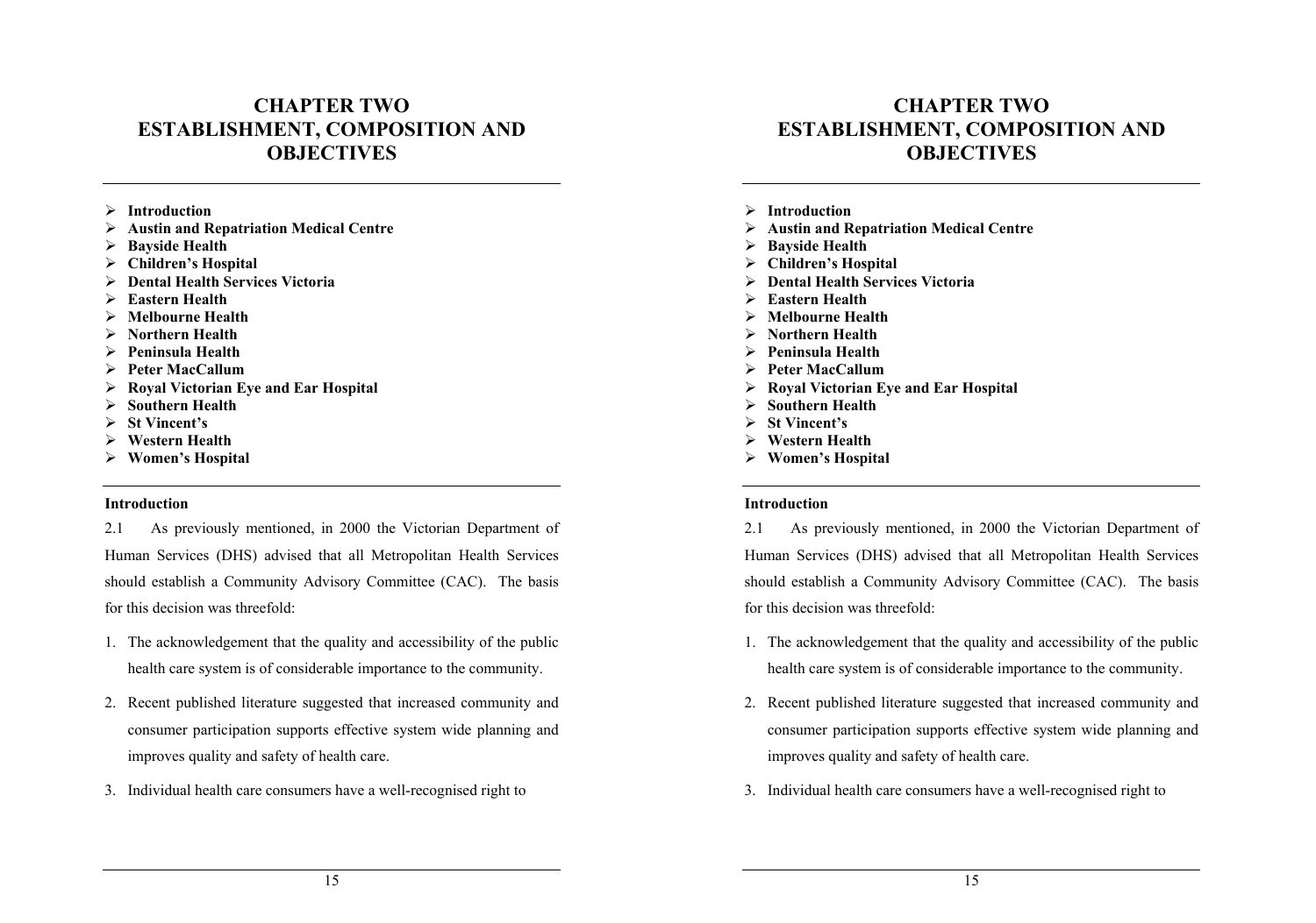# CHAPTER TWO
# ESTABLISHMENT, COMPOSITION AND OBJECTIVES

- **Introduction**
- **Austin and Repatriation Medical Centre**
- **Bayside Health**
- **Children's Hospital**
- **Dental Health Services Victoria**
- **Eastern Health**
- **Melbourne Health**
- **Northern Health**
- **Peninsula Health**
- **Peter MacCallum**
- **Royal Victorian Eye and Ear Hospital**
- **Southern Health**
- **St Vincent's**
- **Western Health**
- **Women's Hospital**

**Introduction**

2.1 As previously mentioned, in 2000 the Victorian Department of Human Services (DHS) advised that all Metropolitan Health Services should establish a Community Advisory Committee (CAC). The basis for this decision was threefold:

1. The acknowledgement that the quality and accessibility of the public health care system is of considerable importance to the community.
2. Recent published literature suggested that increased community and consumer participation supports effective system wide planning and improves quality and safety of health care.
3. Individual health care consumers have a well-recognised right to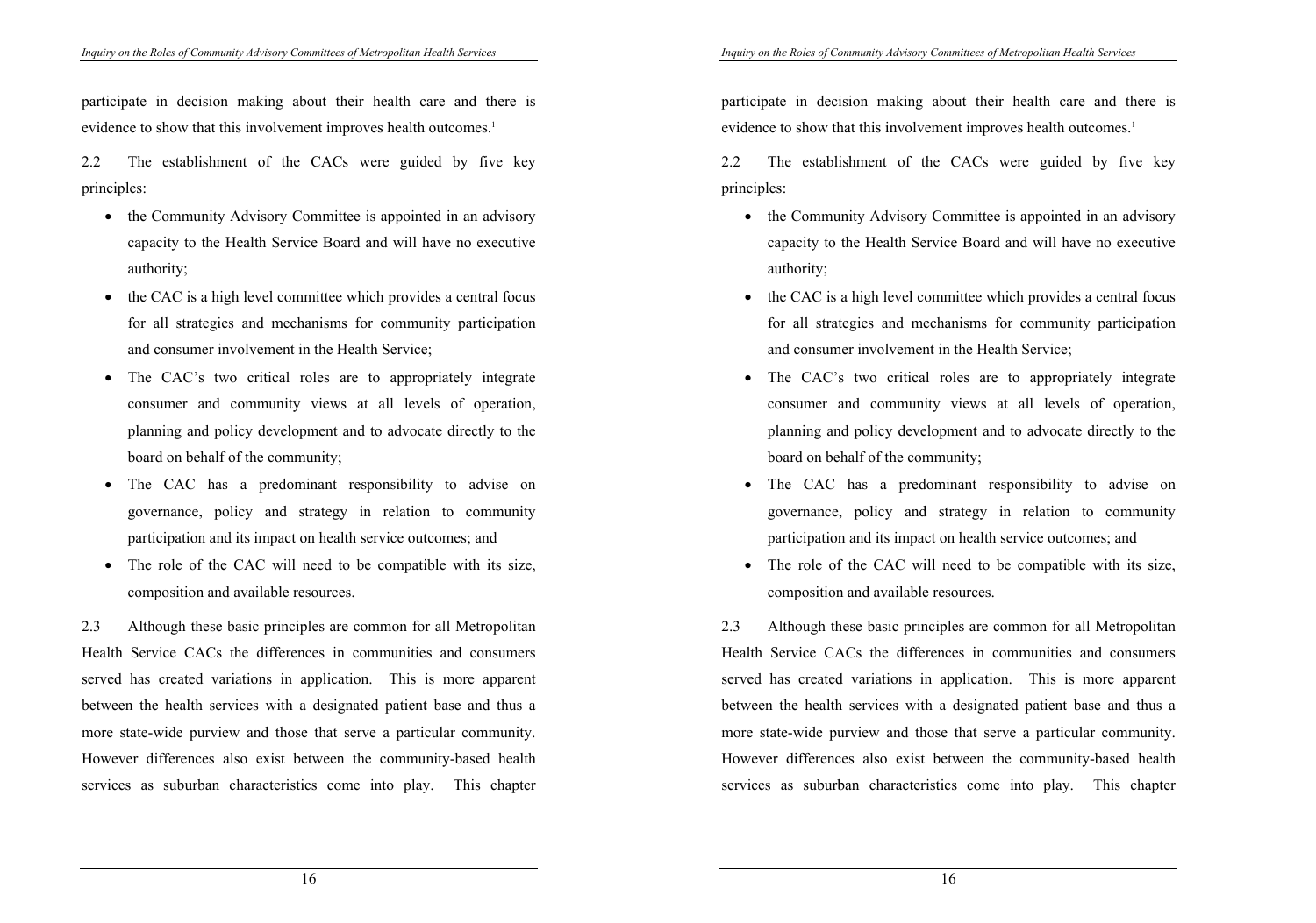participate in decision making about their health care and there is evidence to show that this involvement improves health outcomes.[1]

2.2 The establishment of the CACs were guided by five key principles:

- the Community Advisory Committee is appointed in an advisory capacity to the Health Service Board and will have no executive authority;
- the CAC is a high level committee which provides a central focus for all strategies and mechanisms for community participation and consumer involvement in the Health Service;
- The CAC's two critical roles are to appropriately integrate consumer and community views at all levels of operation, planning and policy development and to advocate directly to the board on behalf of the community;
- The CAC has a predominant responsibility to advise on governance, policy and strategy in relation to community participation and its impact on health service outcomes; and
- The role of the CAC will need to be compatible with its size, composition and available resources.

2.3 Although these basic principles are common for all Metropolitan Health Service CACs the differences in communities and consumers served has created variations in application. This is more apparent between the health services with a designated patient base and thus a more state-wide purview and those that serve a particular community. However differences also exist between the community-based health services as suburban characteristics come into play. This chapter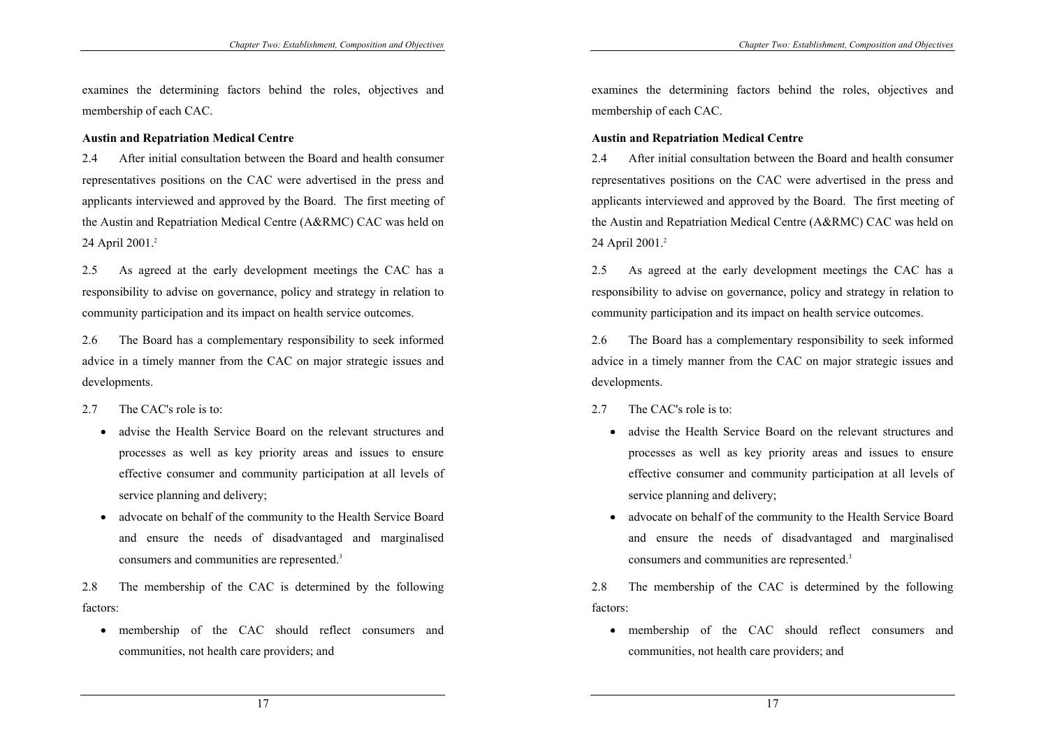examines the determining factors behind the roles, objectives and membership of each CAC.

**Austin and Repatriation Medical Centre**

2.4 After initial consultation between the Board and health consumer representatives positions on the CAC were advertised in the press and applicants interviewed and approved by the Board. The first meeting of the Austin and Repatriation Medical Centre (A&RMC) CAC was held on 24 April 2001.[2]

2.5 As agreed at the early development meetings the CAC has a responsibility to advise on governance, policy and strategy in relation to community participation and its impact on health service outcomes.

2.6 The Board has a complementary responsibility to seek informed advice in a timely manner from the CAC on major strategic issues and developments.

2.7 The CAC's role is to:

- advise the Health Service Board on the relevant structures and processes as well as key priority areas and issues to ensure effective consumer and community participation at all levels of service planning and delivery;
- advocate on behalf of the community to the Health Service Board and ensure the needs of disadvantaged and marginalised consumers and communities are represented.[3]

2.8 The membership of the CAC is determined by the following factors:

- membership of the CAC should reflect consumers and communities, not health care providers; and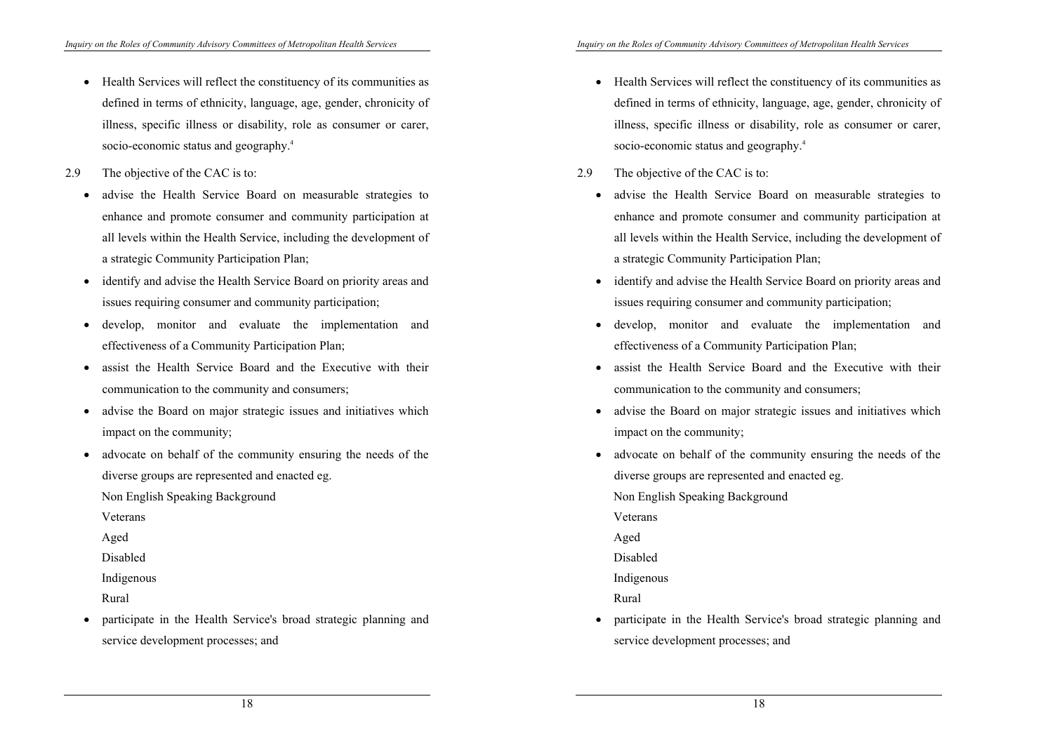- Health Services will reflect the constituency of its communities as defined in terms of ethnicity, language, age, gender, chronicity of illness, specific illness or disability, role as consumer or carer, socio-economic status and geography.[4]

2.9 The objective of the CAC is to:

- advise the Health Service Board on measurable strategies to enhance and promote consumer and community participation at all levels within the Health Service, including the development of a strategic Community Participation Plan;
- identify and advise the Health Service Board on priority areas and issues requiring consumer and community participation;
- develop, monitor and evaluate the implementation and effectiveness of a Community Participation Plan;
- assist the Health Service Board and the Executive with their communication to the community and consumers;
- advise the Board on major strategic issues and initiatives which impact on the community;
- advocate on behalf of the community ensuring the needs of the diverse groups are represented and enacted eg.

  Non English Speaking Background

  Veterans

  Aged

  Disabled

  Indigenous

  Rural
- participate in the Health Service's broad strategic planning and service development processes; and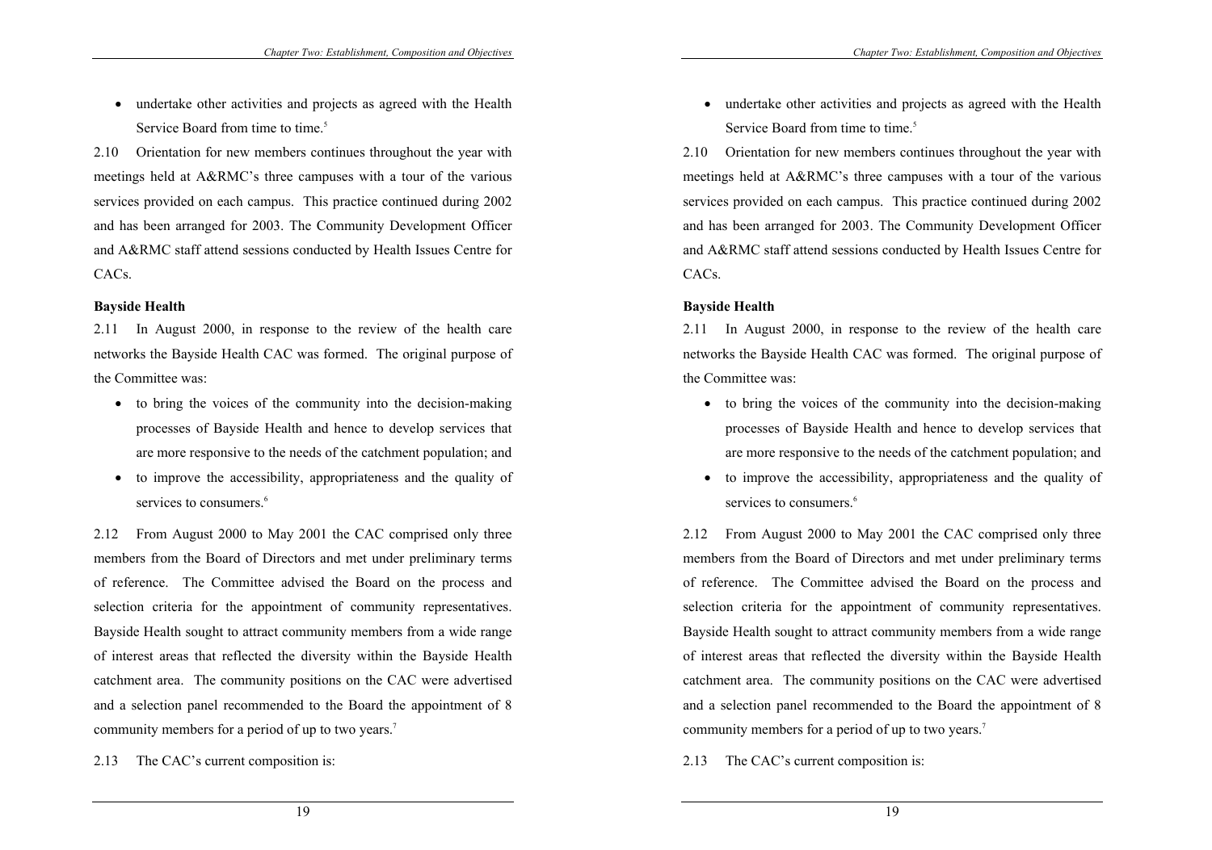- undertake other activities and projects as agreed with the Health Service Board from time to time.[5]

2.10 Orientation for new members continues throughout the year with meetings held at A&RMC's three campuses with a tour of the various services provided on each campus. This practice continued during 2002 and has been arranged for 2003. The Community Development Officer and A&RMC staff attend sessions conducted by Health Issues Centre for CACs.

**Bayside Health**

2.11 In August 2000, in response to the review of the health care networks the Bayside Health CAC was formed. The original purpose of the Committee was:

- to bring the voices of the community into the decision-making processes of Bayside Health and hence to develop services that are more responsive to the needs of the catchment population; and
- to improve the accessibility, appropriateness and the quality of services to consumers.[6]

2.12 From August 2000 to May 2001 the CAC comprised only three members from the Board of Directors and met under preliminary terms of reference. The Committee advised the Board on the process and selection criteria for the appointment of community representatives. Bayside Health sought to attract community members from a wide range of interest areas that reflected the diversity within the Bayside Health catchment area. The community positions on the CAC were advertised and a selection panel recommended to the Board the appointment of 8 community members for a period of up to two years.[7]

2.13 The CAC's current composition is: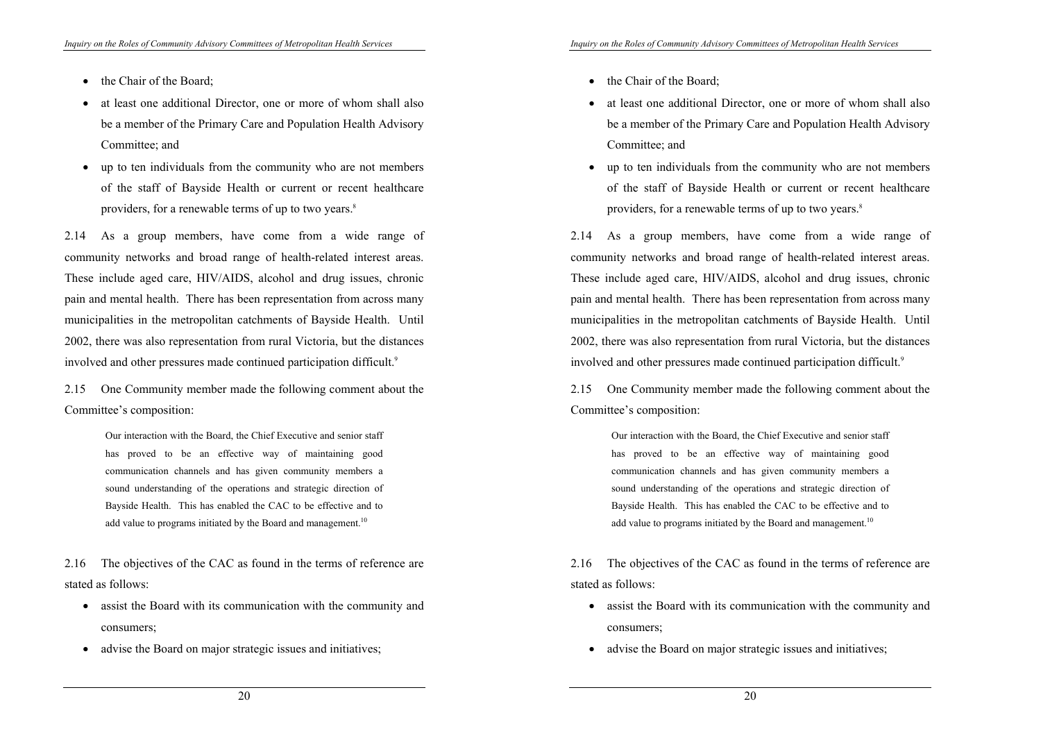- the Chair of the Board;
- at least one additional Director, one or more of whom shall also be a member of the Primary Care and Population Health Advisory Committee; and
- up to ten individuals from the community who are not members of the staff of Bayside Health or current or recent healthcare providers, for a renewable terms of up to two years.[8]

2.14 As a group members, have come from a wide range of community networks and broad range of health-related interest areas. These include aged care, HIV/AIDS, alcohol and drug issues, chronic pain and mental health. There has been representation from across many municipalities in the metropolitan catchments of Bayside Health. Until 2002, there was also representation from rural Victoria, but the distances involved and other pressures made continued participation difficult.[9]

2.15 One Community member made the following comment about the Committee's composition:

> Our interaction with the Board, the Chief Executive and senior staff has proved to be an effective way of maintaining good communication channels and has given community members a sound understanding of the operations and strategic direction of Bayside Health. This has enabled the CAC to be effective and to add value to programs initiated by the Board and management.[10]

2.16 The objectives of the CAC as found in the terms of reference are stated as follows:

- assist the Board with its communication with the community and consumers;
- advise the Board on major strategic issues and initiatives;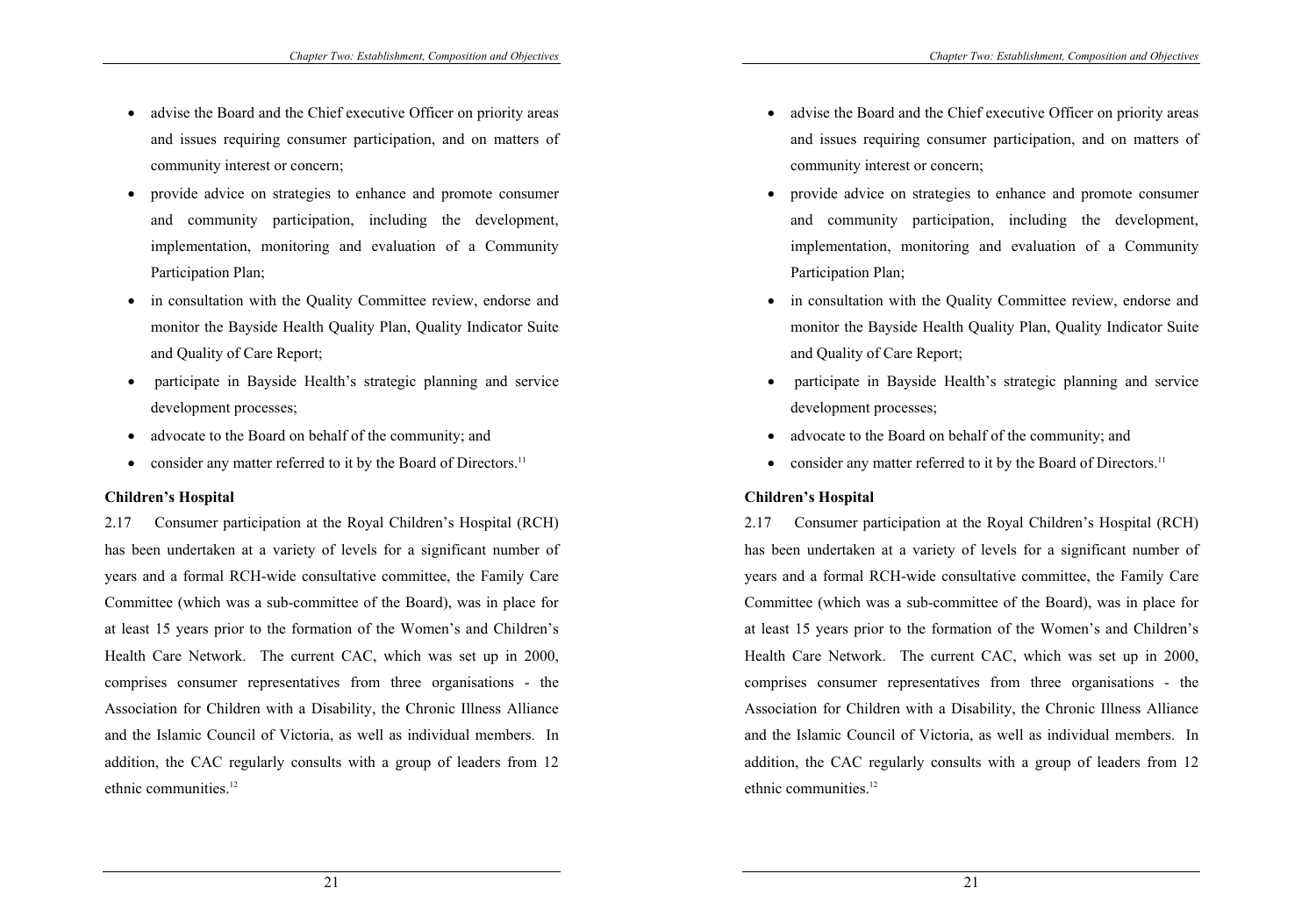- advise the Board and the Chief executive Officer on priority areas and issues requiring consumer participation, and on matters of community interest or concern;
- provide advice on strategies to enhance and promote consumer and community participation, including the development, implementation, monitoring and evaluation of a Community Participation Plan;
- in consultation with the Quality Committee review, endorse and monitor the Bayside Health Quality Plan, Quality Indicator Suite and Quality of Care Report;
- participate in Bayside Health's strategic planning and service development processes;
- advocate to the Board on behalf of the community; and
- consider any matter referred to it by the Board of Directors.[11]

**Children's Hospital**

2.17 Consumer participation at the Royal Children's Hospital (RCH) has been undertaken at a variety of levels for a significant number of years and a formal RCH-wide consultative committee, the Family Care Committee (which was a sub-committee of the Board), was in place for at least 15 years prior to the formation of the Women's and Children's Health Care Network. The current CAC, which was set up in 2000, comprises consumer representatives from three organisations - the Association for Children with a Disability, the Chronic Illness Alliance and the Islamic Council of Victoria, as well as individual members. In addition, the CAC regularly consults with a group of leaders from 12 ethnic communities.[12]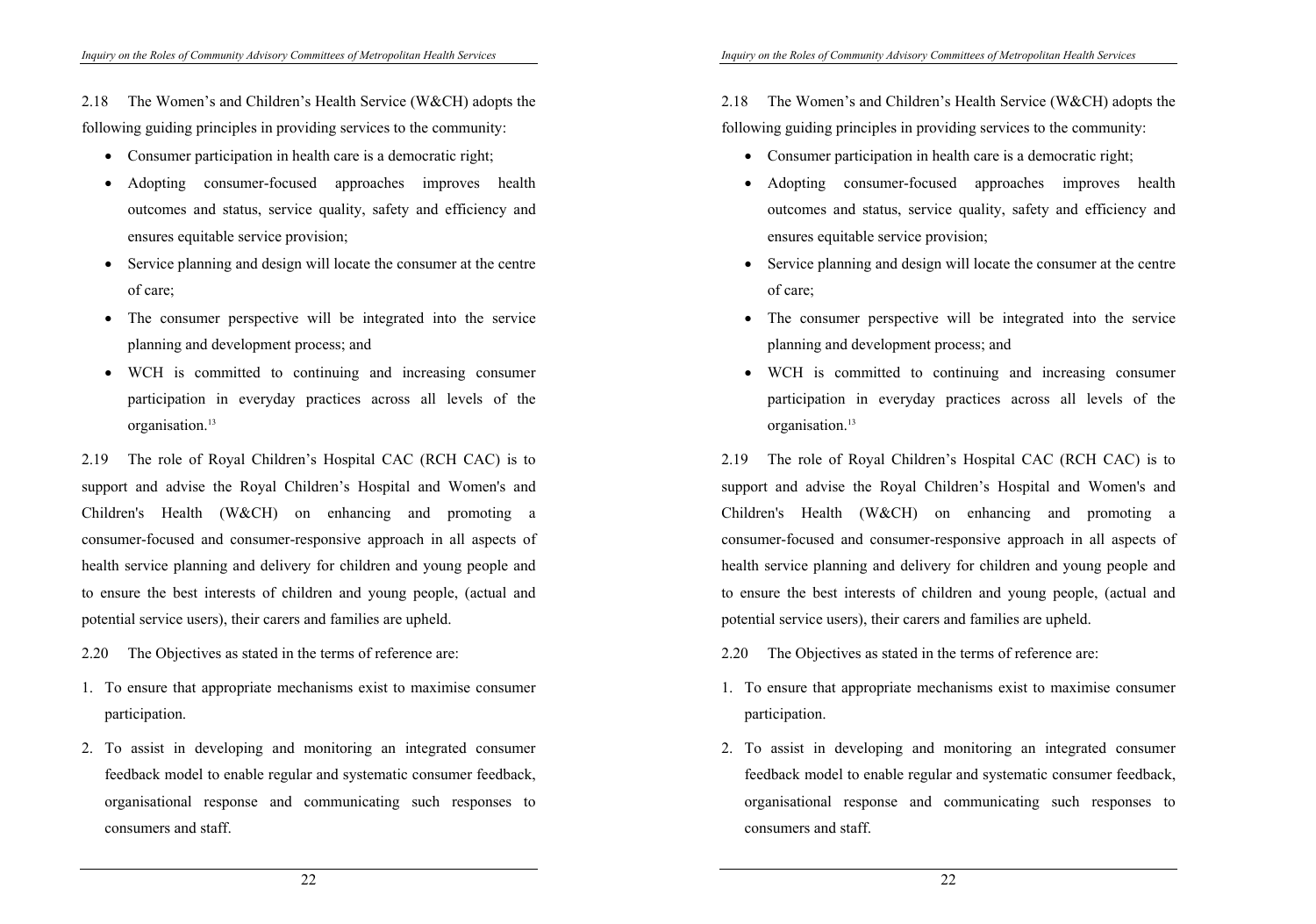2.18 The Women's and Children's Health Service (W&CH) adopts the following guiding principles in providing services to the community:

- Consumer participation in health care is a democratic right;
- Adopting consumer-focused approaches improves health outcomes and status, service quality, safety and efficiency and ensures equitable service provision;
- Service planning and design will locate the consumer at the centre of care;
- The consumer perspective will be integrated into the service planning and development process; and
- WCH is committed to continuing and increasing consumer participation in everyday practices across all levels of the organisation.[13]

2.19 The role of Royal Children's Hospital CAC (RCH CAC) is to support and advise the Royal Children's Hospital and Women's and Children's Health (W&CH) on enhancing and promoting a consumer-focused and consumer-responsive approach in all aspects of health service planning and delivery for children and young people and to ensure the best interests of children and young people, (actual and potential service users), their carers and families are upheld.

2.20 The Objectives as stated in the terms of reference are:

1. To ensure that appropriate mechanisms exist to maximise consumer participation.
2. To assist in developing and monitoring an integrated consumer feedback model to enable regular and systematic consumer feedback, organisational response and communicating such responses to consumers and staff.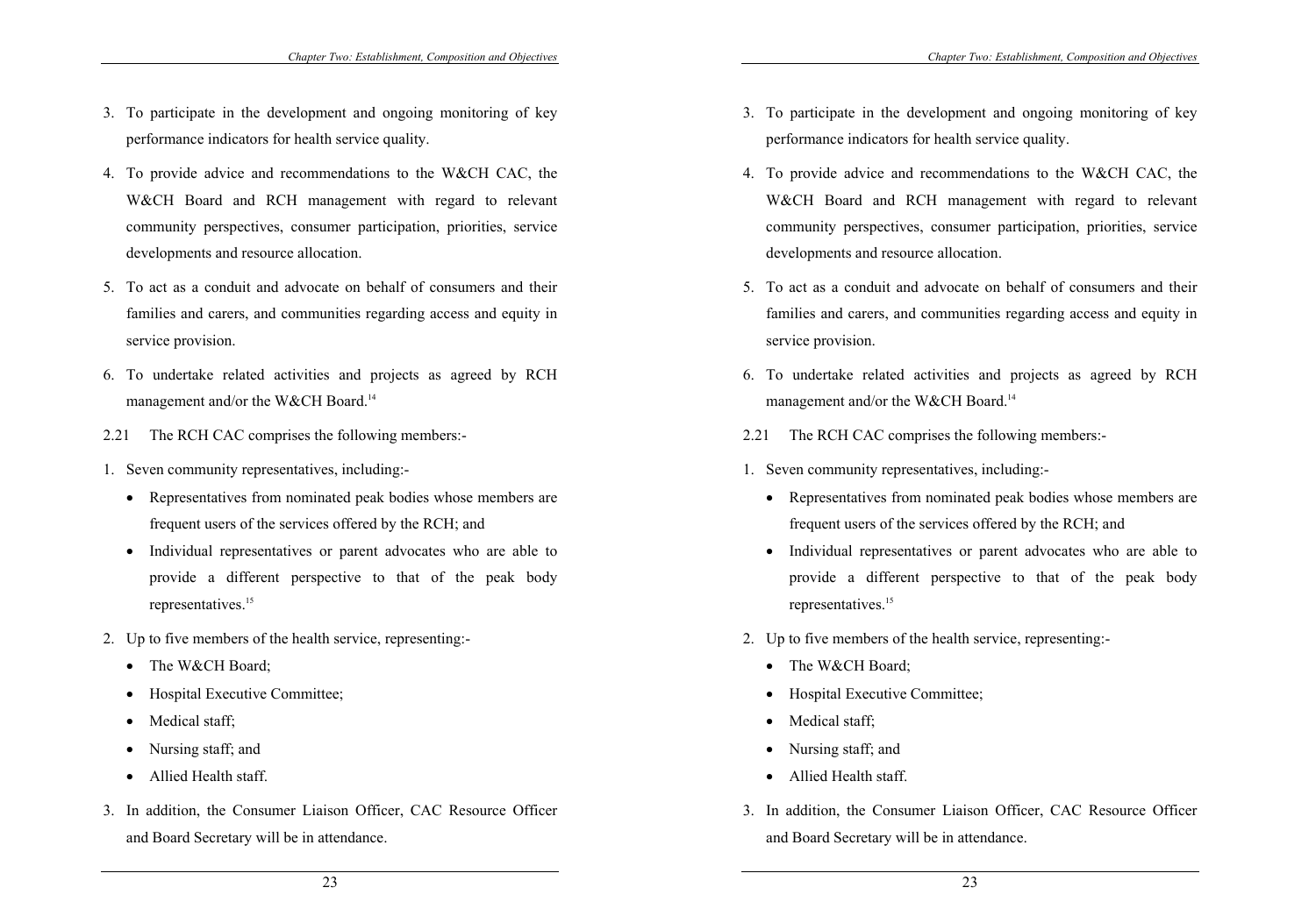3. To participate in the development and ongoing monitoring of key performance indicators for health service quality.
4. To provide advice and recommendations to the W&CH CAC, the W&CH Board and RCH management with regard to relevant community perspectives, consumer participation, priorities, service developments and resource allocation.
5. To act as a conduit and advocate on behalf of consumers and their families and carers, and communities regarding access and equity in service provision.
6. To undertake related activities and projects as agreed by RCH management and/or the W&CH Board.[14]

2.21 The RCH CAC comprises the following members:-

1. Seven community representatives, including:-
   - Representatives from nominated peak bodies whose members are frequent users of the services offered by the RCH; and
   - Individual representatives or parent advocates who are able to provide a different perspective to that of the peak body representatives.[15]
2. Up to five members of the health service, representing:-
   - The W&CH Board;
   - Hospital Executive Committee;
   - Medical staff;
   - Nursing staff; and
   - Allied Health staff.
3. In addition, the Consumer Liaison Officer, CAC Resource Officer and Board Secretary will be in attendance.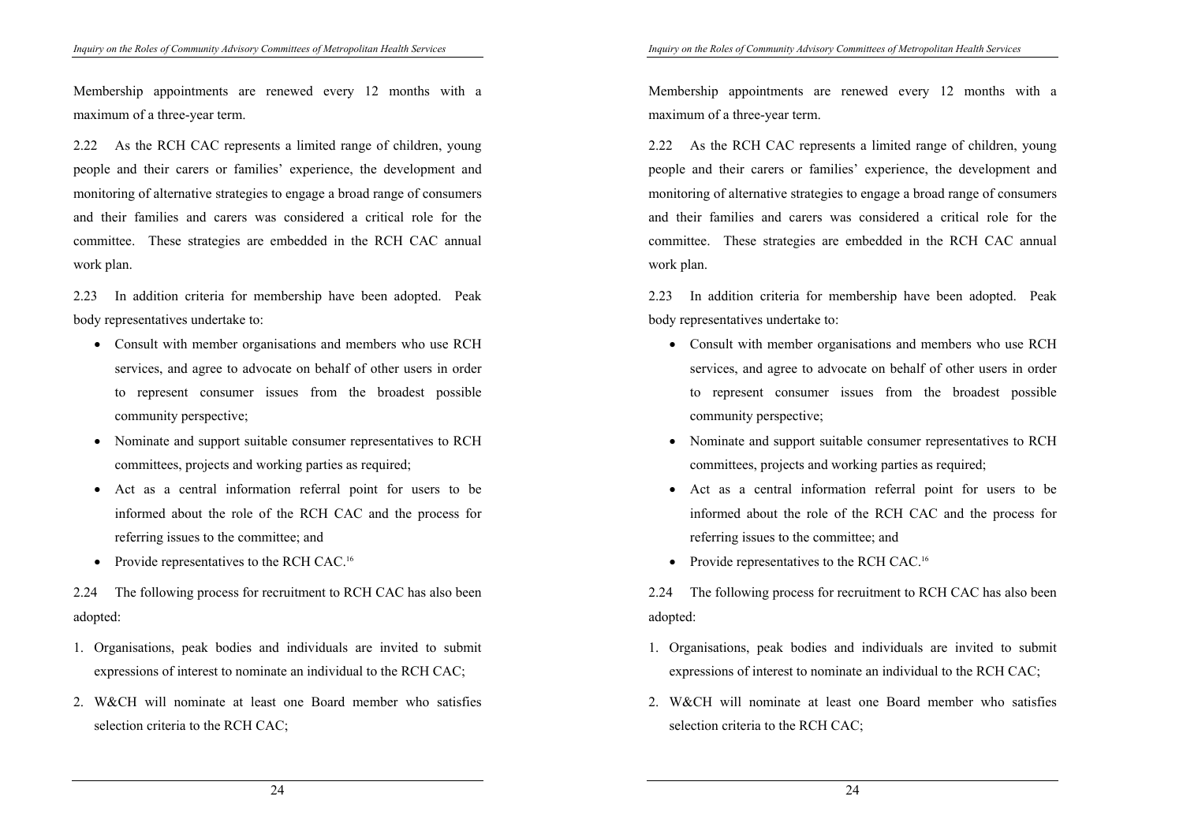Membership appointments are renewed every 12 months with a maximum of a three-year term.

2.22 As the RCH CAC represents a limited range of children, young people and their carers or families' experience, the development and monitoring of alternative strategies to engage a broad range of consumers and their families and carers was considered a critical role for the committee. These strategies are embedded in the RCH CAC annual work plan.

2.23 In addition criteria for membership have been adopted. Peak body representatives undertake to:

- Consult with member organisations and members who use RCH services, and agree to advocate on behalf of other users in order to represent consumer issues from the broadest possible community perspective;
- Nominate and support suitable consumer representatives to RCH committees, projects and working parties as required;
- Act as a central information referral point for users to be informed about the role of the RCH CAC and the process for referring issues to the committee; and
- Provide representatives to the RCH CAC.[16]

2.24 The following process for recruitment to RCH CAC has also been adopted:

1. Organisations, peak bodies and individuals are invited to submit expressions of interest to nominate an individual to the RCH CAC;
2. W&CH will nominate at least one Board member who satisfies selection criteria to the RCH CAC;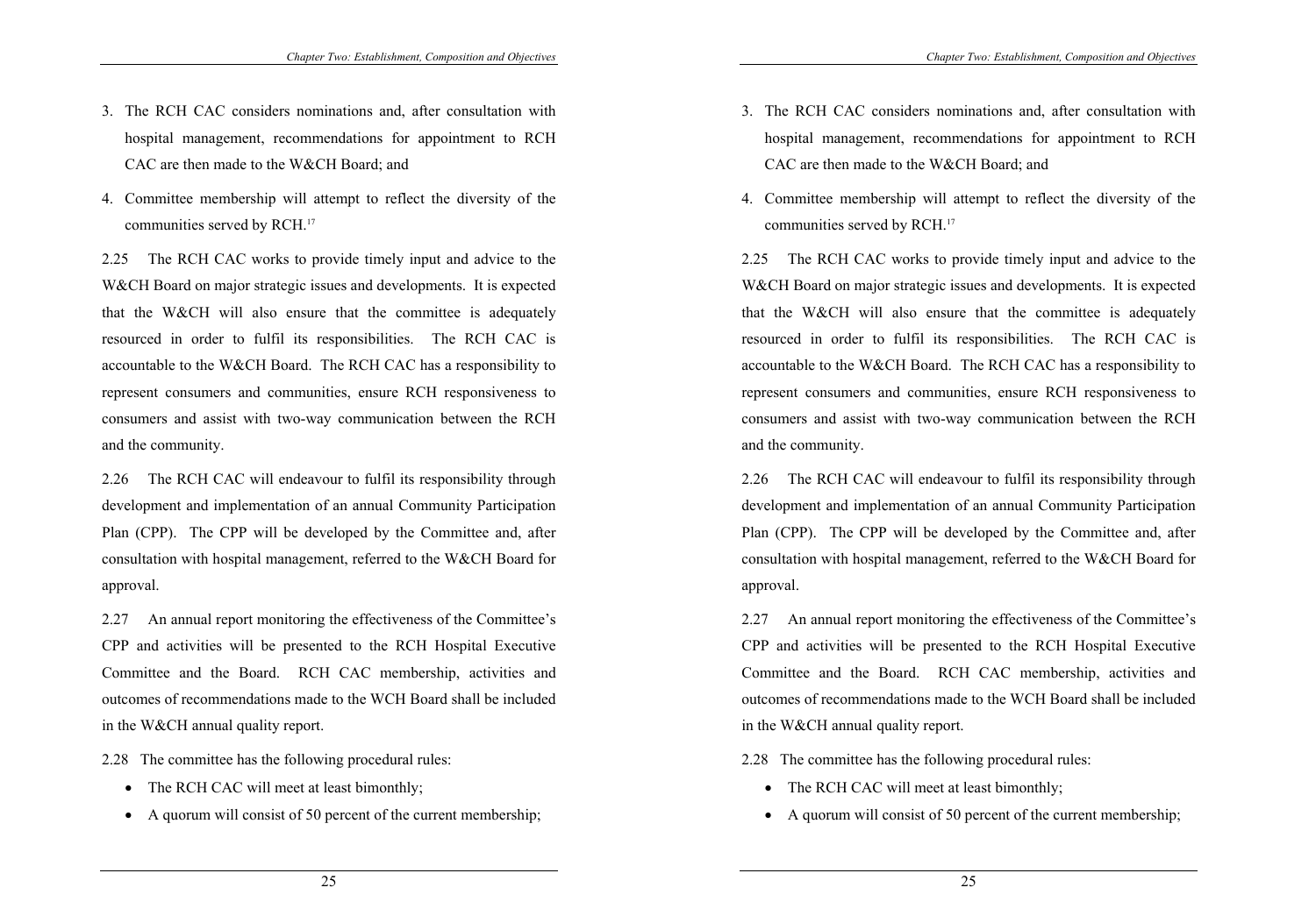3. The RCH CAC considers nominations and, after consultation with hospital management, recommendations for appointment to RCH CAC are then made to the W&CH Board; and
4. Committee membership will attempt to reflect the diversity of the communities served by RCH.[17]

2.25 The RCH CAC works to provide timely input and advice to the W&CH Board on major strategic issues and developments. It is expected that the W&CH will also ensure that the committee is adequately resourced in order to fulfil its responsibilities. The RCH CAC is accountable to the W&CH Board. The RCH CAC has a responsibility to represent consumers and communities, ensure RCH responsiveness to consumers and assist with two-way communication between the RCH and the community.

2.26 The RCH CAC will endeavour to fulfil its responsibility through development and implementation of an annual Community Participation Plan (CPP). The CPP will be developed by the Committee and, after consultation with hospital management, referred to the W&CH Board for approval.

2.27 An annual report monitoring the effectiveness of the Committee's CPP and activities will be presented to the RCH Hospital Executive Committee and the Board. RCH CAC membership, activities and outcomes of recommendations made to the WCH Board shall be included in the W&CH annual quality report.

2.28 The committee has the following procedural rules:

- The RCH CAC will meet at least bimonthly;
- A quorum will consist of 50 percent of the current membership;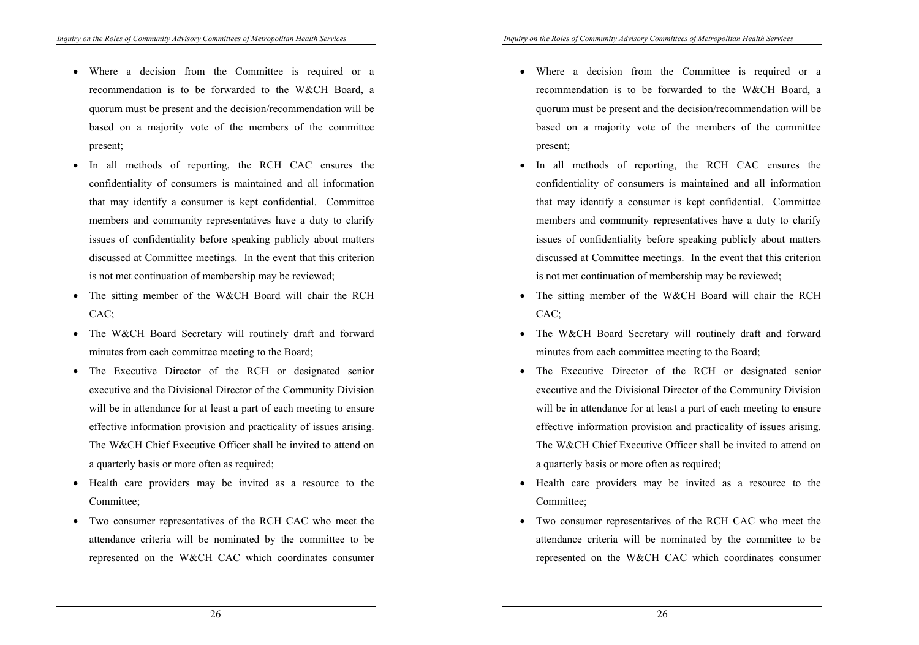- Where a decision from the Committee is required or a recommendation is to be forwarded to the W&CH Board, a quorum must be present and the decision/recommendation will be based on a majority vote of the members of the committee present;
- In all methods of reporting, the RCH CAC ensures the confidentiality of consumers is maintained and all information that may identify a consumer is kept confidential. Committee members and community representatives have a duty to clarify issues of confidentiality before speaking publicly about matters discussed at Committee meetings. In the event that this criterion is not met continuation of membership may be reviewed;
- The sitting member of the W&CH Board will chair the RCH CAC;
- The W&CH Board Secretary will routinely draft and forward minutes from each committee meeting to the Board;
- The Executive Director of the RCH or designated senior executive and the Divisional Director of the Community Division will be in attendance for at least a part of each meeting to ensure effective information provision and practicality of issues arising. The W&CH Chief Executive Officer shall be invited to attend on a quarterly basis or more often as required;
- Health care providers may be invited as a resource to the Committee;
- Two consumer representatives of the RCH CAC who meet the attendance criteria will be nominated by the committee to be represented on the W&CH CAC which coordinates consumer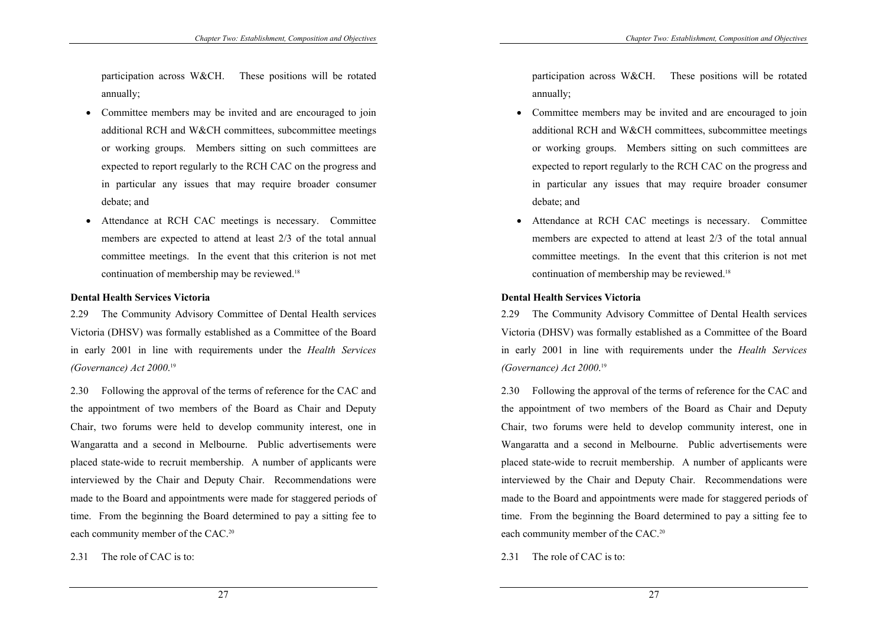participation across W&CH. These positions will be rotated annually;

- Committee members may be invited and are encouraged to join additional RCH and W&CH committees, subcommittee meetings or working groups. Members sitting on such committees are expected to report regularly to the RCH CAC on the progress and in particular any issues that may require broader consumer debate; and
- Attendance at RCH CAC meetings is necessary. Committee members are expected to attend at least 2/3 of the total annual committee meetings. In the event that this criterion is not met continuation of membership may be reviewed.[18]

**Dental Health Services Victoria**

2.29 The Community Advisory Committee of Dental Health services Victoria (DHSV) was formally established as a Committee of the Board in early 2001 in line with requirements under the *Health Services (Governance) Act 2000*.[19]

2.30 Following the approval of the terms of reference for the CAC and the appointment of two members of the Board as Chair and Deputy Chair, two forums were held to develop community interest, one in Wangaratta and a second in Melbourne. Public advertisements were placed state-wide to recruit membership. A number of applicants were interviewed by the Chair and Deputy Chair. Recommendations were made to the Board and appointments were made for staggered periods of time. From the beginning the Board determined to pay a sitting fee to each community member of the CAC.[20]

2.31 The role of CAC is to: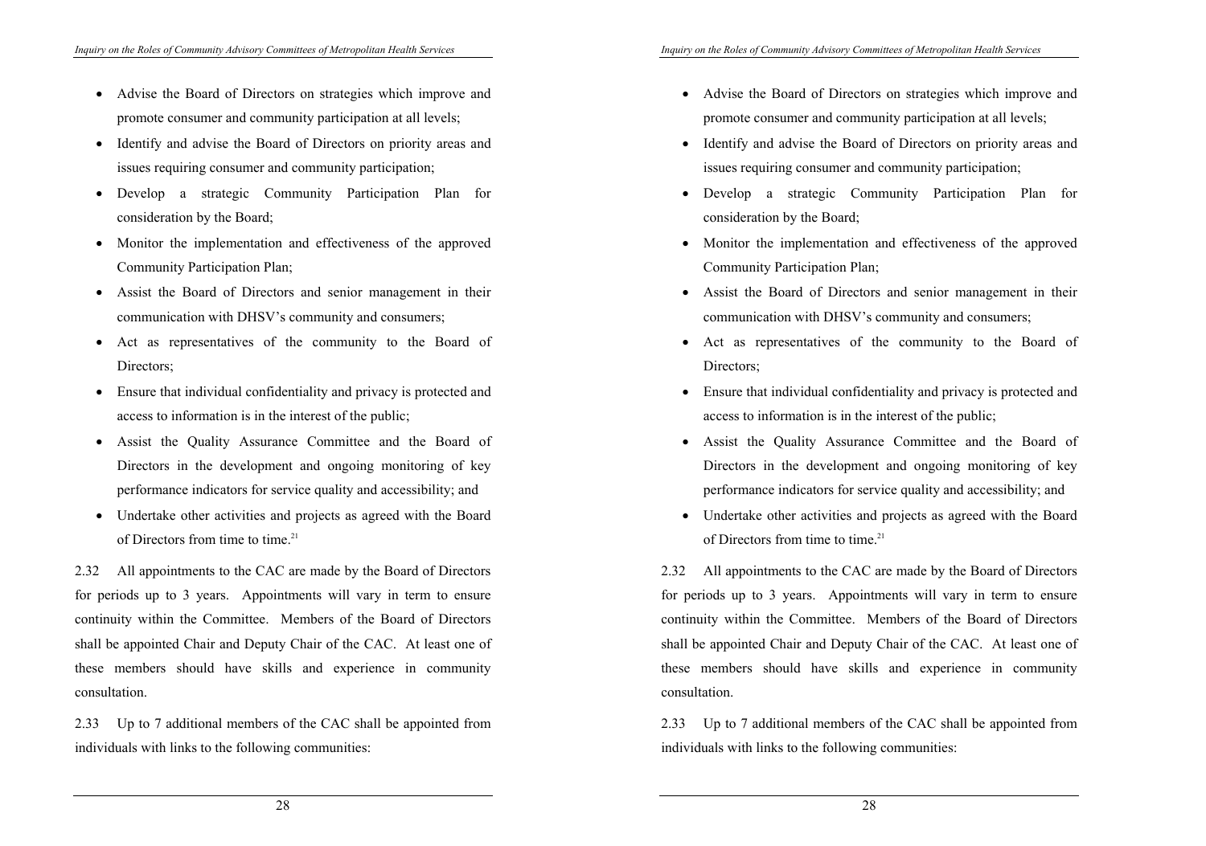- Advise the Board of Directors on strategies which improve and promote consumer and community participation at all levels;
- Identify and advise the Board of Directors on priority areas and issues requiring consumer and community participation;
- Develop a strategic Community Participation Plan for consideration by the Board;
- Monitor the implementation and effectiveness of the approved Community Participation Plan;
- Assist the Board of Directors and senior management in their communication with DHSV's community and consumers;
- Act as representatives of the community to the Board of Directors;
- Ensure that individual confidentiality and privacy is protected and access to information is in the interest of the public;
- Assist the Quality Assurance Committee and the Board of Directors in the development and ongoing monitoring of key performance indicators for service quality and accessibility; and
- Undertake other activities and projects as agreed with the Board of Directors from time to time.[21]

2.32 All appointments to the CAC are made by the Board of Directors for periods up to 3 years. Appointments will vary in term to ensure continuity within the Committee. Members of the Board of Directors shall be appointed Chair and Deputy Chair of the CAC. At least one of these members should have skills and experience in community consultation.

2.33 Up to 7 additional members of the CAC shall be appointed from individuals with links to the following communities: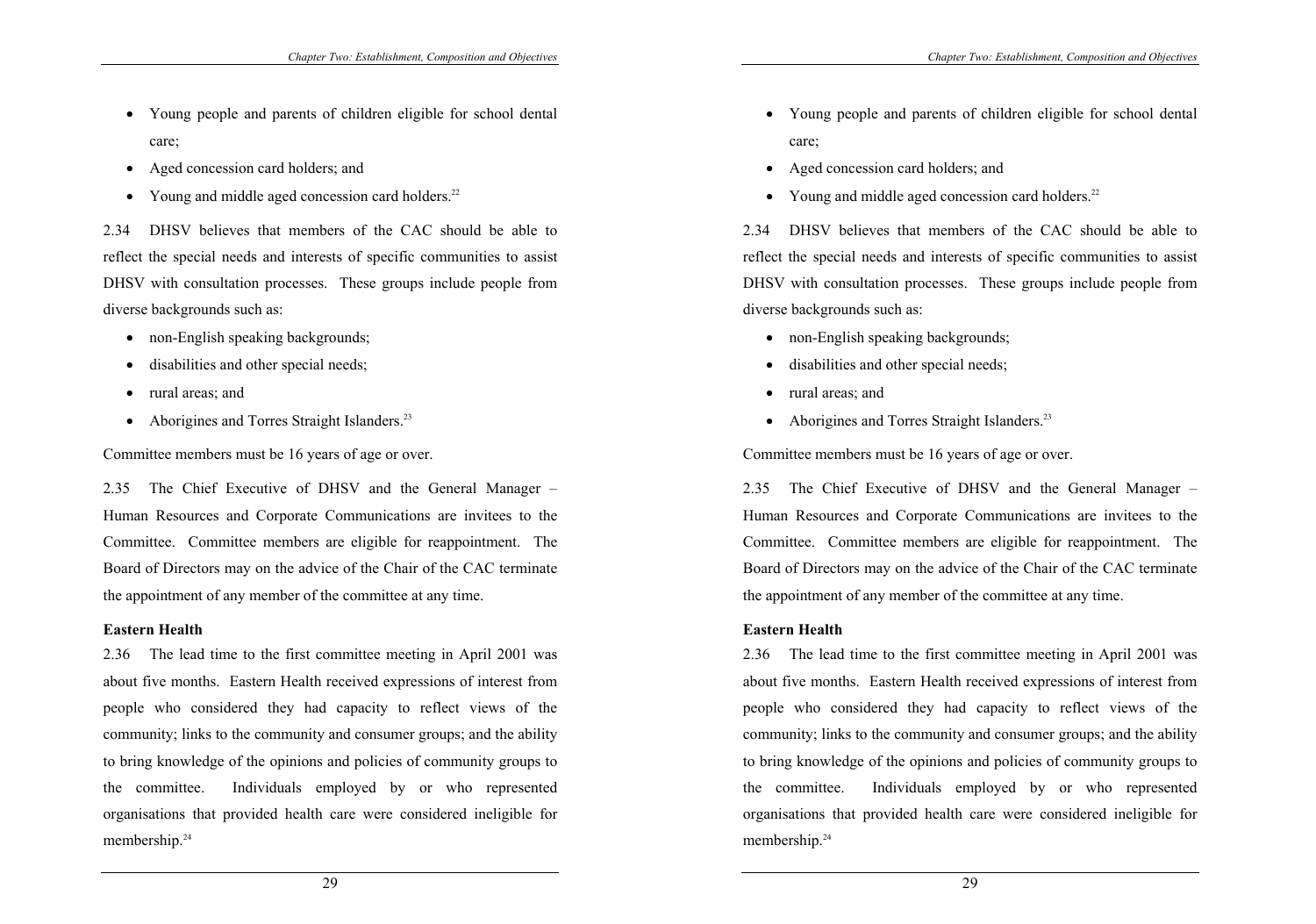- Young people and parents of children eligible for school dental care;
- Aged concession card holders; and
- Young and middle aged concession card holders.[22]

2.34 DHSV believes that members of the CAC should be able to reflect the special needs and interests of specific communities to assist DHSV with consultation processes. These groups include people from diverse backgrounds such as:

- non-English speaking backgrounds;
- disabilities and other special needs;
- rural areas; and
- Aborigines and Torres Straight Islanders.[23]

Committee members must be 16 years of age or over.

2.35 The Chief Executive of DHSV and the General Manager – Human Resources and Corporate Communications are invitees to the Committee. Committee members are eligible for reappointment. The Board of Directors may on the advice of the Chair of the CAC terminate the appointment of any member of the committee at any time.

**Eastern Health**

2.36 The lead time to the first committee meeting in April 2001 was about five months. Eastern Health received expressions of interest from people who considered they had capacity to reflect views of the community; links to the community and consumer groups; and the ability to bring knowledge of the opinions and policies of community groups to the committee. Individuals employed by or who represented organisations that provided health care were considered ineligible for membership.[24]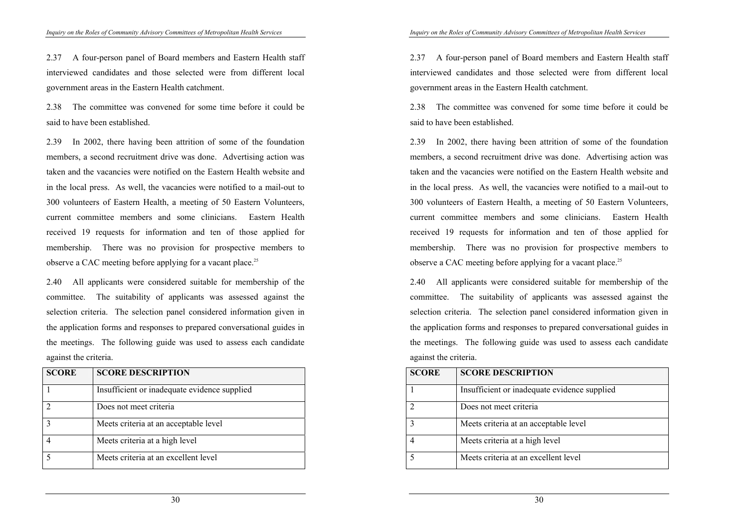2.37 A four-person panel of Board members and Eastern Health staff interviewed candidates and those selected were from different local government areas in the Eastern Health catchment.

2.38 The committee was convened for some time before it could be said to have been established.

2.39 In 2002, there having been attrition of some of the foundation members, a second recruitment drive was done. Advertising action was taken and the vacancies were notified on the Eastern Health website and in the local press. As well, the vacancies were notified to a mail-out to 300 volunteers of Eastern Health, a meeting of 50 Eastern Volunteers, current committee members and some clinicians. Eastern Health received 19 requests for information and ten of those applied for membership. There was no provision for prospective members to observe a CAC meeting before applying for a vacant place.[25]

2.40 All applicants were considered suitable for membership of the committee. The suitability of applicants was assessed against the selection criteria. The selection panel considered information given in the application forms and responses to prepared conversational guides in the meetings. The following guide was used to assess each candidate against the criteria.

| SCORE | SCORE DESCRIPTION |
| --- | --- |
| 1 | Insufficient or inadequate evidence supplied |
| 2 | Does not meet criteria |
| 3 | Meets criteria at an acceptable level |
| 4 | Meets criteria at a high level |
| 5 | Meets criteria at an excellent level |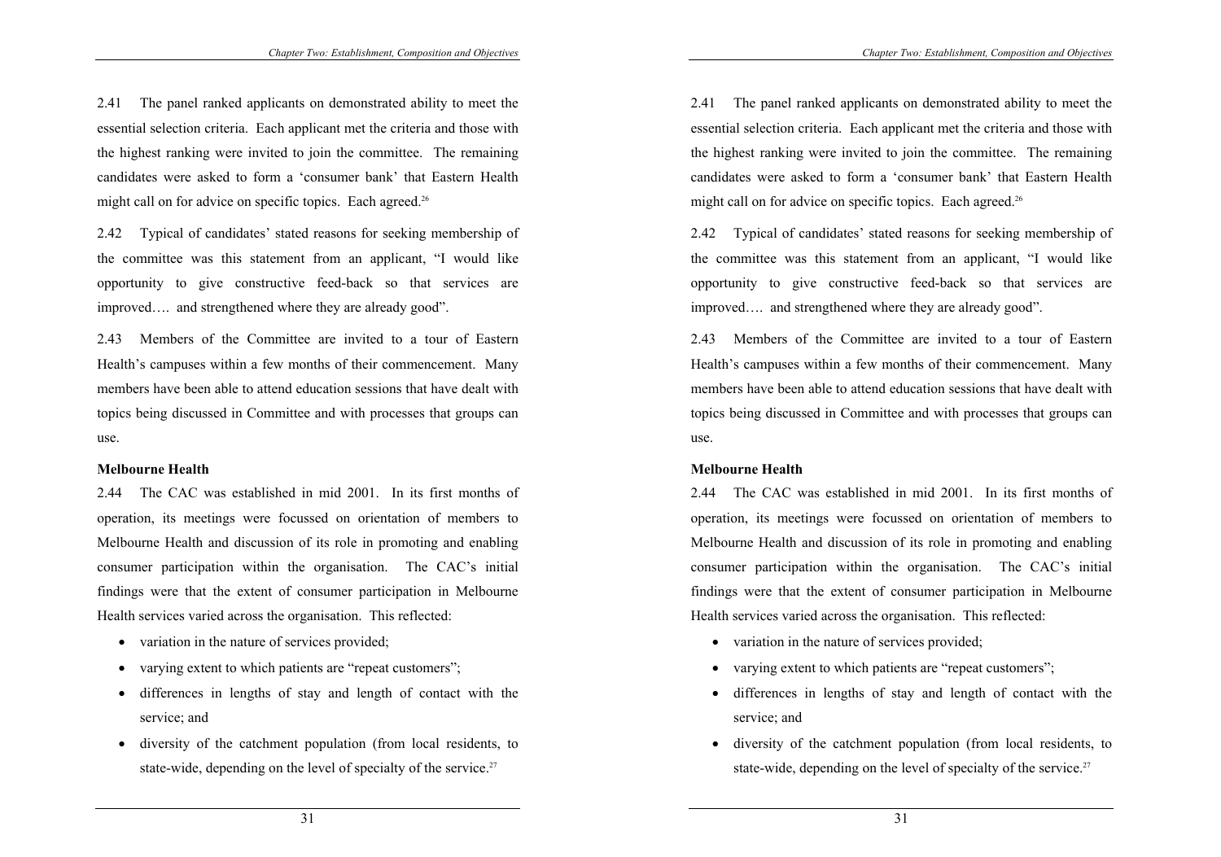2.41 The panel ranked applicants on demonstrated ability to meet the essential selection criteria. Each applicant met the criteria and those with the highest ranking were invited to join the committee. The remaining candidates were asked to form a 'consumer bank' that Eastern Health might call on for advice on specific topics. Each agreed.[26]

2.42 Typical of candidates' stated reasons for seeking membership of the committee was this statement from an applicant, "I would like opportunity to give constructive feed-back so that services are improved…. and strengthened where they are already good".

2.43 Members of the Committee are invited to a tour of Eastern Health's campuses within a few months of their commencement. Many members have been able to attend education sessions that have dealt with topics being discussed in Committee and with processes that groups can use.

**Melbourne Health**

2.44 The CAC was established in mid 2001. In its first months of operation, its meetings were focussed on orientation of members to Melbourne Health and discussion of its role in promoting and enabling consumer participation within the organisation. The CAC's initial findings were that the extent of consumer participation in Melbourne Health services varied across the organisation. This reflected:

- variation in the nature of services provided;
- varying extent to which patients are "repeat customers";
- differences in lengths of stay and length of contact with the service; and
- diversity of the catchment population (from local residents, to state-wide, depending on the level of specialty of the service.[27]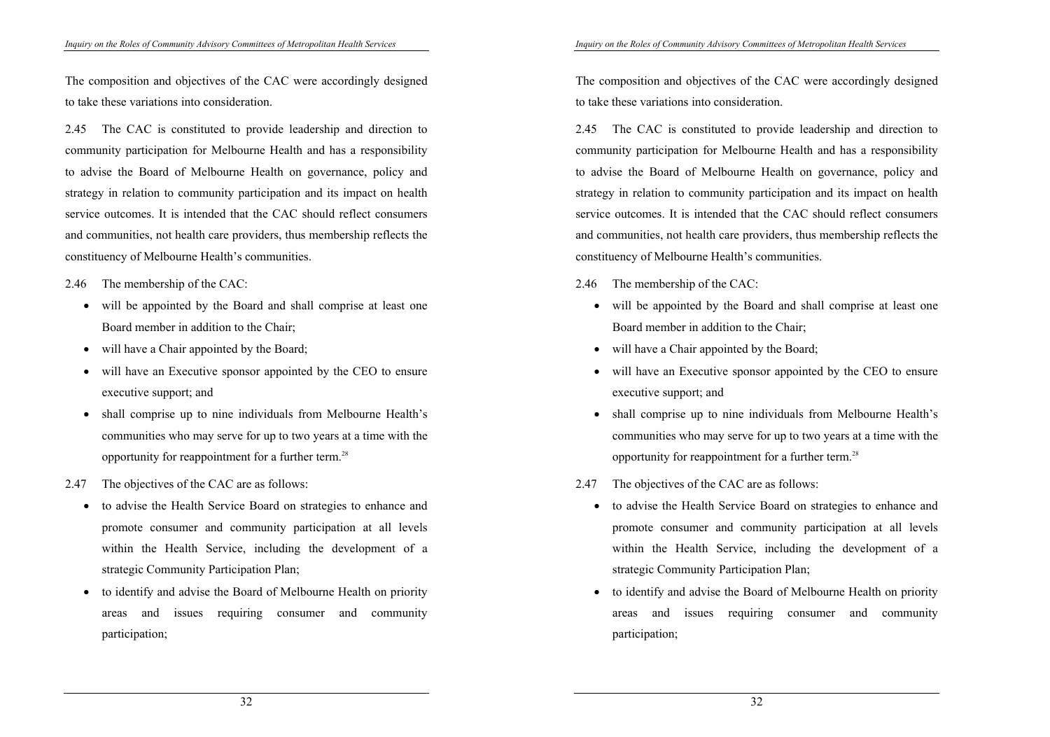The composition and objectives of the CAC were accordingly designed to take these variations into consideration.

2.45 The CAC is constituted to provide leadership and direction to community participation for Melbourne Health and has a responsibility to advise the Board of Melbourne Health on governance, policy and strategy in relation to community participation and its impact on health service outcomes. It is intended that the CAC should reflect consumers and communities, not health care providers, thus membership reflects the constituency of Melbourne Health's communities.

2.46 The membership of the CAC:

- will be appointed by the Board and shall comprise at least one Board member in addition to the Chair;
- will have a Chair appointed by the Board;
- will have an Executive sponsor appointed by the CEO to ensure executive support; and
- shall comprise up to nine individuals from Melbourne Health's communities who may serve for up to two years at a time with the opportunity for reappointment for a further term.[28]

2.47 The objectives of the CAC are as follows:

- to advise the Health Service Board on strategies to enhance and promote consumer and community participation at all levels within the Health Service, including the development of a strategic Community Participation Plan;
- to identify and advise the Board of Melbourne Health on priority areas and issues requiring consumer and community participation;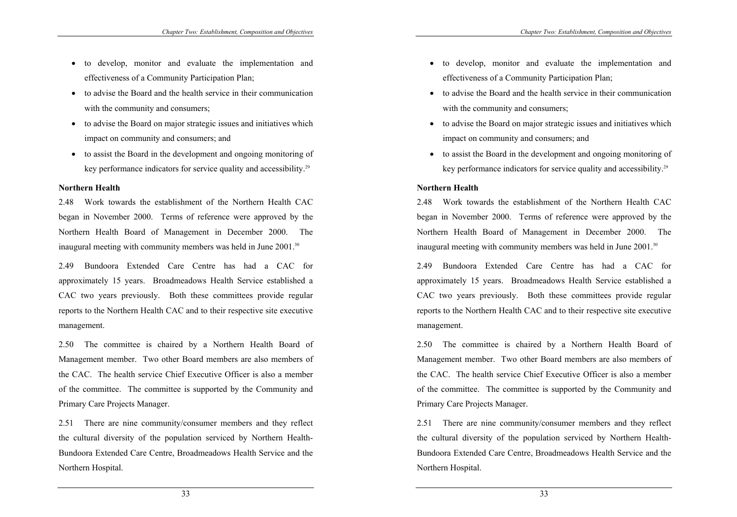- to develop, monitor and evaluate the implementation and effectiveness of a Community Participation Plan;
- to advise the Board and the health service in their communication with the community and consumers;
- to advise the Board on major strategic issues and initiatives which impact on community and consumers; and
- to assist the Board in the development and ongoing monitoring of key performance indicators for service quality and accessibility.[29]

**Northern Health**

2.48 Work towards the establishment of the Northern Health CAC began in November 2000. Terms of reference were approved by the Northern Health Board of Management in December 2000. The inaugural meeting with community members was held in June 2001.[30]

2.49 Bundoora Extended Care Centre has had a CAC for approximately 15 years. Broadmeadows Health Service established a CAC two years previously. Both these committees provide regular reports to the Northern Health CAC and to their respective site executive management.

2.50 The committee is chaired by a Northern Health Board of Management member. Two other Board members are also members of the CAC. The health service Chief Executive Officer is also a member of the committee. The committee is supported by the Community and Primary Care Projects Manager.

2.51 There are nine community/consumer members and they reflect the cultural diversity of the population serviced by Northern Health-Bundoora Extended Care Centre, Broadmeadows Health Service and the Northern Hospital.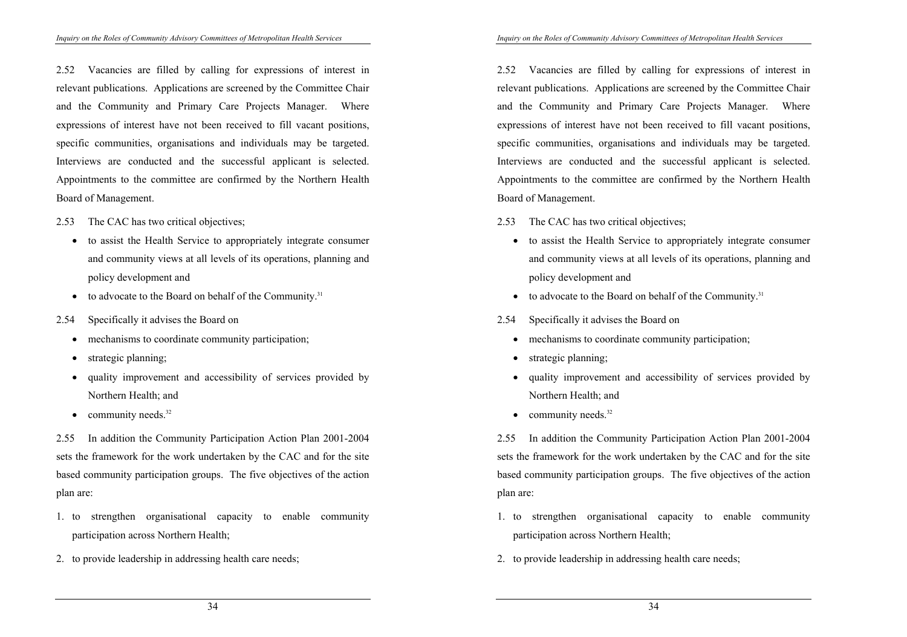2.52 Vacancies are filled by calling for expressions of interest in relevant publications. Applications are screened by the Committee Chair and the Community and Primary Care Projects Manager. Where expressions of interest have not been received to fill vacant positions, specific communities, organisations and individuals may be targeted. Interviews are conducted and the successful applicant is selected. Appointments to the committee are confirmed by the Northern Health Board of Management.

2.53 The CAC has two critical objectives;

- to assist the Health Service to appropriately integrate consumer and community views at all levels of its operations, planning and policy development and
- to advocate to the Board on behalf of the Community.[31]

2.54 Specifically it advises the Board on

- mechanisms to coordinate community participation;
- strategic planning;
- quality improvement and accessibility of services provided by Northern Health; and
- community needs.[32]

2.55 In addition the Community Participation Action Plan 2001-2004 sets the framework for the work undertaken by the CAC and for the site based community participation groups. The five objectives of the action plan are:

1. to strengthen organisational capacity to enable community participation across Northern Health;
2. to provide leadership in addressing health care needs;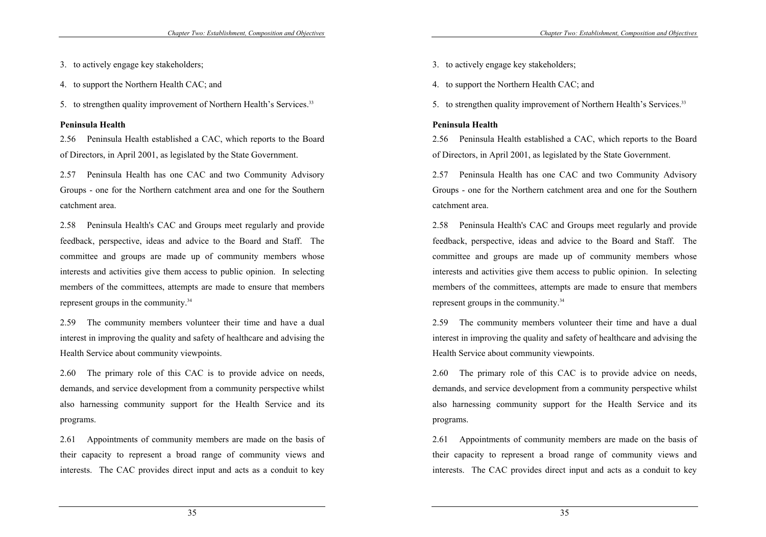3. to actively engage key stakeholders;
4. to support the Northern Health CAC; and
5. to strengthen quality improvement of Northern Health's Services.[33]

**Peninsula Health**

2.56 Peninsula Health established a CAC, which reports to the Board of Directors, in April 2001, as legislated by the State Government.

2.57 Peninsula Health has one CAC and two Community Advisory Groups - one for the Northern catchment area and one for the Southern catchment area.

2.58 Peninsula Health's CAC and Groups meet regularly and provide feedback, perspective, ideas and advice to the Board and Staff. The committee and groups are made up of community members whose interests and activities give them access to public opinion. In selecting members of the committees, attempts are made to ensure that members represent groups in the community.[34]

2.59 The community members volunteer their time and have a dual interest in improving the quality and safety of healthcare and advising the Health Service about community viewpoints.

2.60 The primary role of this CAC is to provide advice on needs, demands, and service development from a community perspective whilst also harnessing community support for the Health Service and its programs.

2.61 Appointments of community members are made on the basis of their capacity to represent a broad range of community views and interests. The CAC provides direct input and acts as a conduit to key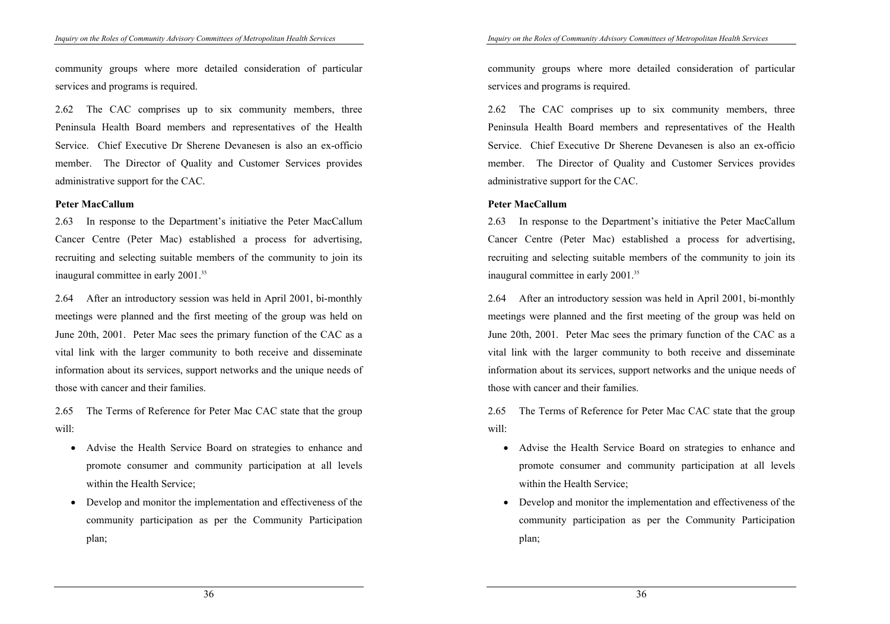community groups where more detailed consideration of particular services and programs is required.

2.62 The CAC comprises up to six community members, three Peninsula Health Board members and representatives of the Health Service. Chief Executive Dr Sherene Devanesen is also an ex-officio member. The Director of Quality and Customer Services provides administrative support for the CAC.

**Peter MacCallum**

2.63 In response to the Department's initiative the Peter MacCallum Cancer Centre (Peter Mac) established a process for advertising, recruiting and selecting suitable members of the community to join its inaugural committee in early 2001.[35]

2.64 After an introductory session was held in April 2001, bi-monthly meetings were planned and the first meeting of the group was held on June 20th, 2001. Peter Mac sees the primary function of the CAC as a vital link with the larger community to both receive and disseminate information about its services, support networks and the unique needs of those with cancer and their families.

2.65 The Terms of Reference for Peter Mac CAC state that the group will:

- Advise the Health Service Board on strategies to enhance and promote consumer and community participation at all levels within the Health Service;
- Develop and monitor the implementation and effectiveness of the community participation as per the Community Participation plan;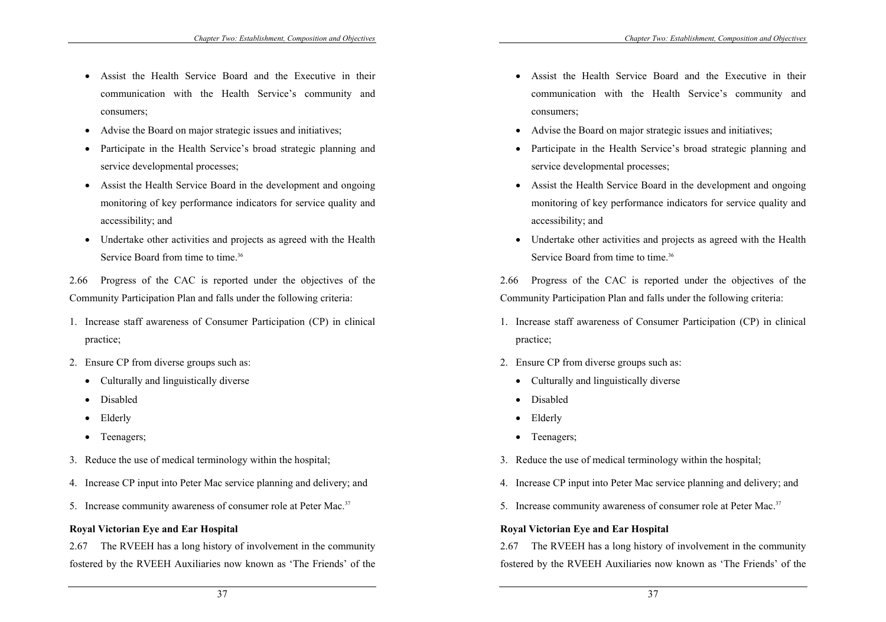- Assist the Health Service Board and the Executive in their communication with the Health Service's community and consumers;
- Advise the Board on major strategic issues and initiatives;
- Participate in the Health Service's broad strategic planning and service developmental processes;
- Assist the Health Service Board in the development and ongoing monitoring of key performance indicators for service quality and accessibility; and
- Undertake other activities and projects as agreed with the Health Service Board from time to time.[36]

2.66 Progress of the CAC is reported under the objectives of the Community Participation Plan and falls under the following criteria:

1. Increase staff awareness of Consumer Participation (CP) in clinical practice;
2. Ensure CP from diverse groups such as:
   - Culturally and linguistically diverse
   - Disabled
   - Elderly
   - Teenagers;
3. Reduce the use of medical terminology within the hospital;
4. Increase CP input into Peter Mac service planning and delivery; and
5. Increase community awareness of consumer role at Peter Mac.[37]

**Royal Victorian Eye and Ear Hospital**

2.67 The RVEEH has a long history of involvement in the community fostered by the RVEEH Auxiliaries now known as 'The Friends' of the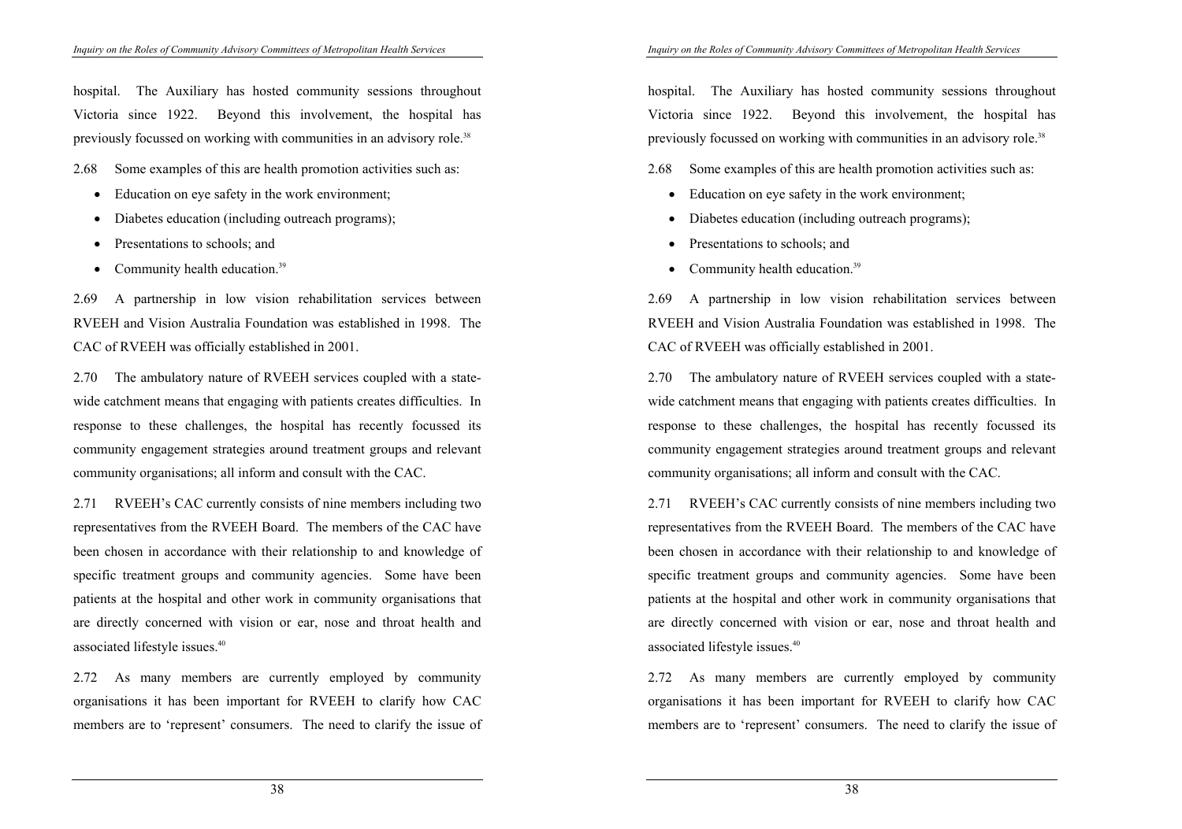hospital. The Auxiliary has hosted community sessions throughout Victoria since 1922. Beyond this involvement, the hospital has previously focussed on working with communities in an advisory role.[38]

2.68 Some examples of this are health promotion activities such as:

- Education on eye safety in the work environment;
- Diabetes education (including outreach programs);
- Presentations to schools; and
- Community health education.[39]

2.69 A partnership in low vision rehabilitation services between RVEEH and Vision Australia Foundation was established in 1998. The CAC of RVEEH was officially established in 2001.

2.70 The ambulatory nature of RVEEH services coupled with a state-wide catchment means that engaging with patients creates difficulties. In response to these challenges, the hospital has recently focussed its community engagement strategies around treatment groups and relevant community organisations; all inform and consult with the CAC.

2.71 RVEEH's CAC currently consists of nine members including two representatives from the RVEEH Board. The members of the CAC have been chosen in accordance with their relationship to and knowledge of specific treatment groups and community agencies. Some have been patients at the hospital and other work in community organisations that are directly concerned with vision or ear, nose and throat health and associated lifestyle issues.[40]

2.72 As many members are currently employed by community organisations it has been important for RVEEH to clarify how CAC members are to 'represent' consumers. The need to clarify the issue of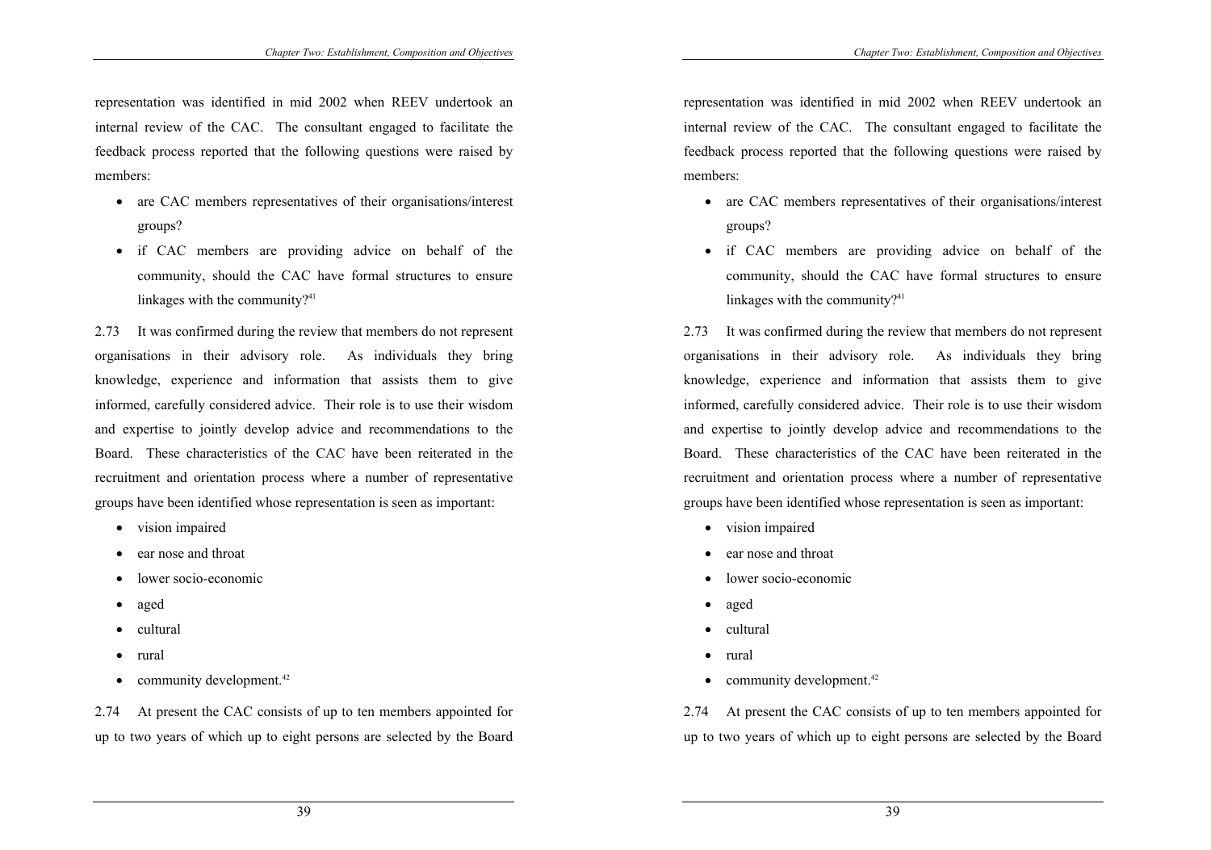representation was identified in mid 2002 when REEV undertook an internal review of the CAC. The consultant engaged to facilitate the feedback process reported that the following questions were raised by members:

- are CAC members representatives of their organisations/interest groups?
- if CAC members are providing advice on behalf of the community, should the CAC have formal structures to ensure linkages with the community?[41]

2.73 It was confirmed during the review that members do not represent organisations in their advisory role. As individuals they bring knowledge, experience and information that assists them to give informed, carefully considered advice. Their role is to use their wisdom and expertise to jointly develop advice and recommendations to the Board. These characteristics of the CAC have been reiterated in the recruitment and orientation process where a number of representative groups have been identified whose representation is seen as important:

- vision impaired
- ear nose and throat
- lower socio-economic
- aged
- cultural
- rural
- community development.[42]

2.74 At present the CAC consists of up to ten members appointed for up to two years of which up to eight persons are selected by the Board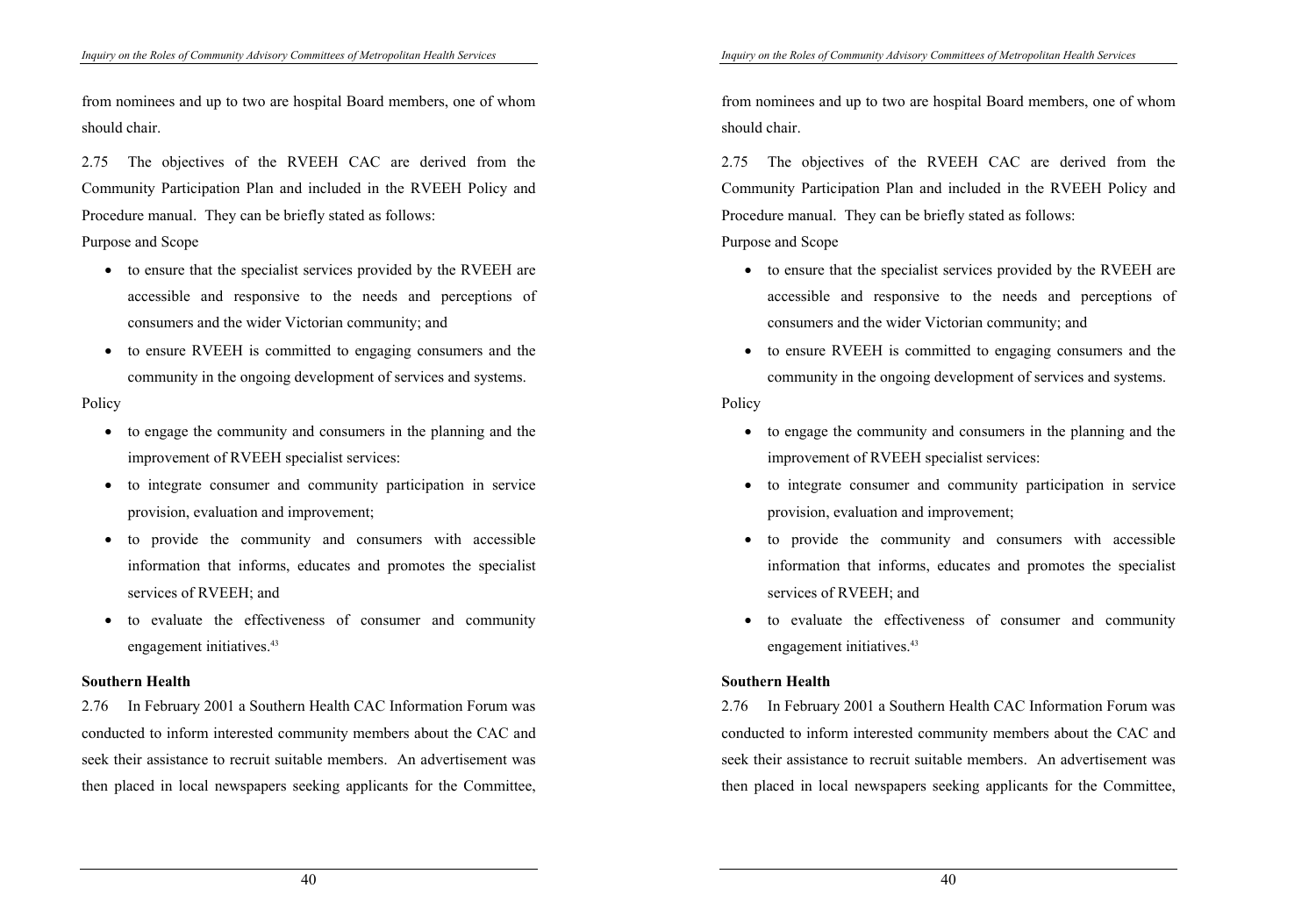from nominees and up to two are hospital Board members, one of whom should chair.

2.75 The objectives of the RVEEH CAC are derived from the Community Participation Plan and included in the RVEEH Policy and Procedure manual. They can be briefly stated as follows:

Purpose and Scope

- to ensure that the specialist services provided by the RVEEH are accessible and responsive to the needs and perceptions of consumers and the wider Victorian community; and
- to ensure RVEEH is committed to engaging consumers and the community in the ongoing development of services and systems.

Policy

- to engage the community and consumers in the planning and the improvement of RVEEH specialist services:
- to integrate consumer and community participation in service provision, evaluation and improvement;
- to provide the community and consumers with accessible information that informs, educates and promotes the specialist services of RVEEH; and
- to evaluate the effectiveness of consumer and community engagement initiatives.[43]

**Southern Health**

2.76 In February 2001 a Southern Health CAC Information Forum was conducted to inform interested community members about the CAC and seek their assistance to recruit suitable members. An advertisement was then placed in local newspapers seeking applicants for the Committee,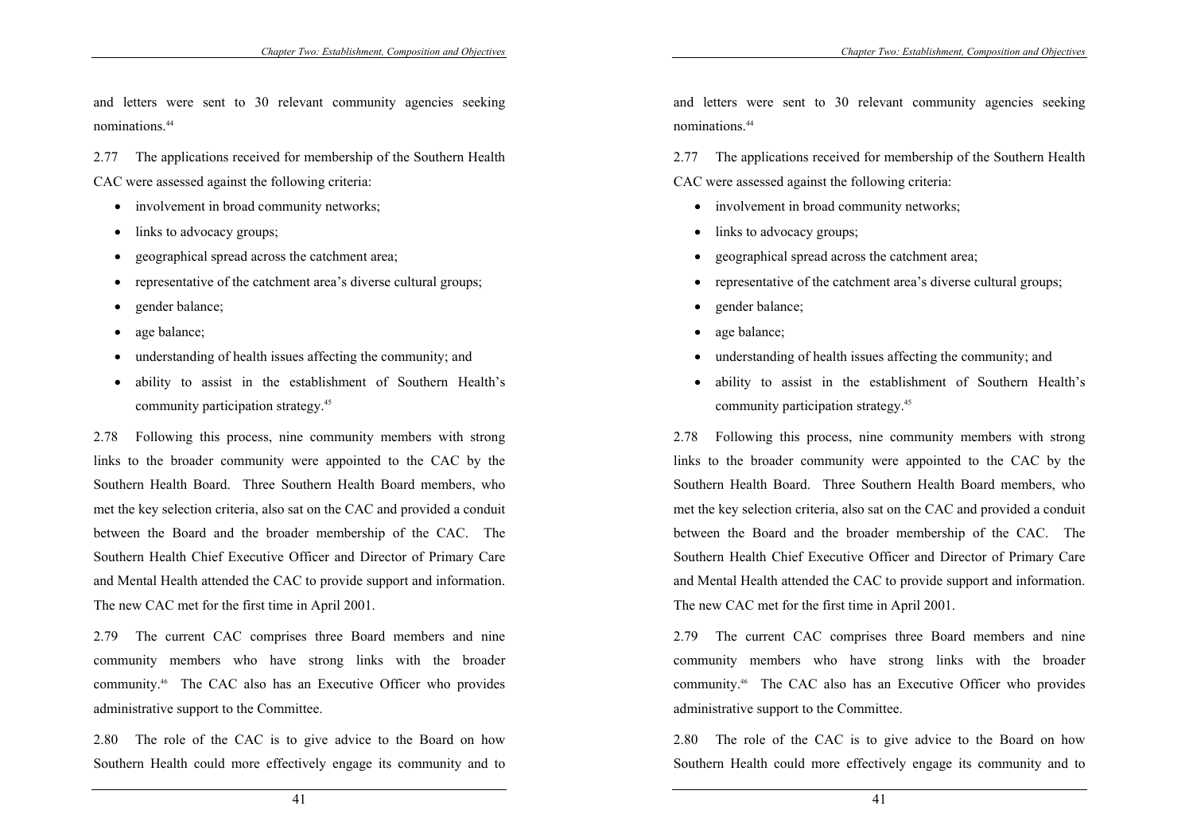and letters were sent to 30 relevant community agencies seeking nominations.[44]

2.77 The applications received for membership of the Southern Health CAC were assessed against the following criteria:

- involvement in broad community networks;
- links to advocacy groups;
- geographical spread across the catchment area;
- representative of the catchment area's diverse cultural groups;
- gender balance;
- age balance;
- understanding of health issues affecting the community; and
- ability to assist in the establishment of Southern Health's community participation strategy.[45]

2.78 Following this process, nine community members with strong links to the broader community were appointed to the CAC by the Southern Health Board. Three Southern Health Board members, who met the key selection criteria, also sat on the CAC and provided a conduit between the Board and the broader membership of the CAC. The Southern Health Chief Executive Officer and Director of Primary Care and Mental Health attended the CAC to provide support and information. The new CAC met for the first time in April 2001.

2.79 The current CAC comprises three Board members and nine community members who have strong links with the broader community.[46] The CAC also has an Executive Officer who provides administrative support to the Committee.

2.80 The role of the CAC is to give advice to the Board on how Southern Health could more effectively engage its community and to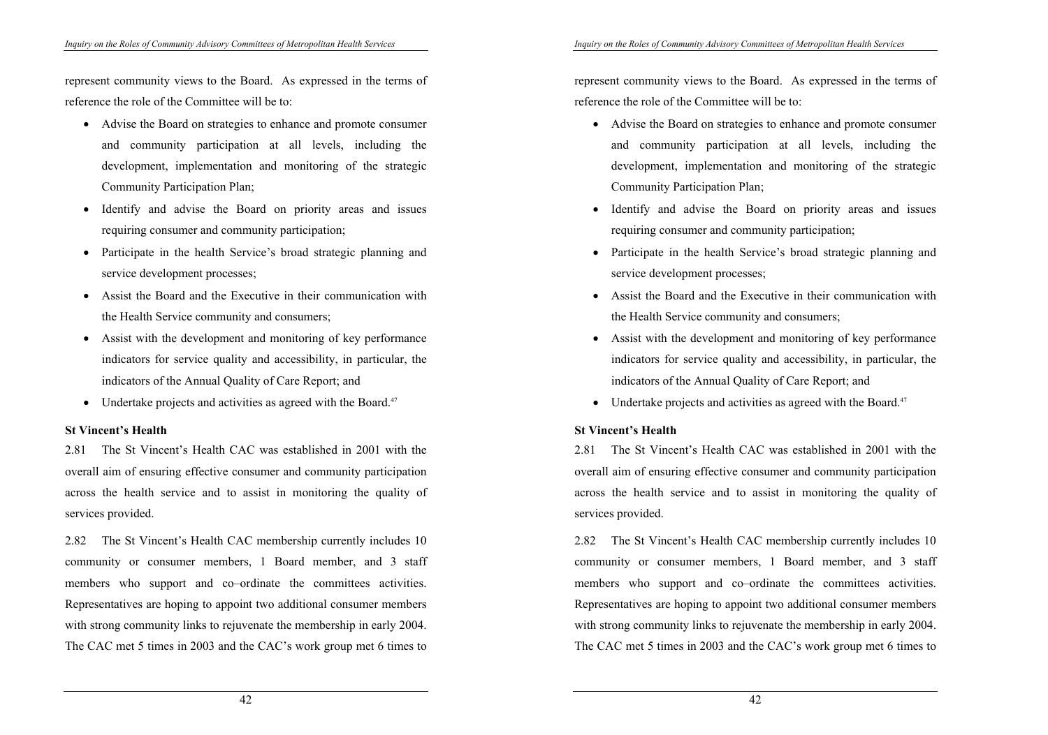represent community views to the Board. As expressed in the terms of reference the role of the Committee will be to:

- Advise the Board on strategies to enhance and promote consumer and community participation at all levels, including the development, implementation and monitoring of the strategic Community Participation Plan;
- Identify and advise the Board on priority areas and issues requiring consumer and community participation;
- Participate in the health Service's broad strategic planning and service development processes;
- Assist the Board and the Executive in their communication with the Health Service community and consumers;
- Assist with the development and monitoring of key performance indicators for service quality and accessibility, in particular, the indicators of the Annual Quality of Care Report; and
- Undertake projects and activities as agreed with the Board.[47]

**St Vincent's Health**

2.81 The St Vincent's Health CAC was established in 2001 with the overall aim of ensuring effective consumer and community participation across the health service and to assist in monitoring the quality of services provided.

2.82 The St Vincent's Health CAC membership currently includes 10 community or consumer members, 1 Board member, and 3 staff members who support and co–ordinate the committees activities. Representatives are hoping to appoint two additional consumer members with strong community links to rejuvenate the membership in early 2004. The CAC met 5 times in 2003 and the CAC's work group met 6 times to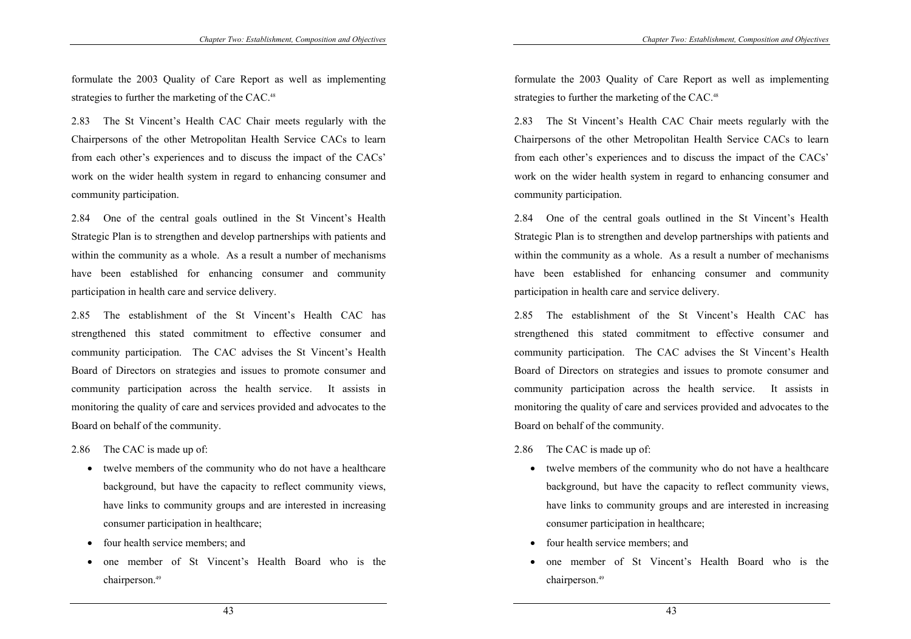formulate the 2003 Quality of Care Report as well as implementing strategies to further the marketing of the CAC.[48]

2.83 The St Vincent's Health CAC Chair meets regularly with the Chairpersons of the other Metropolitan Health Service CACs to learn from each other's experiences and to discuss the impact of the CACs' work on the wider health system in regard to enhancing consumer and community participation.

2.84 One of the central goals outlined in the St Vincent's Health Strategic Plan is to strengthen and develop partnerships with patients and within the community as a whole. As a result a number of mechanisms have been established for enhancing consumer and community participation in health care and service delivery.

2.85 The establishment of the St Vincent's Health CAC has strengthened this stated commitment to effective consumer and community participation. The CAC advises the St Vincent's Health Board of Directors on strategies and issues to promote consumer and community participation across the health service. It assists in monitoring the quality of care and services provided and advocates to the Board on behalf of the community.

2.86 The CAC is made up of:

- twelve members of the community who do not have a healthcare background, but have the capacity to reflect community views, have links to community groups and are interested in increasing consumer participation in healthcare;
- four health service members; and
- one member of St Vincent's Health Board who is the chairperson.[49]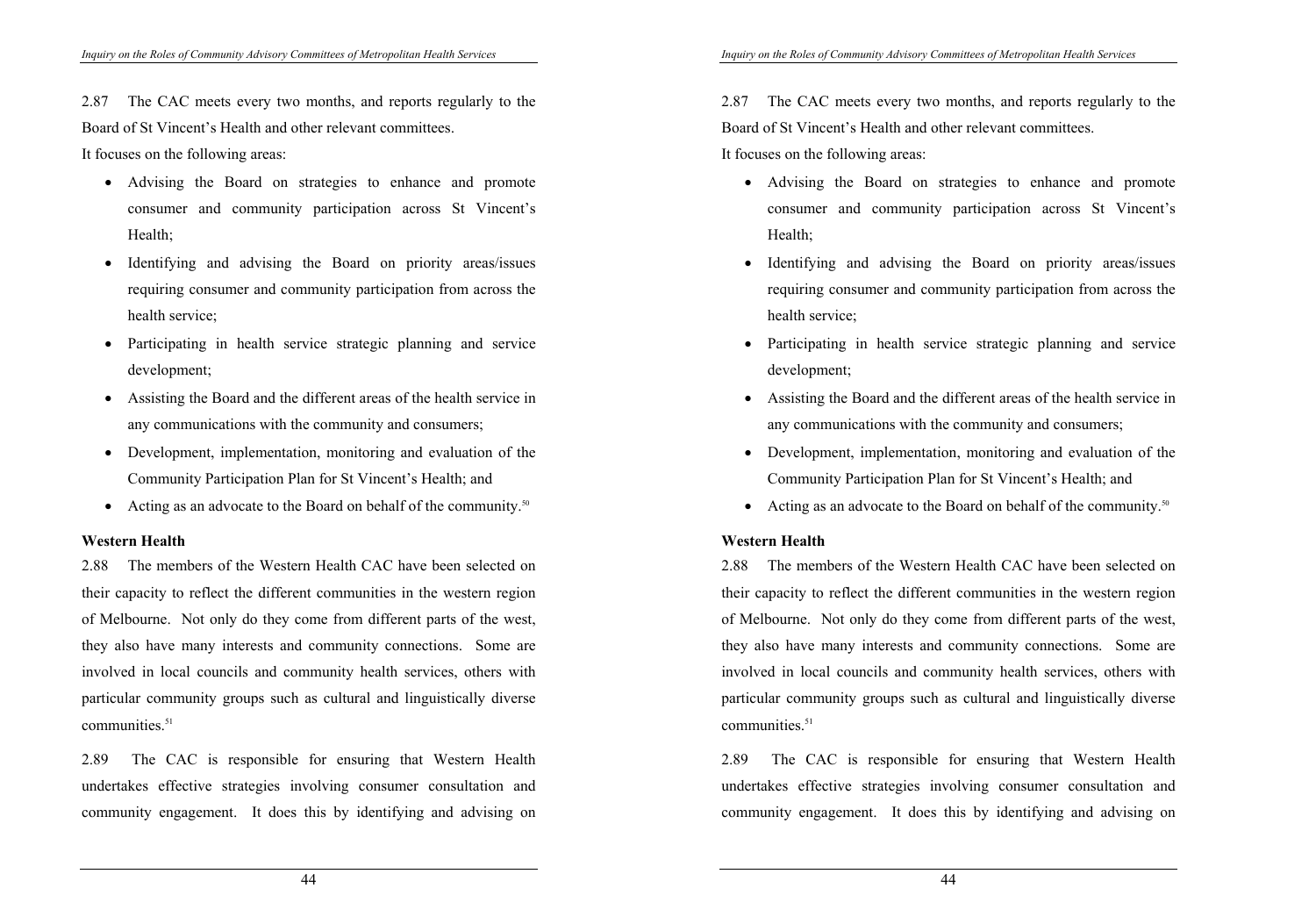2.87 The CAC meets every two months, and reports regularly to the Board of St Vincent's Health and other relevant committees.

It focuses on the following areas:

- Advising the Board on strategies to enhance and promote consumer and community participation across St Vincent's Health;
- Identifying and advising the Board on priority areas/issues requiring consumer and community participation from across the health service;
- Participating in health service strategic planning and service development;
- Assisting the Board and the different areas of the health service in any communications with the community and consumers;
- Development, implementation, monitoring and evaluation of the Community Participation Plan for St Vincent's Health; and
- Acting as an advocate to the Board on behalf of the community.[50]

**Western Health**

2.88 The members of the Western Health CAC have been selected on their capacity to reflect the different communities in the western region of Melbourne. Not only do they come from different parts of the west, they also have many interests and community connections. Some are involved in local councils and community health services, others with particular community groups such as cultural and linguistically diverse communities.[51]

2.89 The CAC is responsible for ensuring that Western Health undertakes effective strategies involving consumer consultation and community engagement. It does this by identifying and advising on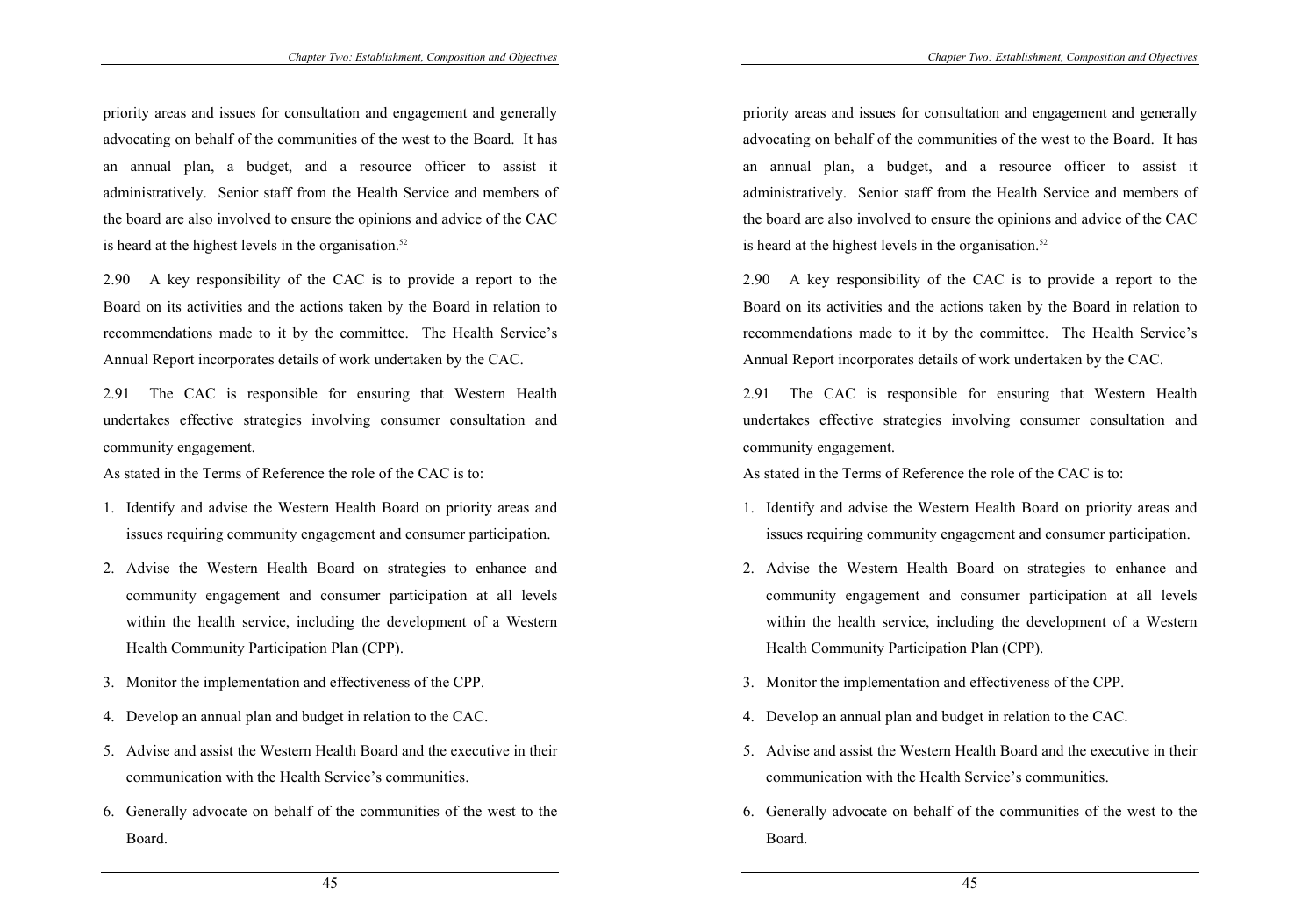priority areas and issues for consultation and engagement and generally advocating on behalf of the communities of the west to the Board. It has an annual plan, a budget, and a resource officer to assist it administratively. Senior staff from the Health Service and members of the board are also involved to ensure the opinions and advice of the CAC is heard at the highest levels in the organisation.[52]

2.90 A key responsibility of the CAC is to provide a report to the Board on its activities and the actions taken by the Board in relation to recommendations made to it by the committee. The Health Service's Annual Report incorporates details of work undertaken by the CAC.

2.91 The CAC is responsible for ensuring that Western Health undertakes effective strategies involving consumer consultation and community engagement.

As stated in the Terms of Reference the role of the CAC is to:

1. Identify and advise the Western Health Board on priority areas and issues requiring community engagement and consumer participation.
2. Advise the Western Health Board on strategies to enhance and community engagement and consumer participation at all levels within the health service, including the development of a Western Health Community Participation Plan (CPP).
3. Monitor the implementation and effectiveness of the CPP.
4. Develop an annual plan and budget in relation to the CAC.
5. Advise and assist the Western Health Board and the executive in their communication with the Health Service's communities.
6. Generally advocate on behalf of the communities of the west to the Board.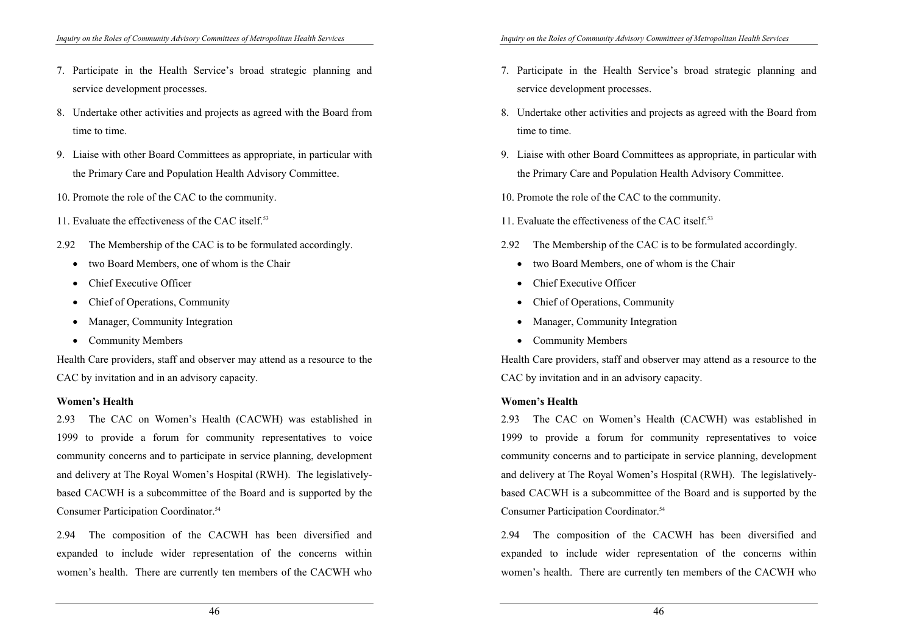7. Participate in the Health Service's broad strategic planning and service development processes.
8. Undertake other activities and projects as agreed with the Board from time to time.
9. Liaise with other Board Committees as appropriate, in particular with the Primary Care and Population Health Advisory Committee.
10. Promote the role of the CAC to the community.
11. Evaluate the effectiveness of the CAC itself.[53]

2.92 The Membership of the CAC is to be formulated accordingly.

- two Board Members, one of whom is the Chair
- Chief Executive Officer
- Chief of Operations, Community
- Manager, Community Integration
- Community Members

Health Care providers, staff and observer may attend as a resource to the CAC by invitation and in an advisory capacity.

**Women's Health**

2.93 The CAC on Women's Health (CACWH) was established in 1999 to provide a forum for community representatives to voice community concerns and to participate in service planning, development and delivery at The Royal Women's Hospital (RWH). The legislatively-based CACWH is a subcommittee of the Board and is supported by the Consumer Participation Coordinator.[54]

2.94 The composition of the CACWH has been diversified and expanded to include wider representation of the concerns within women's health. There are currently ten members of the CACWH who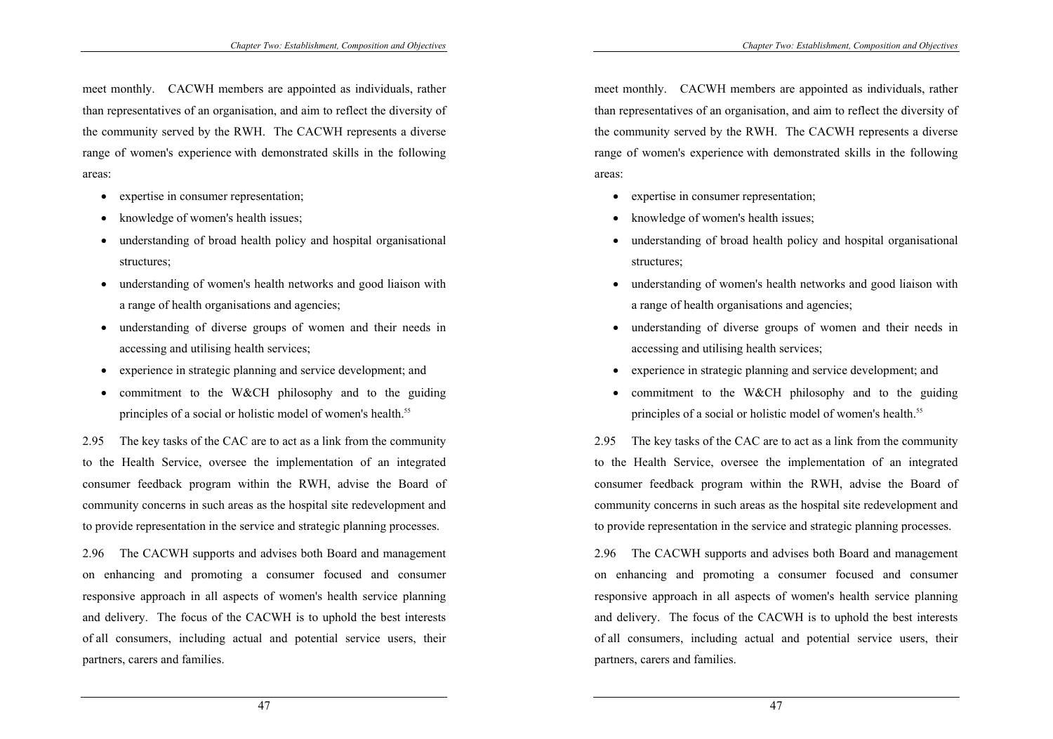meet monthly. CACWH members are appointed as individuals, rather than representatives of an organisation, and aim to reflect the diversity of the community served by the RWH. The CACWH represents a diverse range of women's experience with demonstrated skills in the following areas:

- expertise in consumer representation;
- knowledge of women's health issues;
- understanding of broad health policy and hospital organisational structures;
- understanding of women's health networks and good liaison with a range of health organisations and agencies;
- understanding of diverse groups of women and their needs in accessing and utilising health services;
- experience in strategic planning and service development; and
- commitment to the W&CH philosophy and to the guiding principles of a social or holistic model of women's health.[55]

2.95 The key tasks of the CAC are to act as a link from the community to the Health Service, oversee the implementation of an integrated consumer feedback program within the RWH, advise the Board of community concerns in such areas as the hospital site redevelopment and to provide representation in the service and strategic planning processes.

2.96 The CACWH supports and advises both Board and management on enhancing and promoting a consumer focused and consumer responsive approach in all aspects of women's health service planning and delivery. The focus of the CACWH is to uphold the best interests of all consumers, including actual and potential service users, their partners, carers and families.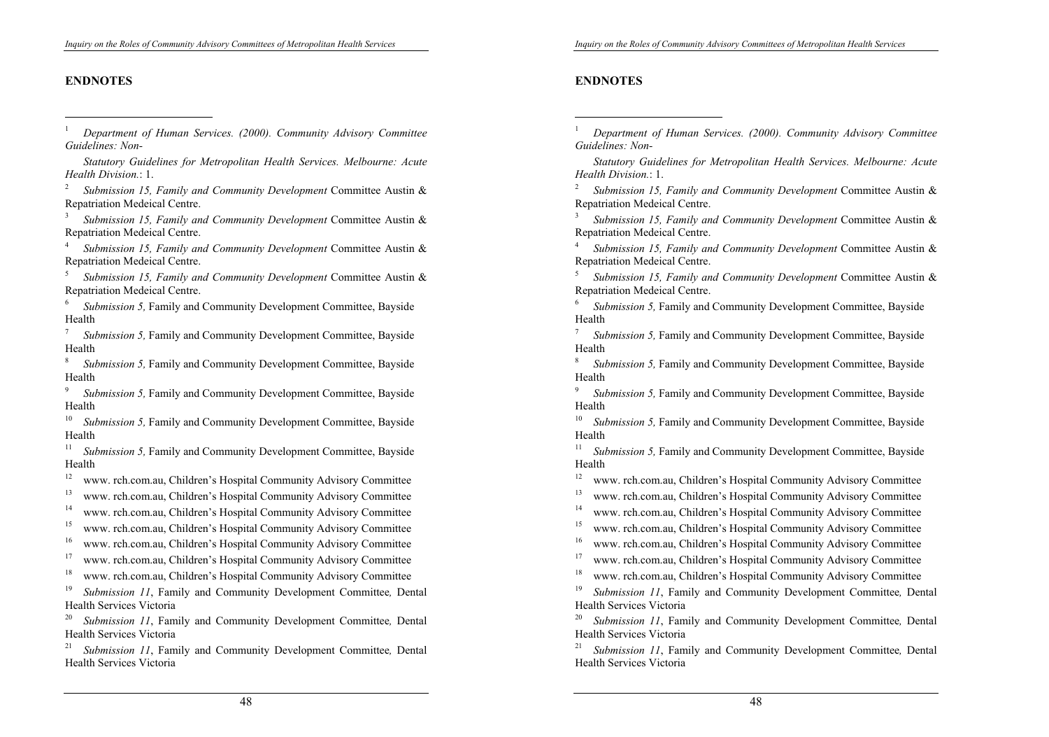## ENDNOTES

[1] *Department of Human Services. (2000). Community Advisory Committee Guidelines: Non-*

*Statutory Guidelines for Metropolitan Health Services. Melbourne: Acute Health Division.*: 1.

[2] *Submission 15, Family and Community Development* Committee Austin & Repatriation Medeical Centre.

[3] *Submission 15, Family and Community Development* Committee Austin & Repatriation Medeical Centre.

[4] *Submission 15, Family and Community Development* Committee Austin & Repatriation Medeical Centre.

[5] *Submission 15, Family and Community Development* Committee Austin & Repatriation Medeical Centre.

[6] *Submission 5,* Family and Community Development Committee, Bayside Health

[7] *Submission 5,* Family and Community Development Committee, Bayside Health

[8] *Submission 5,* Family and Community Development Committee, Bayside Health

[9] *Submission 5,* Family and Community Development Committee, Bayside Health

[10] *Submission 5,* Family and Community Development Committee, Bayside Health

[11] *Submission 5,* Family and Community Development Committee, Bayside Health

[12] www. rch.com.au, Children's Hospital Community Advisory Committee

[13] www. rch.com.au, Children's Hospital Community Advisory Committee

[14] www. rch.com.au, Children's Hospital Community Advisory Committee

[15] www. rch.com.au, Children's Hospital Community Advisory Committee

[16] www. rch.com.au, Children's Hospital Community Advisory Committee

[17] www. rch.com.au, Children's Hospital Community Advisory Committee

[18] www. rch.com.au, Children's Hospital Community Advisory Committee

[19] *Submission 11*, Family and Community Development Committee*,* Dental Health Services Victoria

[20] *Submission 11*, Family and Community Development Committee*,* Dental Health Services Victoria

[21] *Submission 11*, Family and Community Development Committee*,* Dental Health Services Victoria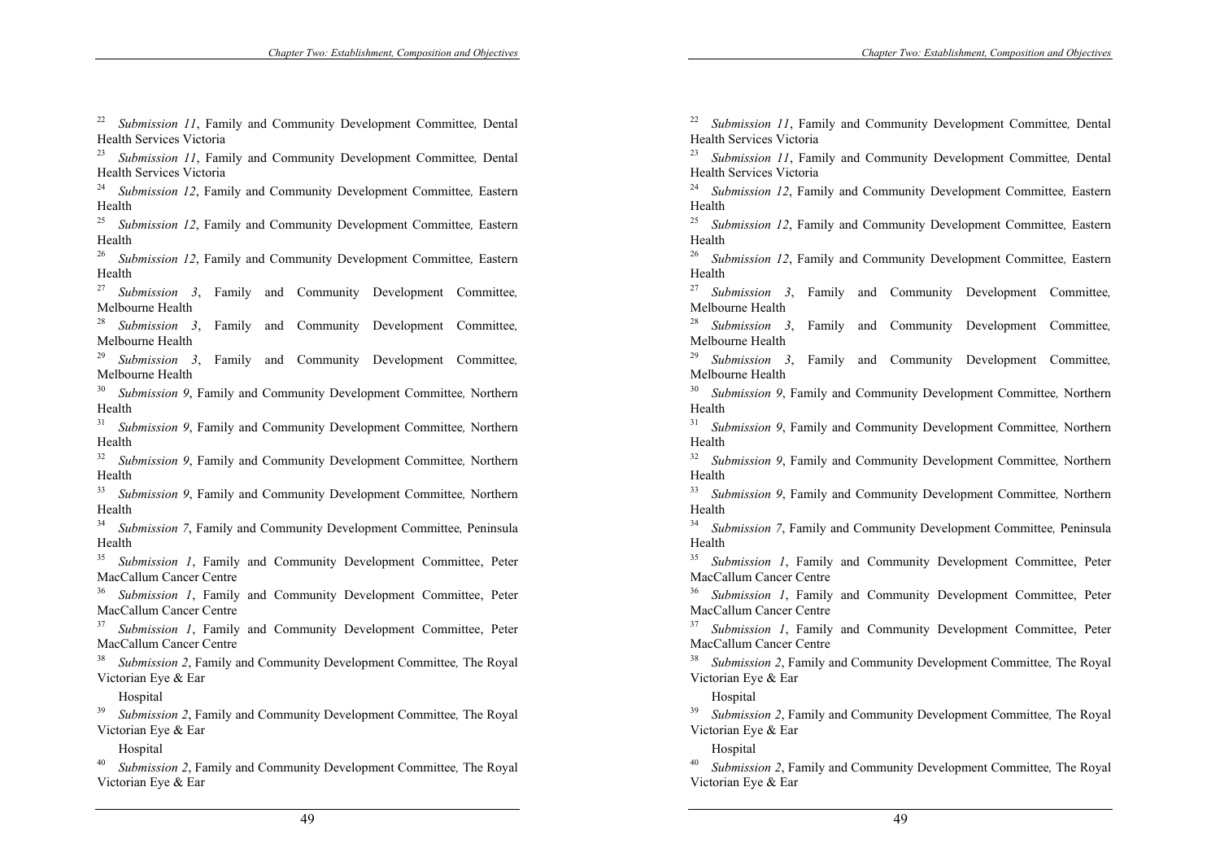[22] *Submission 11*, Family and Community Development Committee*,* Dental Health Services Victoria

[23] *Submission 11*, Family and Community Development Committee*,* Dental Health Services Victoria

[24] *Submission 12*, Family and Community Development Committee*,* Eastern Health

[25] *Submission 12*, Family and Community Development Committee*,* Eastern Health

[26] *Submission 12*, Family and Community Development Committee*,* Eastern Health

[27] *Submission 3*, Family and Community Development Committee*,* Melbourne Health

[28] *Submission 3*, Family and Community Development Committee*,* Melbourne Health

[29] *Submission 3*, Family and Community Development Committee*,* Melbourne Health

[30] *Submission 9*, Family and Community Development Committee*,* Northern Health

[31] *Submission 9*, Family and Community Development Committee*,* Northern Health

[32] *Submission 9*, Family and Community Development Committee*,* Northern Health

[33] *Submission 9*, Family and Community Development Committee*,* Northern Health

[34] *Submission 7*, Family and Community Development Committee*,* Peninsula Health

[35] *Submission 1*, Family and Community Development Committee, Peter MacCallum Cancer Centre

[36] *Submission 1*, Family and Community Development Committee, Peter MacCallum Cancer Centre

[37] *Submission 1*, Family and Community Development Committee, Peter MacCallum Cancer Centre

[38] *Submission 2*, Family and Community Development Committee*,* The Royal Victorian Eye & Ear

Hospital

[39] *Submission 2*, Family and Community Development Committee*,* The Royal Victorian Eye & Ear

Hospital

[40] *Submission 2*, Family and Community Development Committee*,* The Royal Victorian Eye & Ear

[22] *Submission 11*, Family and Community Development Committee*,* Dental Health Services Victoria

[23] *Submission 11*, Family and Community Development Committee*,* Dental Health Services Victoria

[24] *Submission 12*, Family and Community Development Committee*,* Eastern Health

[25] *Submission 12*, Family and Community Development Committee*,* Eastern Health

[26] *Submission 12*, Family and Community Development Committee*,* Eastern Health

[27] *Submission 3*, Family and Community Development Committee*,* Melbourne Health

[28] *Submission 3*, Family and Community Development Committee*,* Melbourne Health

[29] *Submission 3*, Family and Community Development Committee*,* Melbourne Health

[30] *Submission 9*, Family and Community Development Committee*,* Northern Health

[31] *Submission 9*, Family and Community Development Committee*,* Northern Health

[32] *Submission 9*, Family and Community Development Committee*,* Northern Health

[33] *Submission 9*, Family and Community Development Committee*,* Northern Health

[34] *Submission 7*, Family and Community Development Committee*,* Peninsula Health

[35] *Submission 1*, Family and Community Development Committee, Peter MacCallum Cancer Centre

[36] *Submission 1*, Family and Community Development Committee, Peter MacCallum Cancer Centre

[37] *Submission 1*, Family and Community Development Committee, Peter MacCallum Cancer Centre

[38] *Submission 2*, Family and Community Development Committee*,* The Royal Victorian Eye & Ear

Hospital

[39] *Submission 2*, Family and Community Development Committee*,* The Royal Victorian Eye & Ear

Hospital

[40] *Submission 2*, Family and Community Development Committee*,* The Royal Victorian Eye & Ear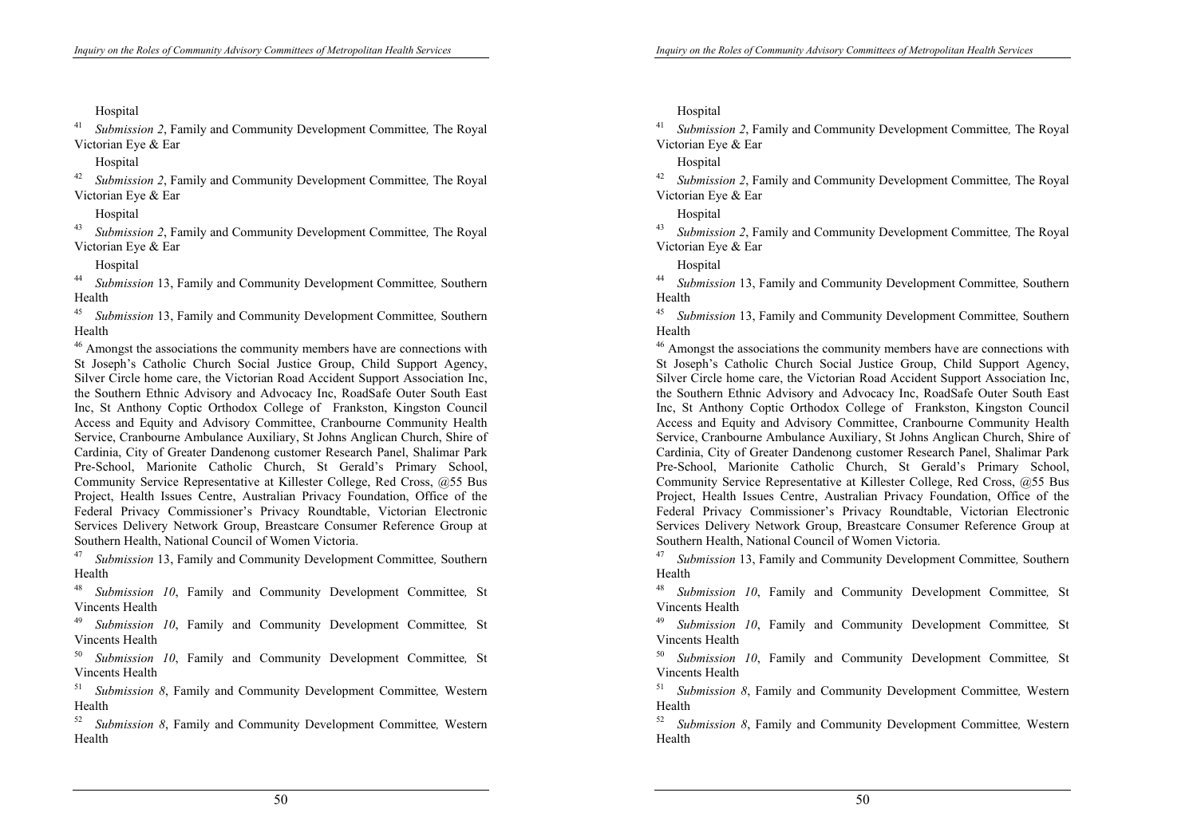Hospital

[41] *Submission 2*, Family and Community Development Committee*,* The Royal Victorian Eye & Ear

Hospital

[42] *Submission 2*, Family and Community Development Committee*,* The Royal Victorian Eye & Ear

Hospital

[43] *Submission 2*, Family and Community Development Committee*,* The Royal Victorian Eye & Ear

Hospital

[44] *Submission* 13, Family and Community Development Committee*,* Southern Health

[45] *Submission* 13, Family and Community Development Committee*,* Southern Health

[46] Amongst the associations the community members have are connections with St Joseph's Catholic Church Social Justice Group, Child Support Agency, Silver Circle home care, the Victorian Road Accident Support Association Inc, the Southern Ethnic Advisory and Advocacy Inc, RoadSafe Outer South East Inc, St Anthony Coptic Orthodox College of Frankston, Kingston Council Access and Equity and Advisory Committee, Cranbourne Community Health Service, Cranbourne Ambulance Auxiliary, St Johns Anglican Church, Shire of Cardinia, City of Greater Dandenong customer Research Panel, Shalimar Park Pre-School, Marionite Catholic Church, St Gerald's Primary School, Community Service Representative at Killester College, Red Cross, @55 Bus Project, Health Issues Centre, Australian Privacy Foundation, Office of the Federal Privacy Commissioner's Privacy Roundtable, Victorian Electronic Services Delivery Network Group, Breastcare Consumer Reference Group at Southern Health, National Council of Women Victoria.

[47] *Submission* 13, Family and Community Development Committee*,* Southern Health

[48] *Submission 10*, Family and Community Development Committee*,* St Vincents Health

[49] *Submission 10*, Family and Community Development Committee*,* St Vincents Health

[50] *Submission 10*, Family and Community Development Committee*,* St Vincents Health

[51] *Submission 8*, Family and Community Development Committee*,* Western Health

[52] *Submission 8*, Family and Community Development Committee*,* Western Health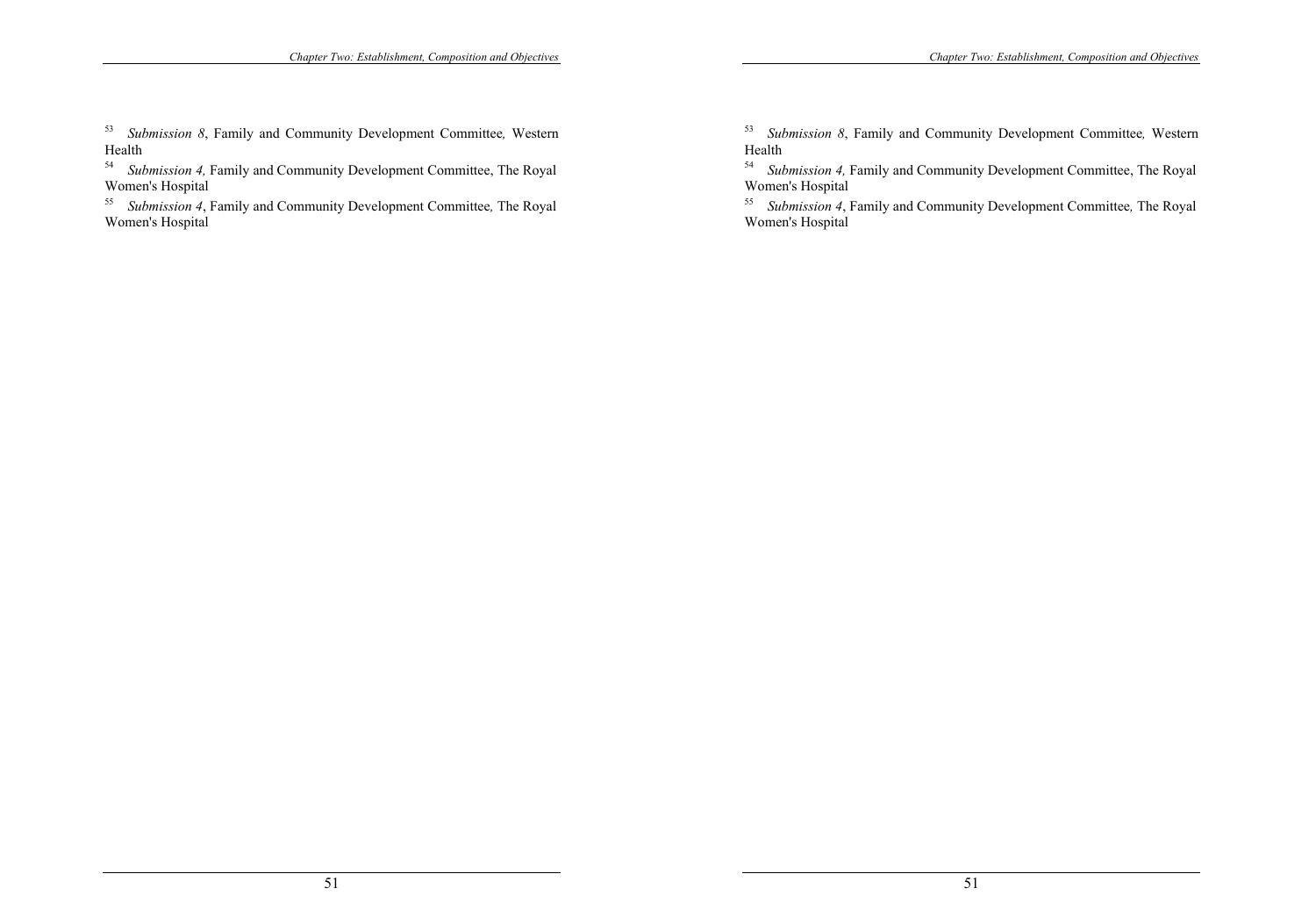[53] *Submission 8*, Family and Community Development Committee*,* Western Health

[54] *Submission 4,* Family and Community Development Committee, The Royal Women's Hospital

[55] *Submission 4*, Family and Community Development Committee*,* The Royal Women's Hospital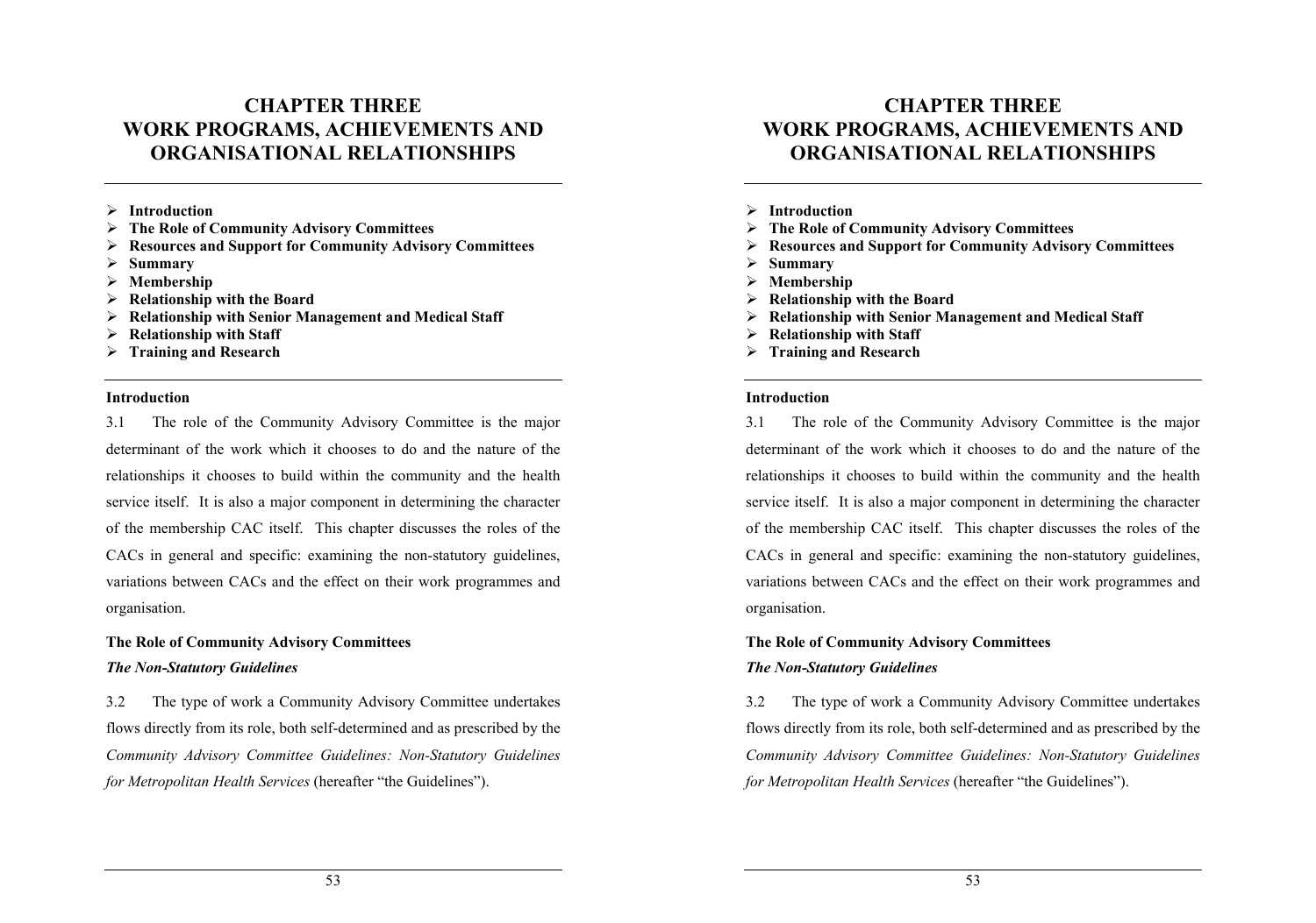# CHAPTER THREE
# WORK PROGRAMS, ACHIEVEMENTS AND ORGANISATIONAL RELATIONSHIPS

- **Introduction**
- **The Role of Community Advisory Committees**
- **Resources and Support for Community Advisory Committees**
- **Summary**
- **Membership**
- **Relationship with the Board**
- **Relationship with Senior Management and Medical Staff**
- **Relationship with Staff**
- **Training and Research**

### Introduction

3.1 The role of the Community Advisory Committee is the major determinant of the work which it chooses to do and the nature of the relationships it chooses to build within the community and the health service itself. It is also a major component in determining the character of the membership CAC itself. This chapter discusses the roles of the CACs in general and specific: examining the non-statutory guidelines, variations between CACs and the effect on their work programmes and organisation.

### The Role of Community Advisory Committees

#### *The Non-Statutory Guidelines*

3.2 The type of work a Community Advisory Committee undertakes flows directly from its role, both self-determined and as prescribed by the *Community Advisory Committee Guidelines: Non-Statutory Guidelines for Metropolitan Health Services* (hereafter "the Guidelines").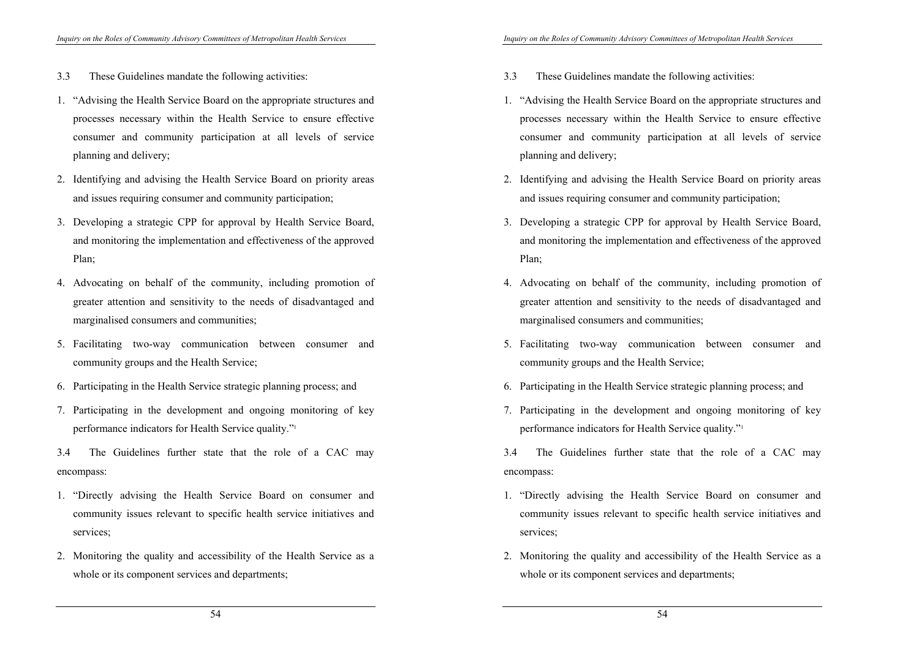3.3 These Guidelines mandate the following activities:

1. "Advising the Health Service Board on the appropriate structures and processes necessary within the Health Service to ensure effective consumer and community participation at all levels of service planning and delivery;
2. Identifying and advising the Health Service Board on priority areas and issues requiring consumer and community participation;
3. Developing a strategic CPP for approval by Health Service Board, and monitoring the implementation and effectiveness of the approved Plan;
4. Advocating on behalf of the community, including promotion of greater attention and sensitivity to the needs of disadvantaged and marginalised consumers and communities;
5. Facilitating two-way communication between consumer and community groups and the Health Service;
6. Participating in the Health Service strategic planning process; and
7. Participating in the development and ongoing monitoring of key performance indicators for Health Service quality."[1]

3.4 The Guidelines further state that the role of a CAC may encompass:

1. "Directly advising the Health Service Board on consumer and community issues relevant to specific health service initiatives and services;
2. Monitoring the quality and accessibility of the Health Service as a whole or its component services and departments;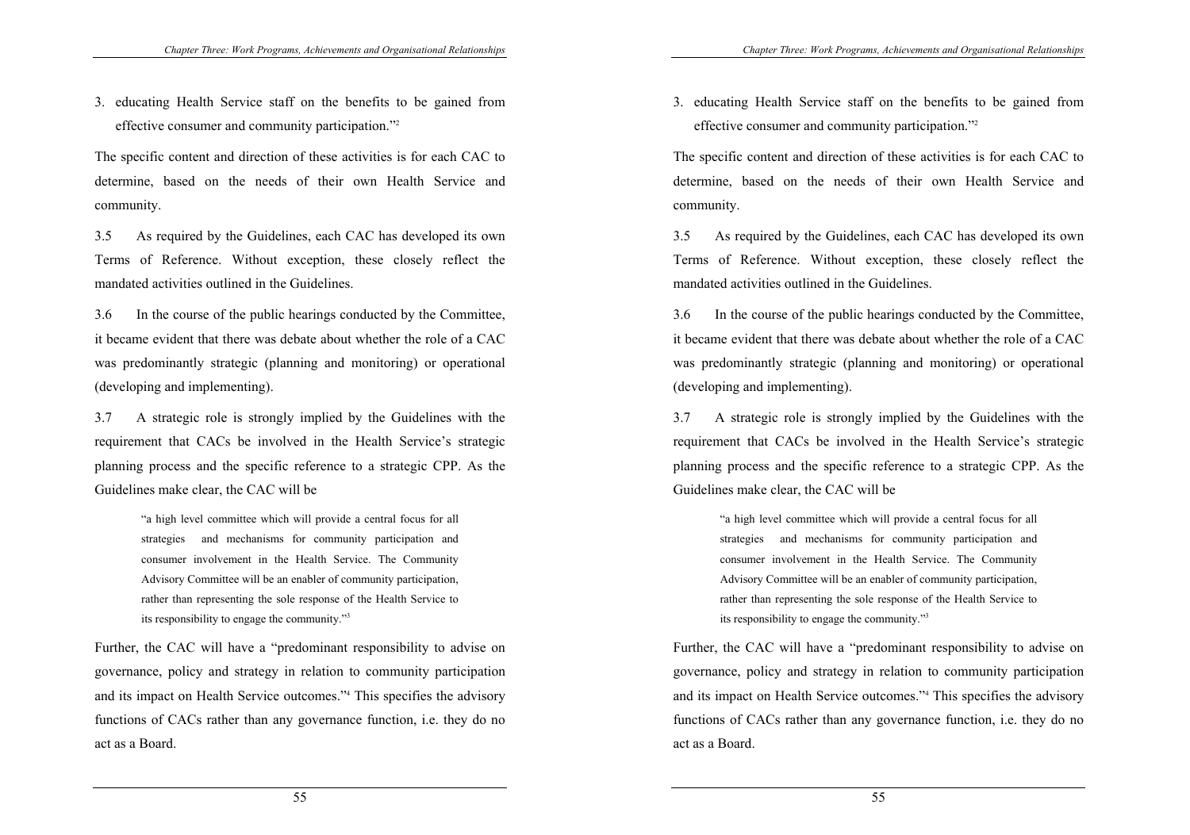3. educating Health Service staff on the benefits to be gained from effective consumer and community participation."[2]

The specific content and direction of these activities is for each CAC to determine, based on the needs of their own Health Service and community.

3.5 As required by the Guidelines, each CAC has developed its own Terms of Reference. Without exception, these closely reflect the mandated activities outlined in the Guidelines.

3.6 In the course of the public hearings conducted by the Committee, it became evident that there was debate about whether the role of a CAC was predominantly strategic (planning and monitoring) or operational (developing and implementing).

3.7 A strategic role is strongly implied by the Guidelines with the requirement that CACs be involved in the Health Service's strategic planning process and the specific reference to a strategic CPP. As the Guidelines make clear, the CAC will be

> "a high level committee which will provide a central focus for all strategies and mechanisms for community participation and consumer involvement in the Health Service. The Community Advisory Committee will be an enabler of community participation, rather than representing the sole response of the Health Service to its responsibility to engage the community."[3]

Further, the CAC will have a "predominant responsibility to advise on governance, policy and strategy in relation to community participation and its impact on Health Service outcomes."[4] This specifies the advisory functions of CACs rather than any governance function, i.e. they do no act as a Board.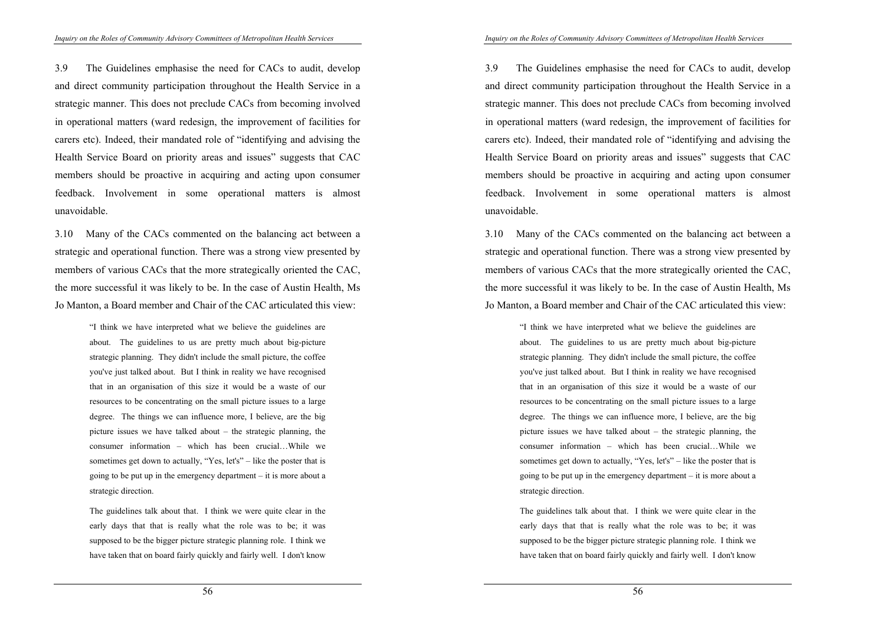3.9 The Guidelines emphasise the need for CACs to audit, develop and direct community participation throughout the Health Service in a strategic manner. This does not preclude CACs from becoming involved in operational matters (ward redesign, the improvement of facilities for carers etc). Indeed, their mandated role of "identifying and advising the Health Service Board on priority areas and issues" suggests that CAC members should be proactive in acquiring and acting upon consumer feedback. Involvement in some operational matters is almost unavoidable.

3.10 Many of the CACs commented on the balancing act between a strategic and operational function. There was a strong view presented by members of various CACs that the more strategically oriented the CAC, the more successful it was likely to be. In the case of Austin Health, Ms Jo Manton, a Board member and Chair of the CAC articulated this view:

> "I think we have interpreted what we believe the guidelines are about. The guidelines to us are pretty much about big-picture strategic planning. They didn't include the small picture, the coffee you've just talked about. But I think in reality we have recognised that in an organisation of this size it would be a waste of our resources to be concentrating on the small picture issues to a large degree. The things we can influence more, I believe, are the big picture issues we have talked about – the strategic planning, the consumer information – which has been crucial…While we sometimes get down to actually, "Yes, let's" – like the poster that is going to be put up in the emergency department – it is more about a strategic direction.
>
> The guidelines talk about that. I think we were quite clear in the early days that that is really what the role was to be; it was supposed to be the bigger picture strategic planning role. I think we have taken that on board fairly quickly and fairly well. I don't know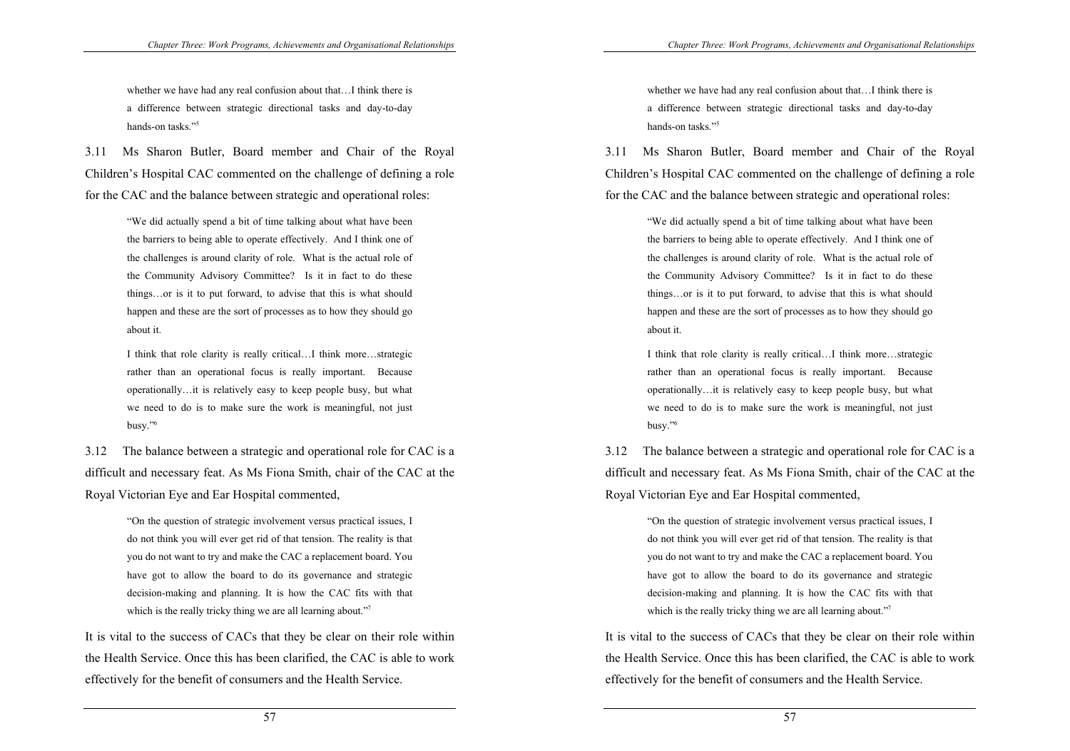> whether we have had any real confusion about that…I think there is a difference between strategic directional tasks and day-to-day hands-on tasks."[5]

3.11 Ms Sharon Butler, Board member and Chair of the Royal Children's Hospital CAC commented on the challenge of defining a role for the CAC and the balance between strategic and operational roles:

> "We did actually spend a bit of time talking about what have been the barriers to being able to operate effectively. And I think one of the challenges is around clarity of role. What is the actual role of the Community Advisory Committee? Is it in fact to do these things…or is it to put forward, to advise that this is what should happen and these are the sort of processes as to how they should go about it.
>
> I think that role clarity is really critical…I think more…strategic rather than an operational focus is really important. Because operationally…it is relatively easy to keep people busy, but what we need to do is to make sure the work is meaningful, not just busy."[6]

3.12 The balance between a strategic and operational role for CAC is a difficult and necessary feat. As Ms Fiona Smith, chair of the CAC at the Royal Victorian Eye and Ear Hospital commented,

> "On the question of strategic involvement versus practical issues, I do not think you will ever get rid of that tension. The reality is that you do not want to try and make the CAC a replacement board. You have got to allow the board to do its governance and strategic decision-making and planning. It is how the CAC fits with that which is the really tricky thing we are all learning about."[7]

It is vital to the success of CACs that they be clear on their role within the Health Service. Once this has been clarified, the CAC is able to work effectively for the benefit of consumers and the Health Service.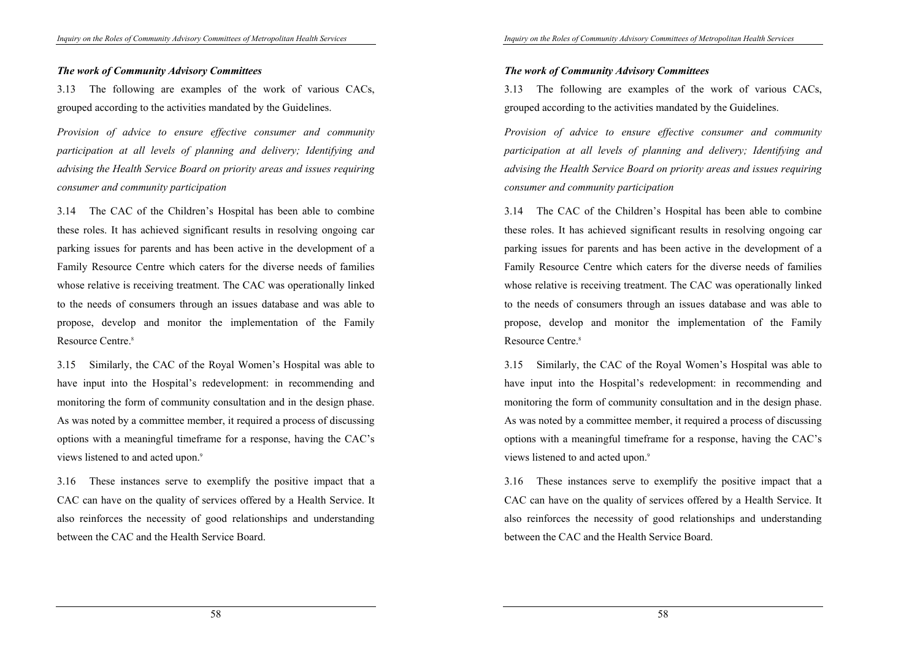### *The work of Community Advisory Committees*

3.13 The following are examples of the work of various CACs, grouped according to the activities mandated by the Guidelines.

*Provision of advice to ensure effective consumer and community participation at all levels of planning and delivery; Identifying and advising the Health Service Board on priority areas and issues requiring consumer and community participation*

3.14 The CAC of the Children's Hospital has been able to combine these roles. It has achieved significant results in resolving ongoing car parking issues for parents and has been active in the development of a Family Resource Centre which caters for the diverse needs of families whose relative is receiving treatment. The CAC was operationally linked to the needs of consumers through an issues database and was able to propose, develop and monitor the implementation of the Family Resource Centre.[8]

3.15 Similarly, the CAC of the Royal Women's Hospital was able to have input into the Hospital's redevelopment: in recommending and monitoring the form of community consultation and in the design phase. As was noted by a committee member, it required a process of discussing options with a meaningful timeframe for a response, having the CAC's views listened to and acted upon.[9]

3.16 These instances serve to exemplify the positive impact that a CAC can have on the quality of services offered by a Health Service. It also reinforces the necessity of good relationships and understanding between the CAC and the Health Service Board.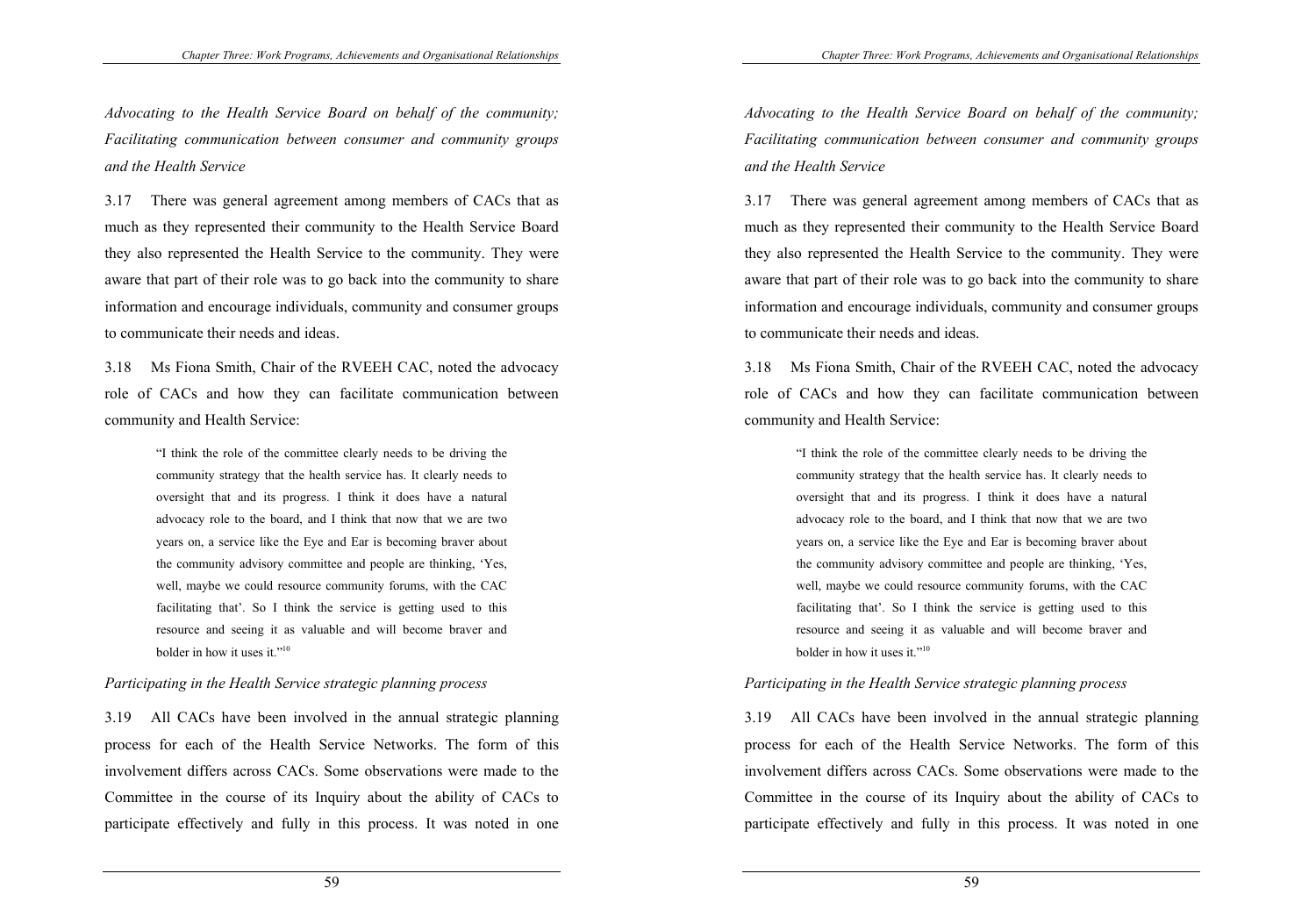*Advocating to the Health Service Board on behalf of the community; Facilitating communication between consumer and community groups and the Health Service*

3.17 There was general agreement among members of CACs that as much as they represented their community to the Health Service Board they also represented the Health Service to the community. They were aware that part of their role was to go back into the community to share information and encourage individuals, community and consumer groups to communicate their needs and ideas.

3.18 Ms Fiona Smith, Chair of the RVEEH CAC, noted the advocacy role of CACs and how they can facilitate communication between community and Health Service:

> "I think the role of the committee clearly needs to be driving the community strategy that the health service has. It clearly needs to oversight that and its progress. I think it does have a natural advocacy role to the board, and I think that now that we are two years on, a service like the Eye and Ear is becoming braver about the community advisory committee and people are thinking, 'Yes, well, maybe we could resource community forums, with the CAC facilitating that'. So I think the service is getting used to this resource and seeing it as valuable and will become braver and bolder in how it uses it."[10]

*Participating in the Health Service strategic planning process*

3.19 All CACs have been involved in the annual strategic planning process for each of the Health Service Networks. The form of this involvement differs across CACs. Some observations were made to the Committee in the course of its Inquiry about the ability of CACs to participate effectively and fully in this process. It was noted in one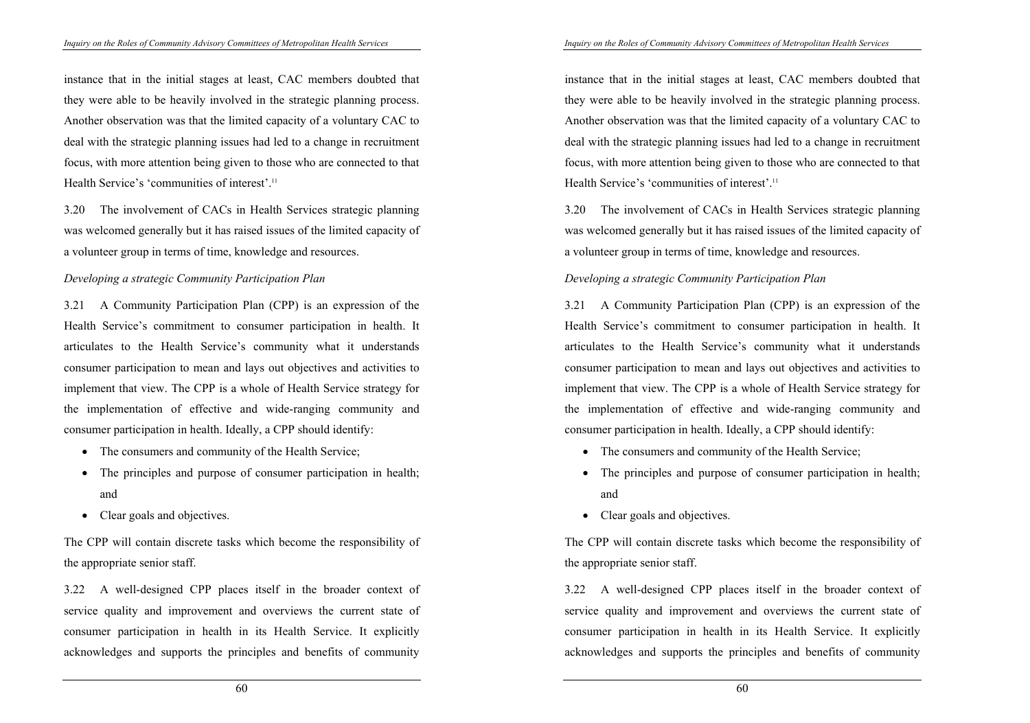instance that in the initial stages at least, CAC members doubted that they were able to be heavily involved in the strategic planning process. Another observation was that the limited capacity of a voluntary CAC to deal with the strategic planning issues had led to a change in recruitment focus, with more attention being given to those who are connected to that Health Service's 'communities of interest'.[11]

3.20 The involvement of CACs in Health Services strategic planning was welcomed generally but it has raised issues of the limited capacity of a volunteer group in terms of time, knowledge and resources.

*Developing a strategic Community Participation Plan*

3.21 A Community Participation Plan (CPP) is an expression of the Health Service's commitment to consumer participation in health. It articulates to the Health Service's community what it understands consumer participation to mean and lays out objectives and activities to implement that view. The CPP is a whole of Health Service strategy for the implementation of effective and wide-ranging community and consumer participation in health. Ideally, a CPP should identify:

- The consumers and community of the Health Service;
- The principles and purpose of consumer participation in health; and
- Clear goals and objectives.

The CPP will contain discrete tasks which become the responsibility of the appropriate senior staff.

3.22 A well-designed CPP places itself in the broader context of service quality and improvement and overviews the current state of consumer participation in health in its Health Service. It explicitly acknowledges and supports the principles and benefits of community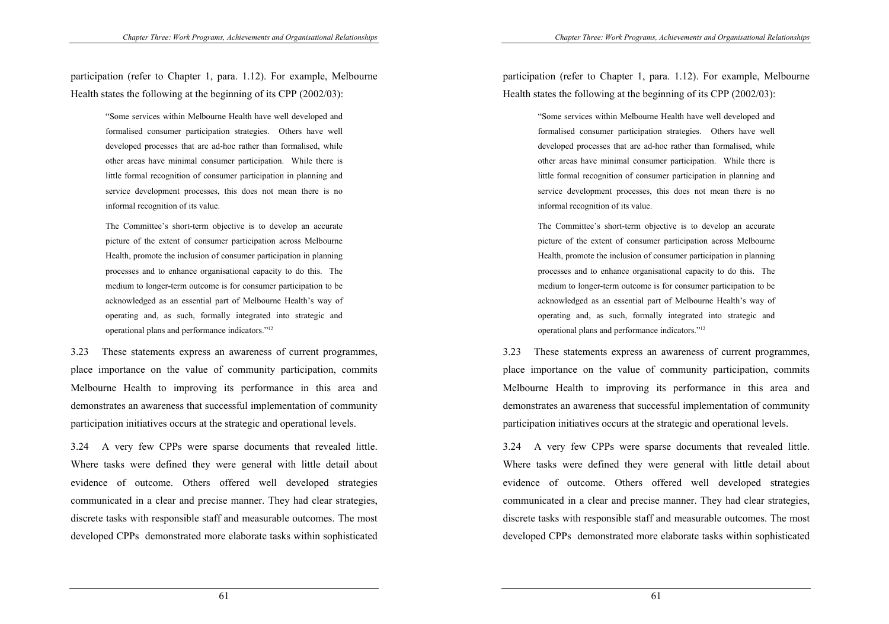participation (refer to Chapter 1, para. 1.12). For example, Melbourne Health states the following at the beginning of its CPP (2002/03):

> "Some services within Melbourne Health have well developed and formalised consumer participation strategies. Others have well developed processes that are ad-hoc rather than formalised, while other areas have minimal consumer participation. While there is little formal recognition of consumer participation in planning and service development processes, this does not mean there is no informal recognition of its value.
>
> The Committee's short-term objective is to develop an accurate picture of the extent of consumer participation across Melbourne Health, promote the inclusion of consumer participation in planning processes and to enhance organisational capacity to do this. The medium to longer-term outcome is for consumer participation to be acknowledged as an essential part of Melbourne Health's way of operating and, as such, formally integrated into strategic and operational plans and performance indicators."[12]

3.23 These statements express an awareness of current programmes, place importance on the value of community participation, commits Melbourne Health to improving its performance in this area and demonstrates an awareness that successful implementation of community participation initiatives occurs at the strategic and operational levels.

3.24 A very few CPPs were sparse documents that revealed little. Where tasks were defined they were general with little detail about evidence of outcome. Others offered well developed strategies communicated in a clear and precise manner. They had clear strategies, discrete tasks with responsible staff and measurable outcomes. The most developed CPPs demonstrated more elaborate tasks within sophisticated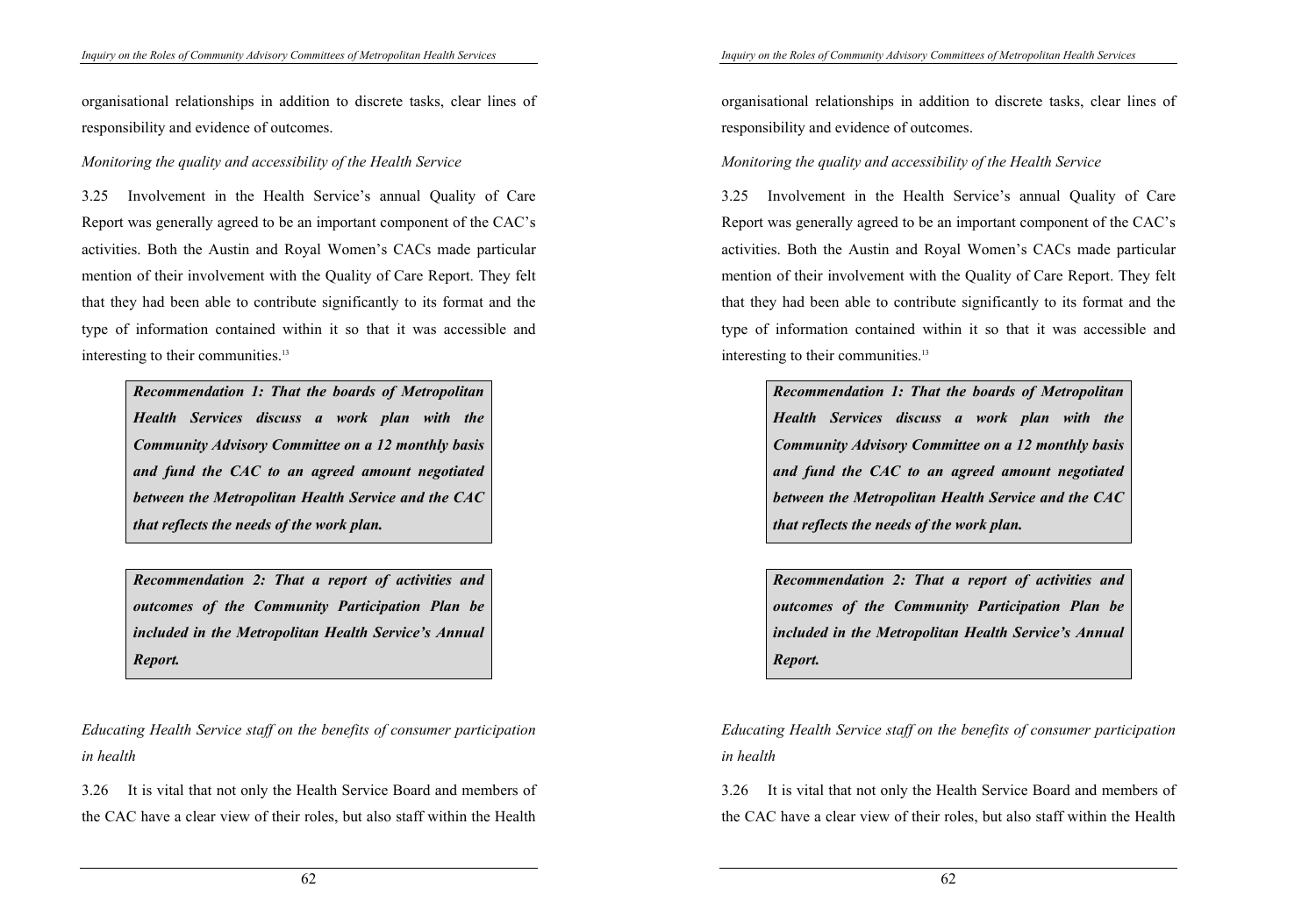organisational relationships in addition to discrete tasks, clear lines of responsibility and evidence of outcomes.

*Monitoring the quality and accessibility of the Health Service*

3.25 Involvement in the Health Service's annual Quality of Care Report was generally agreed to be an important component of the CAC's activities. Both the Austin and Royal Women's CACs made particular mention of their involvement with the Quality of Care Report. They felt that they had been able to contribute significantly to its format and the type of information contained within it so that it was accessible and interesting to their communities.[13]

> ***Recommendation 1: That the boards of Metropolitan Health Services discuss a work plan with the Community Advisory Committee on a 12 monthly basis and fund the CAC to an agreed amount negotiated between the Metropolitan Health Service and the CAC that reflects the needs of the work plan.***

> ***Recommendation 2: That a report of activities and outcomes of the Community Participation Plan be included in the Metropolitan Health Service's Annual Report.***

*Educating Health Service staff on the benefits of consumer participation in health*

3.26 It is vital that not only the Health Service Board and members of the CAC have a clear view of their roles, but also staff within the Health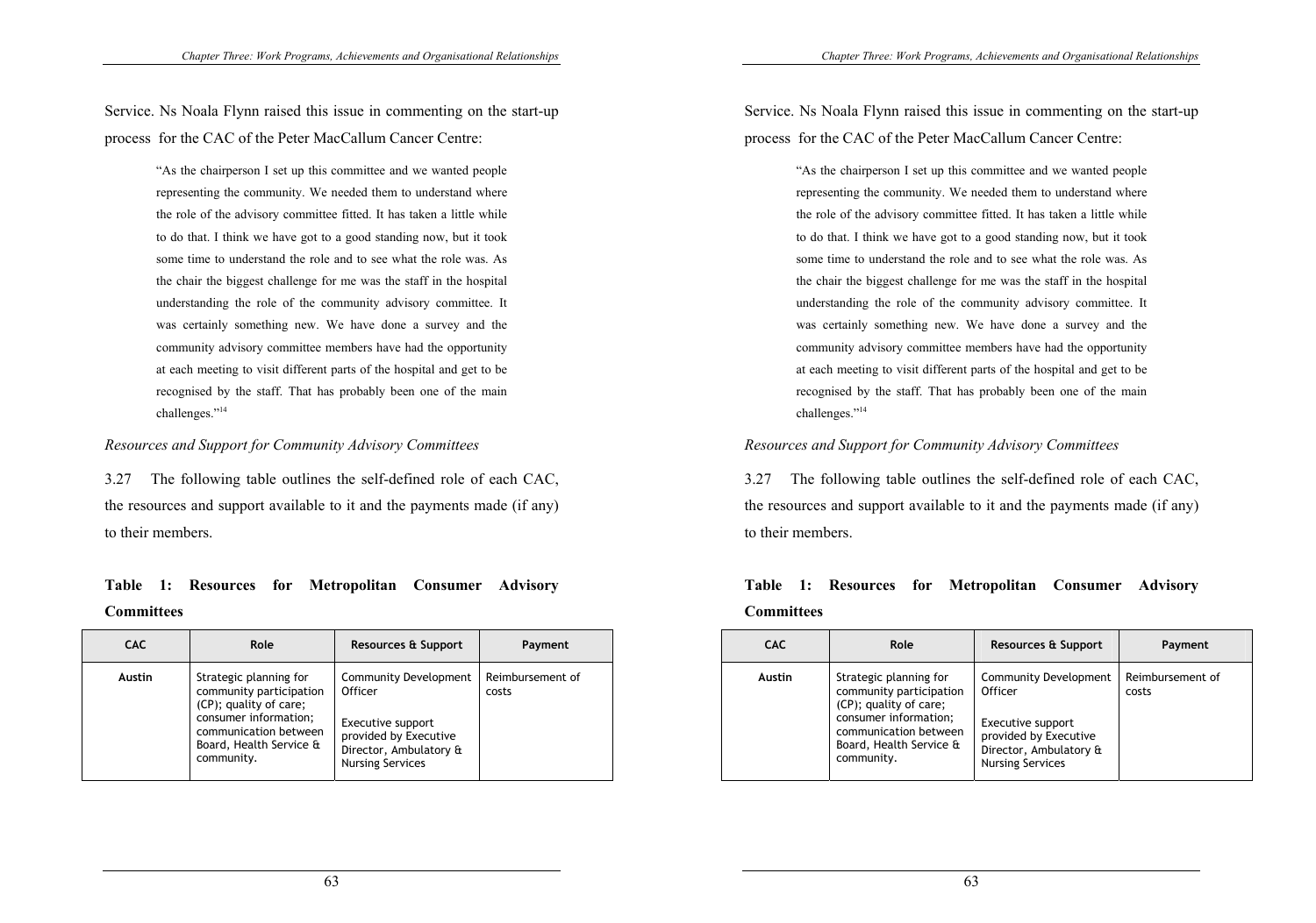Service. Ns Noala Flynn raised this issue in commenting on the start-up process for the CAC of the Peter MacCallum Cancer Centre:

> "As the chairperson I set up this committee and we wanted people representing the community. We needed them to understand where the role of the advisory committee fitted. It has taken a little while to do that. I think we have got to a good standing now, but it took some time to understand the role and to see what the role was. As the chair the biggest challenge for me was the staff in the hospital understanding the role of the community advisory committee. It was certainly something new. We have done a survey and the community advisory committee members have had the opportunity at each meeting to visit different parts of the hospital and get to be recognised by the staff. That has probably been one of the main challenges."[14]

*Resources and Support for Community Advisory Committees*

3.27 The following table outlines the self-defined role of each CAC, the resources and support available to it and the payments made (if any) to their members.

**Table 1: Resources for Metropolitan Consumer Advisory Committees**

| CAC | Role | Resources & Support | Payment |
|---|---|---|---|
| **Austin** | Strategic planning for community participation (CP); quality of care; consumer information; communication between Board, Health Service & community. | Community Development Officer<br><br>Executive support provided by Executive Director, Ambulatory & Nursing Services | Reimbursement of costs |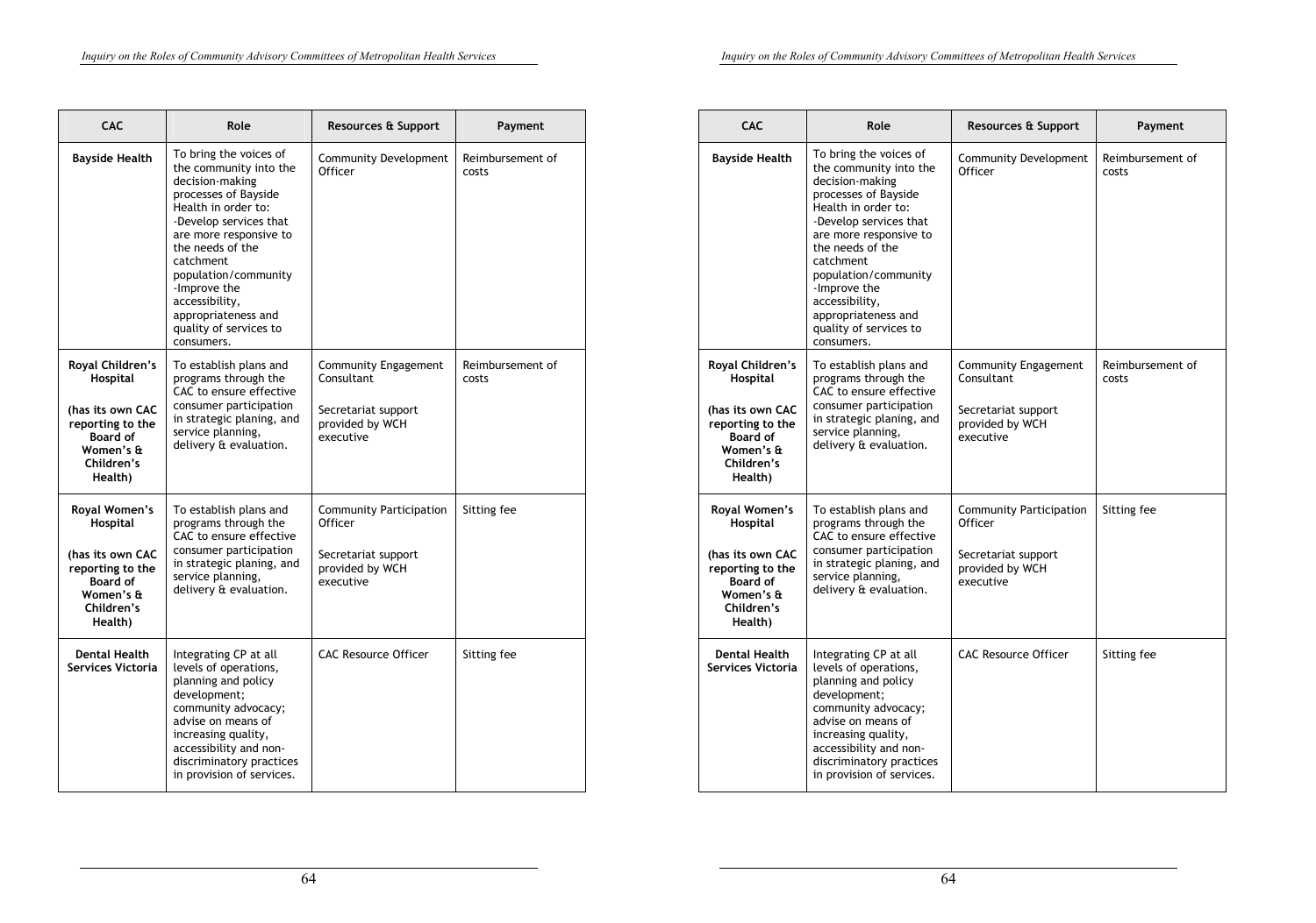| CAC | Role | Resources & Support | Payment |
| --- | --- | --- | --- |
| **Bayside Health** | To bring the voices of the community into the decision-making processes of Bayside Health in order to:<br>-Develop services that are more responsive to the needs of the catchment population/community<br>-Improve the accessibility, appropriateness and quality of services to consumers. | Community Development Officer | Reimbursement of costs |
| **Royal Children's Hospital**<br><br>**(has its own CAC reporting to the Board of Women's & Children's Health)** | To establish plans and programs through the CAC to ensure effective consumer participation in strategic planing, and service planning, delivery & evaluation. | Community Engagement Consultant<br><br>Secretariat support provided by WCH executive | Reimbursement of costs |
| **Royal Women's Hospital**<br><br>**(has its own CAC reporting to the Board of Women's & Children's Health)** | To establish plans and programs through the CAC to ensure effective consumer participation in strategic planing, and service planning, delivery & evaluation. | Community Participation Officer<br><br>Secretariat support provided by WCH executive | Sitting fee |
| **Dental Health Services Victoria** | Integrating CP at all levels of operations, planning and policy development; community advocacy; advise on means of increasing quality, accessibility and non-discriminatory practices in provision of services. | CAC Resource Officer | Sitting fee |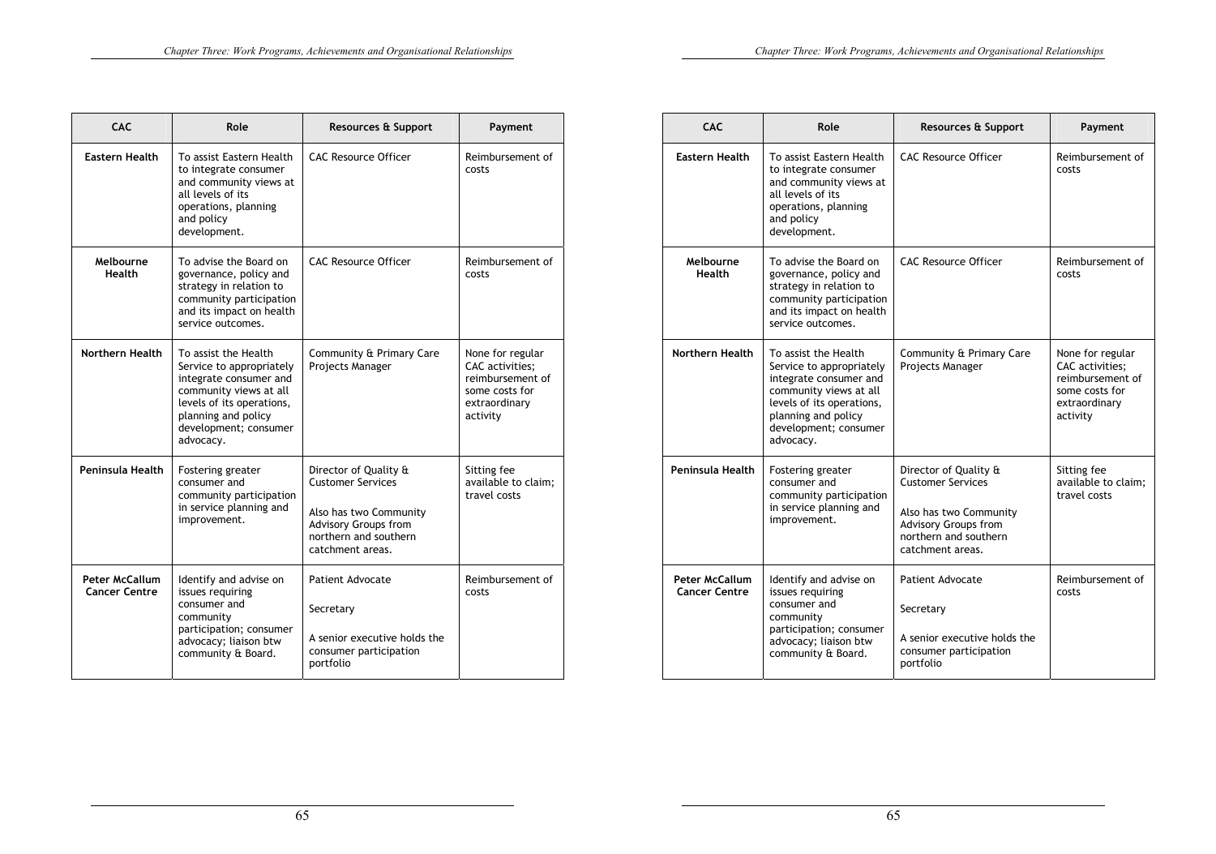| CAC | Role | Resources & Support | Payment |
|---|---|---|---|
| **Eastern Health** | To assist Eastern Health to integrate consumer and community views at all levels of its operations, planning and policy development. | CAC Resource Officer | Reimbursement of costs |
| **Melbourne Health** | To advise the Board on governance, policy and strategy in relation to community participation and its impact on health service outcomes. | CAC Resource Officer | Reimbursement of costs |
| **Northern Health** | To assist the Health Service to appropriately integrate consumer and community views at all levels of its operations, planning and policy development; consumer advocacy. | Community & Primary Care Projects Manager | None for regular CAC activities; reimbursement of some costs for extraordinary activity |
| **Peninsula Health** | Fostering greater consumer and community participation in service planning and improvement. | Director of Quality & Customer Services<br><br>Also has two Community Advisory Groups from northern and southern catchment areas. | Sitting fee available to claim; travel costs |
| **Peter McCallum Cancer Centre** | Identify and advise on issues requiring consumer and community participation; consumer advocacy; liaison btw community & Board. | Patient Advocate<br><br>Secretary<br><br>A senior executive holds the consumer participation portfolio | Reimbursement of costs |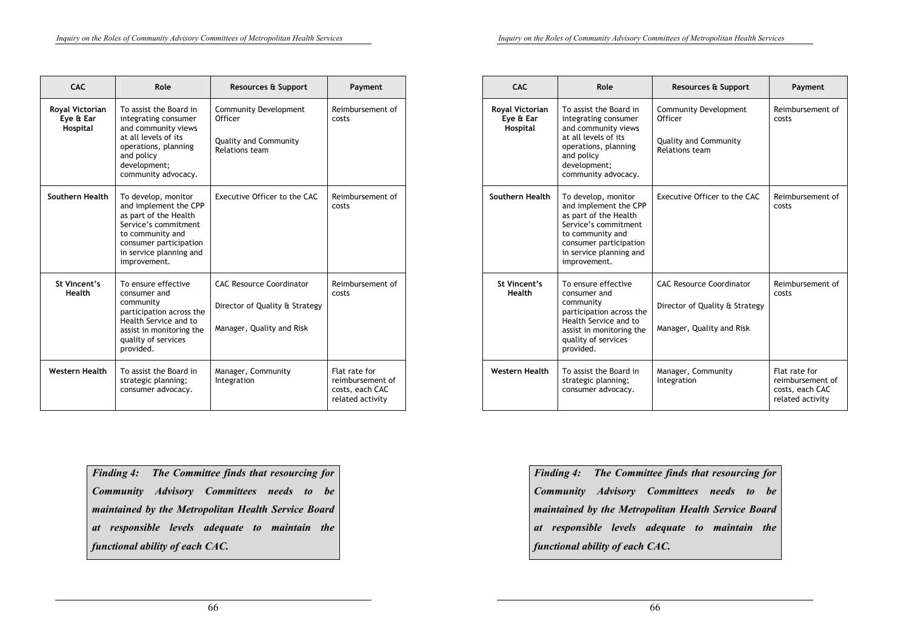| CAC | Role | Resources & Support | Payment |
|---|---|---|---|
| **Royal Victorian Eye & Ear Hospital** | To assist the Board in integrating consumer and community views at all levels of its operations, planning and policy development; community advocacy. | Community Development Officer<br><br>Quality and Community Relations team | Reimbursement of costs |
| **Southern Health** | To develop, monitor and implement the CPP as part of the Health Service's commitment to community and consumer participation in service planning and improvement. | Executive Officer to the CAC | Reimbursement of costs |
| **St Vincent's Health** | To ensure effective consumer and community participation across the Health Service and to assist in monitoring the quality of services provided. | CAC Resource Coordinator<br><br>Director of Quality & Strategy<br><br>Manager, Quality and Risk | Reimbursement of costs |
| **Western Health** | To assist the Board in strategic planning; consumer advocacy. | Manager, Community Integration | Flat rate for reimbursement of costs, each CAC related activity |

***Finding 4: The Committee finds that resourcing for Community Advisory Committees needs to be maintained by the Metropolitan Health Service Board at responsible levels adequate to maintain the functional ability of each CAC.***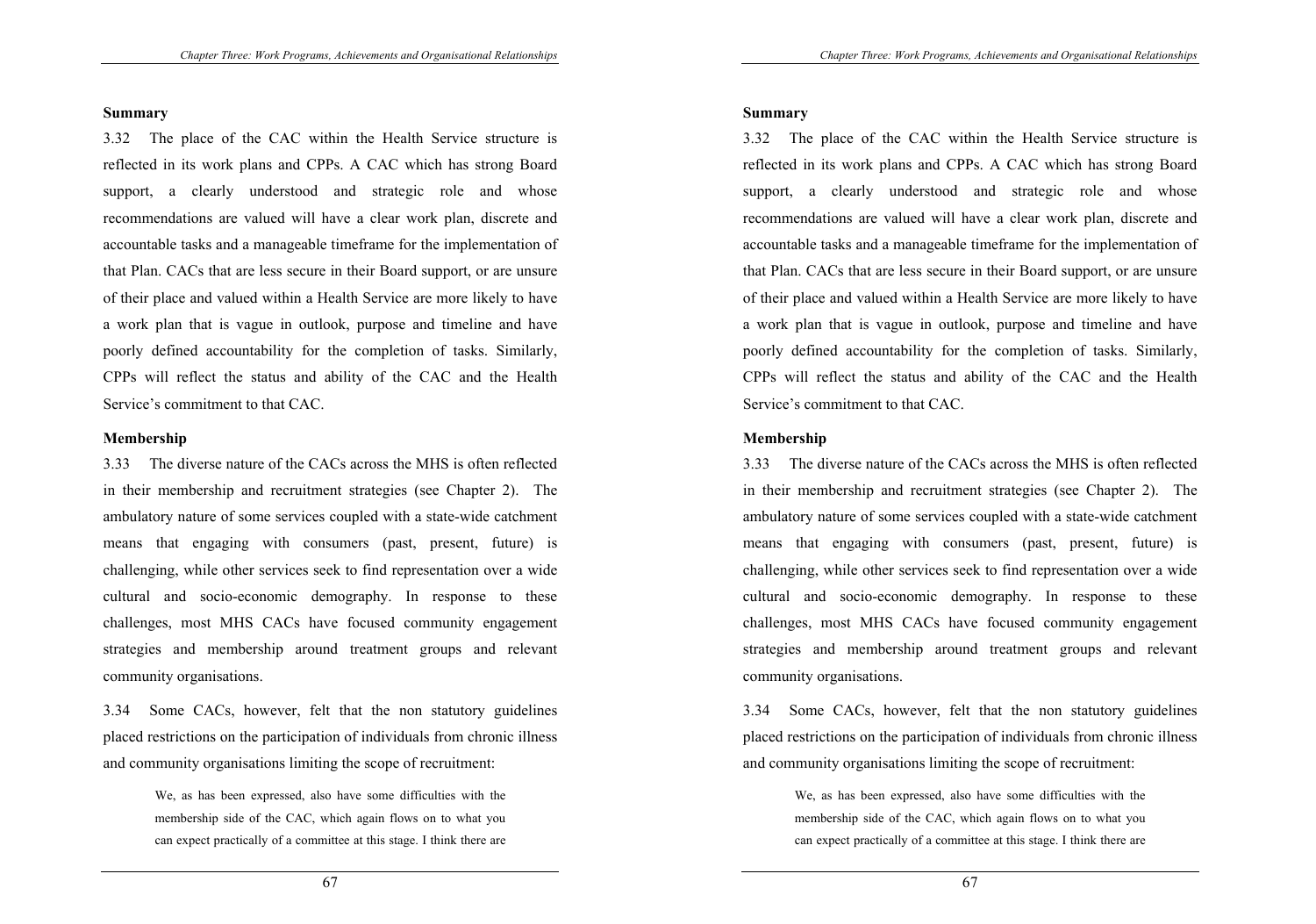**Summary**

3.32 The place of the CAC within the Health Service structure is reflected in its work plans and CPPs. A CAC which has strong Board support, a clearly understood and strategic role and whose recommendations are valued will have a clear work plan, discrete and accountable tasks and a manageable timeframe for the implementation of that Plan. CACs that are less secure in their Board support, or are unsure of their place and valued within a Health Service are more likely to have a work plan that is vague in outlook, purpose and timeline and have poorly defined accountability for the completion of tasks. Similarly, CPPs will reflect the status and ability of the CAC and the Health Service's commitment to that CAC.

**Membership**

3.33 The diverse nature of the CACs across the MHS is often reflected in their membership and recruitment strategies (see Chapter 2). The ambulatory nature of some services coupled with a state-wide catchment means that engaging with consumers (past, present, future) is challenging, while other services seek to find representation over a wide cultural and socio-economic demography. In response to these challenges, most MHS CACs have focused community engagement strategies and membership around treatment groups and relevant community organisations.

3.34 Some CACs, however, felt that the non statutory guidelines placed restrictions on the participation of individuals from chronic illness and community organisations limiting the scope of recruitment:

> We, as has been expressed, also have some difficulties with the membership side of the CAC, which again flows on to what you can expect practically of a committee at this stage. I think there are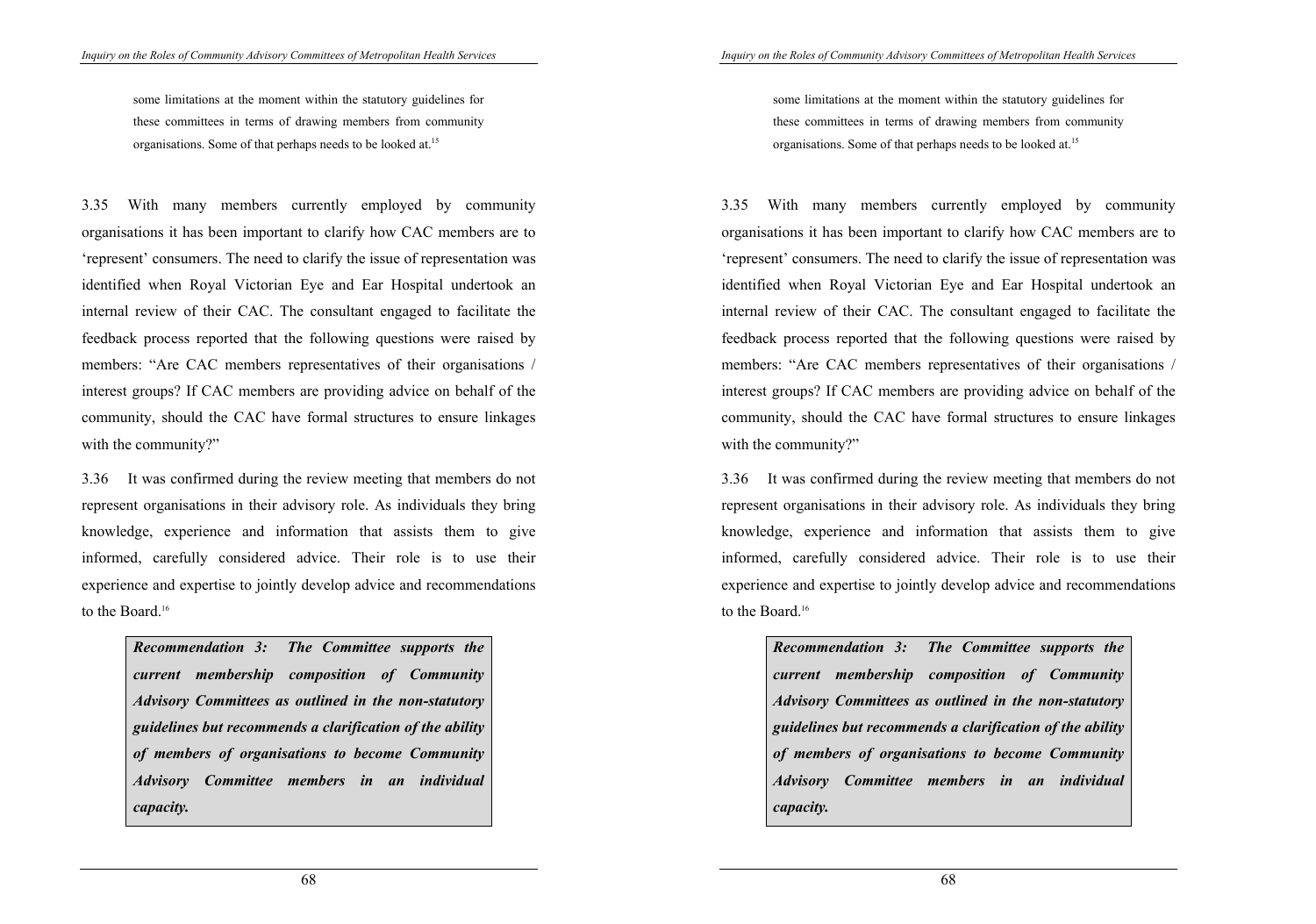> some limitations at the moment within the statutory guidelines for these committees in terms of drawing members from community organisations. Some of that perhaps needs to be looked at.[15]

3.35 With many members currently employed by community organisations it has been important to clarify how CAC members are to 'represent' consumers. The need to clarify the issue of representation was identified when Royal Victorian Eye and Ear Hospital undertook an internal review of their CAC. The consultant engaged to facilitate the feedback process reported that the following questions were raised by members: "Are CAC members representatives of their organisations / interest groups? If CAC members are providing advice on behalf of the community, should the CAC have formal structures to ensure linkages with the community?"

3.36 It was confirmed during the review meeting that members do not represent organisations in their advisory role. As individuals they bring knowledge, experience and information that assists them to give informed, carefully considered advice. Their role is to use their experience and expertise to jointly develop advice and recommendations to the Board.[16]

> ***Recommendation 3: The Committee supports the current membership composition of Community Advisory Committees as outlined in the non-statutory guidelines but recommends a clarification of the ability of members of organisations to become Community Advisory Committee members in an individual capacity.***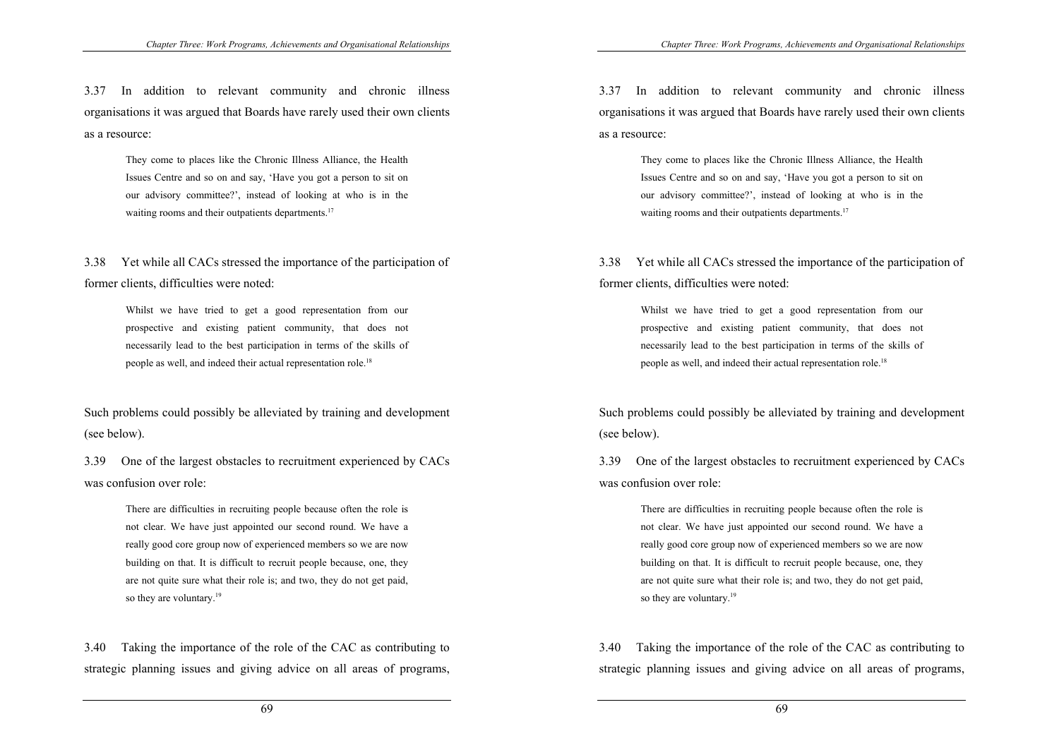3.37 In addition to relevant community and chronic illness organisations it was argued that Boards have rarely used their own clients as a resource:

> They come to places like the Chronic Illness Alliance, the Health Issues Centre and so on and say, 'Have you got a person to sit on our advisory committee?', instead of looking at who is in the waiting rooms and their outpatients departments.[17]

3.38 Yet while all CACs stressed the importance of the participation of former clients, difficulties were noted:

> Whilst we have tried to get a good representation from our prospective and existing patient community, that does not necessarily lead to the best participation in terms of the skills of people as well, and indeed their actual representation role.[18]

Such problems could possibly be alleviated by training and development (see below).

3.39 One of the largest obstacles to recruitment experienced by CACs was confusion over role:

> There are difficulties in recruiting people because often the role is not clear. We have just appointed our second round. We have a really good core group now of experienced members so we are now building on that. It is difficult to recruit people because, one, they are not quite sure what their role is; and two, they do not get paid, so they are voluntary.[19]

3.40 Taking the importance of the role of the CAC as contributing to strategic planning issues and giving advice on all areas of programs,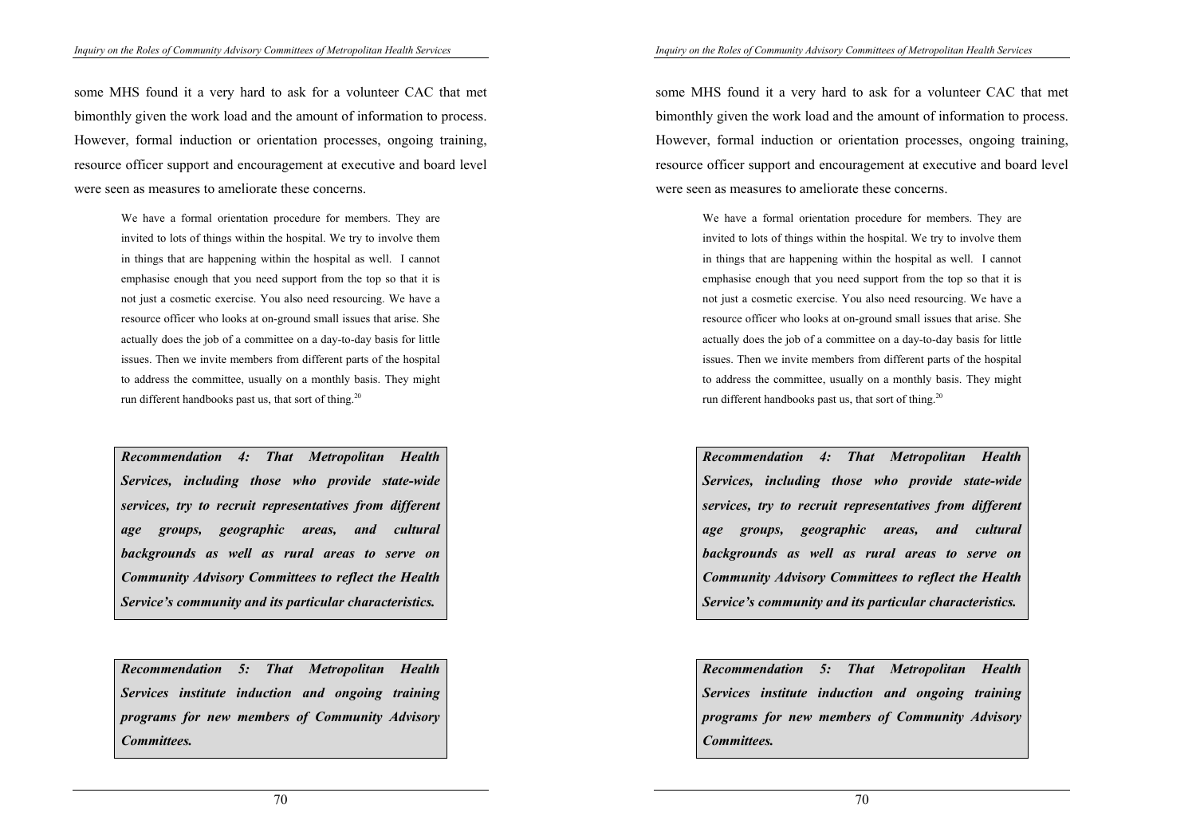some MHS found it a very hard to ask for a volunteer CAC that met bimonthly given the work load and the amount of information to process. However, formal induction or orientation processes, ongoing training, resource officer support and encouragement at executive and board level were seen as measures to ameliorate these concerns.

> We have a formal orientation procedure for members. They are invited to lots of things within the hospital. We try to involve them in things that are happening within the hospital as well. I cannot emphasise enough that you need support from the top so that it is not just a cosmetic exercise. You also need resourcing. We have a resource officer who looks at on-ground small issues that arise. She actually does the job of a committee on a day-to-day basis for little issues. Then we invite members from different parts of the hospital to address the committee, usually on a monthly basis. They might run different handbooks past us, that sort of thing.[20]

***Recommendation 4: That Metropolitan Health Services, including those who provide state-wide services, try to recruit representatives from different age groups, geographic areas, and cultural backgrounds as well as rural areas to serve on Community Advisory Committees to reflect the Health Service's community and its particular characteristics.***

***Recommendation 5: That Metropolitan Health Services institute induction and ongoing training programs for new members of Community Advisory Committees.***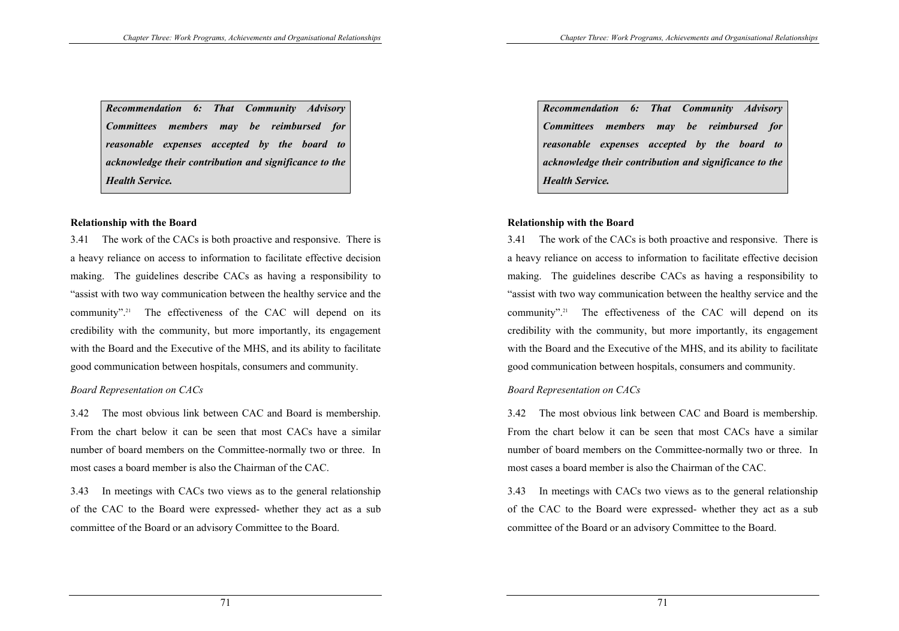***Recommendation 6: That Community Advisory Committees members may be reimbursed for reasonable expenses accepted by the board to acknowledge their contribution and significance to the Health Service.***

**Relationship with the Board**

3.41 The work of the CACs is both proactive and responsive. There is a heavy reliance on access to information to facilitate effective decision making. The guidelines describe CACs as having a responsibility to "assist with two way communication between the healthy service and the community".[21] The effectiveness of the CAC will depend on its credibility with the community, but more importantly, its engagement with the Board and the Executive of the MHS, and its ability to facilitate good communication between hospitals, consumers and community.

*Board Representation on CACs*

3.42 The most obvious link between CAC and Board is membership. From the chart below it can be seen that most CACs have a similar number of board members on the Committee-normally two or three. In most cases a board member is also the Chairman of the CAC.

3.43 In meetings with CACs two views as to the general relationship of the CAC to the Board were expressed- whether they act as a sub committee of the Board or an advisory Committee to the Board.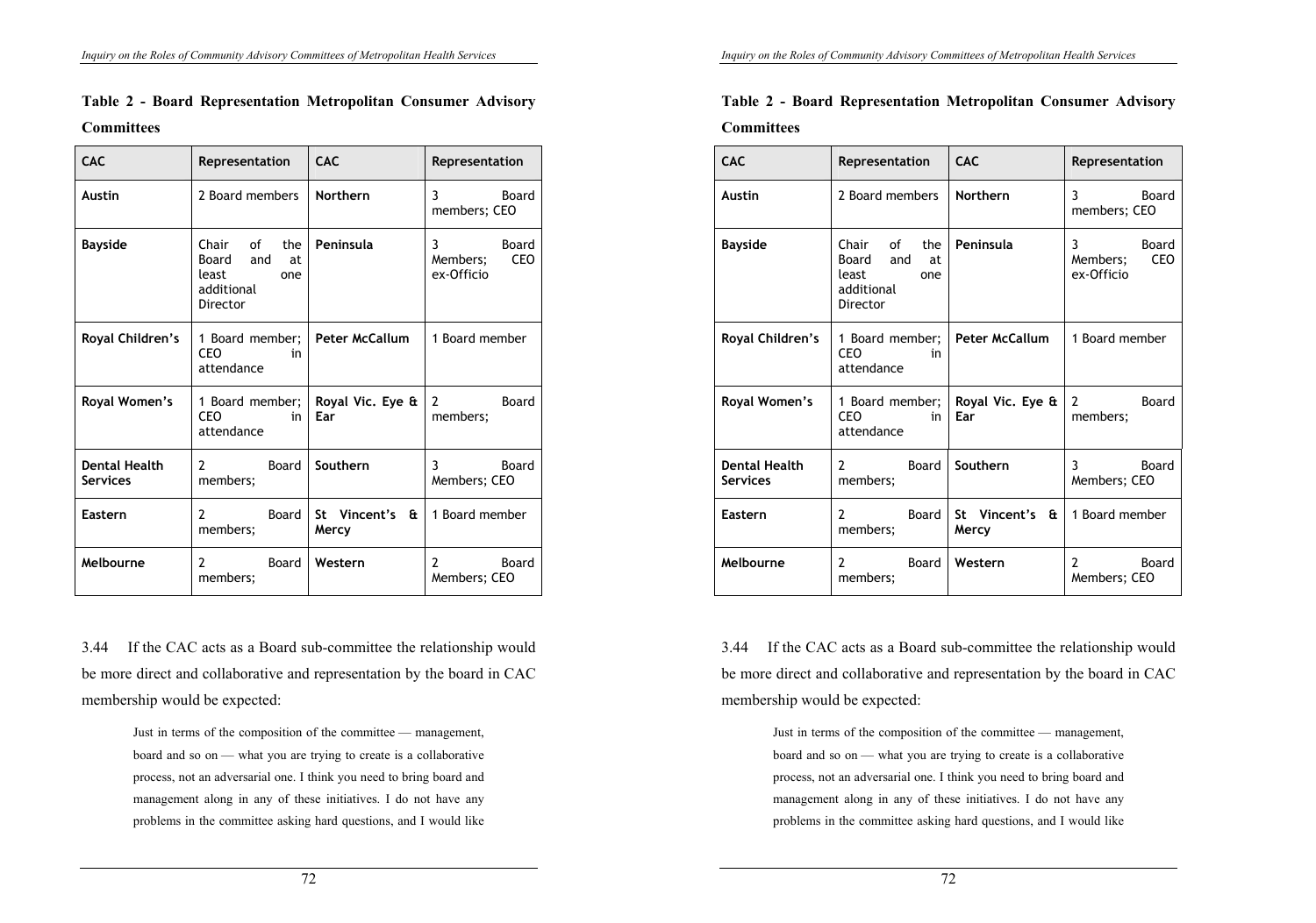**Table 2 - Board Representation Metropolitan Consumer Advisory Committees**

| CAC | Representation | CAC | Representation |
|---|---|---|---|
| **Austin** | 2 Board members | **Northern** | 3 Board members; CEO |
| **Bayside** | Chair of the Board and at least one additional Director | **Peninsula** | 3 Board Members; CEO ex-Officio |
| **Royal Children's** | 1 Board member; CEO in attendance | **Peter McCallum** | 1 Board member |
| **Royal Women's** | 1 Board member; CEO in attendance | **Royal Vic. Eye & Ear** | 2 Board members; |
| **Dental Health Services** | 2 Board members; | **Southern** | 3 Board Members; CEO |
| **Eastern** | 2 Board members; | **St Vincent's & Mercy** | 1 Board member |
| **Melbourne** | 2 Board members; | **Western** | 2 Board Members; CEO |

3.44 If the CAC acts as a Board sub-committee the relationship would be more direct and collaborative and representation by the board in CAC membership would be expected:

> Just in terms of the composition of the committee — management, board and so on — what you are trying to create is a collaborative process, not an adversarial one. I think you need to bring board and management along in any of these initiatives. I do not have any problems in the committee asking hard questions, and I would like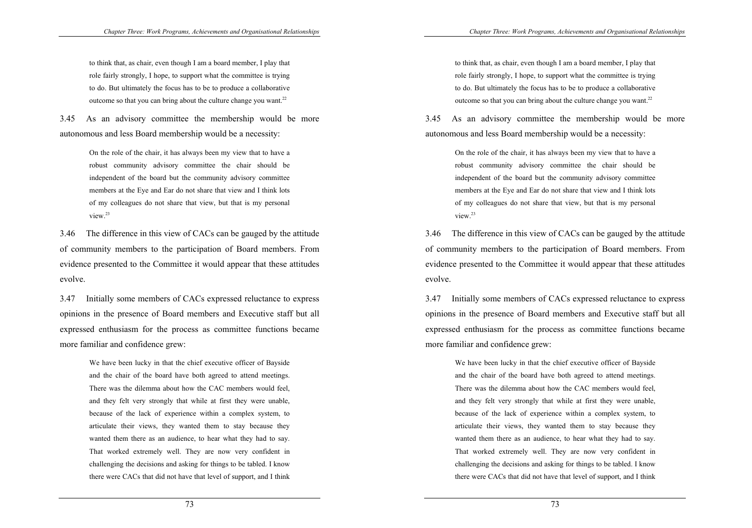> to think that, as chair, even though I am a board member, I play that role fairly strongly, I hope, to support what the committee is trying to do. But ultimately the focus has to be to produce a collaborative outcome so that you can bring about the culture change you want.[22]

3.45 As an advisory committee the membership would be more autonomous and less Board membership would be a necessity:

> On the role of the chair, it has always been my view that to have a robust community advisory committee the chair should be independent of the board but the community advisory committee members at the Eye and Ear do not share that view and I think lots of my colleagues do not share that view, but that is my personal view.[23]

3.46 The difference in this view of CACs can be gauged by the attitude of community members to the participation of Board members. From evidence presented to the Committee it would appear that these attitudes evolve.

3.47 Initially some members of CACs expressed reluctance to express opinions in the presence of Board members and Executive staff but all expressed enthusiasm for the process as committee functions became more familiar and confidence grew:

> We have been lucky in that the chief executive officer of Bayside and the chair of the board have both agreed to attend meetings. There was the dilemma about how the CAC members would feel, and they felt very strongly that while at first they were unable, because of the lack of experience within a complex system, to articulate their views, they wanted them to stay because they wanted them there as an audience, to hear what they had to say. That worked extremely well. They are now very confident in challenging the decisions and asking for things to be tabled. I know there were CACs that did not have that level of support, and I think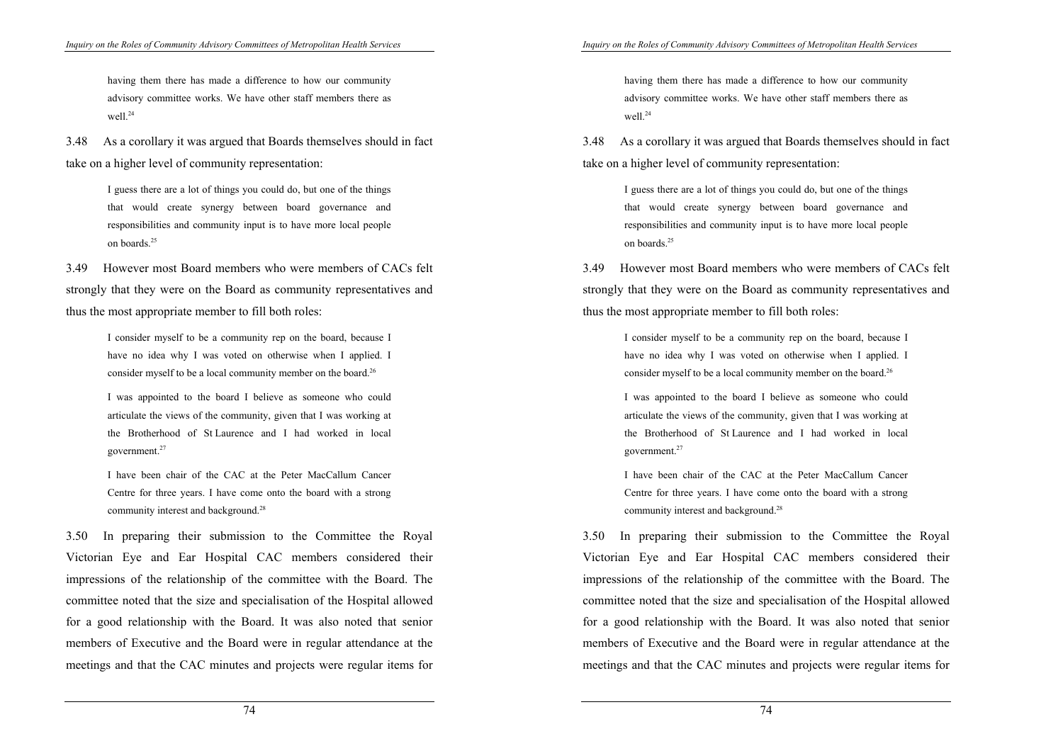> having them there has made a difference to how our community advisory committee works. We have other staff members there as well.[24]

3.48 As a corollary it was argued that Boards themselves should in fact take on a higher level of community representation:

> I guess there are a lot of things you could do, but one of the things that would create synergy between board governance and responsibilities and community input is to have more local people on boards.[25]

3.49 However most Board members who were members of CACs felt strongly that they were on the Board as community representatives and thus the most appropriate member to fill both roles:

> I consider myself to be a community rep on the board, because I have no idea why I was voted on otherwise when I applied. I consider myself to be a local community member on the board.[26]
>
> I was appointed to the board I believe as someone who could articulate the views of the community, given that I was working at the Brotherhood of St Laurence and I had worked in local government.[27]
>
> I have been chair of the CAC at the Peter MacCallum Cancer Centre for three years. I have come onto the board with a strong community interest and background.[28]

3.50 In preparing their submission to the Committee the Royal Victorian Eye and Ear Hospital CAC members considered their impressions of the relationship of the committee with the Board. The committee noted that the size and specialisation of the Hospital allowed for a good relationship with the Board. It was also noted that senior members of Executive and the Board were in regular attendance at the meetings and that the CAC minutes and projects were regular items for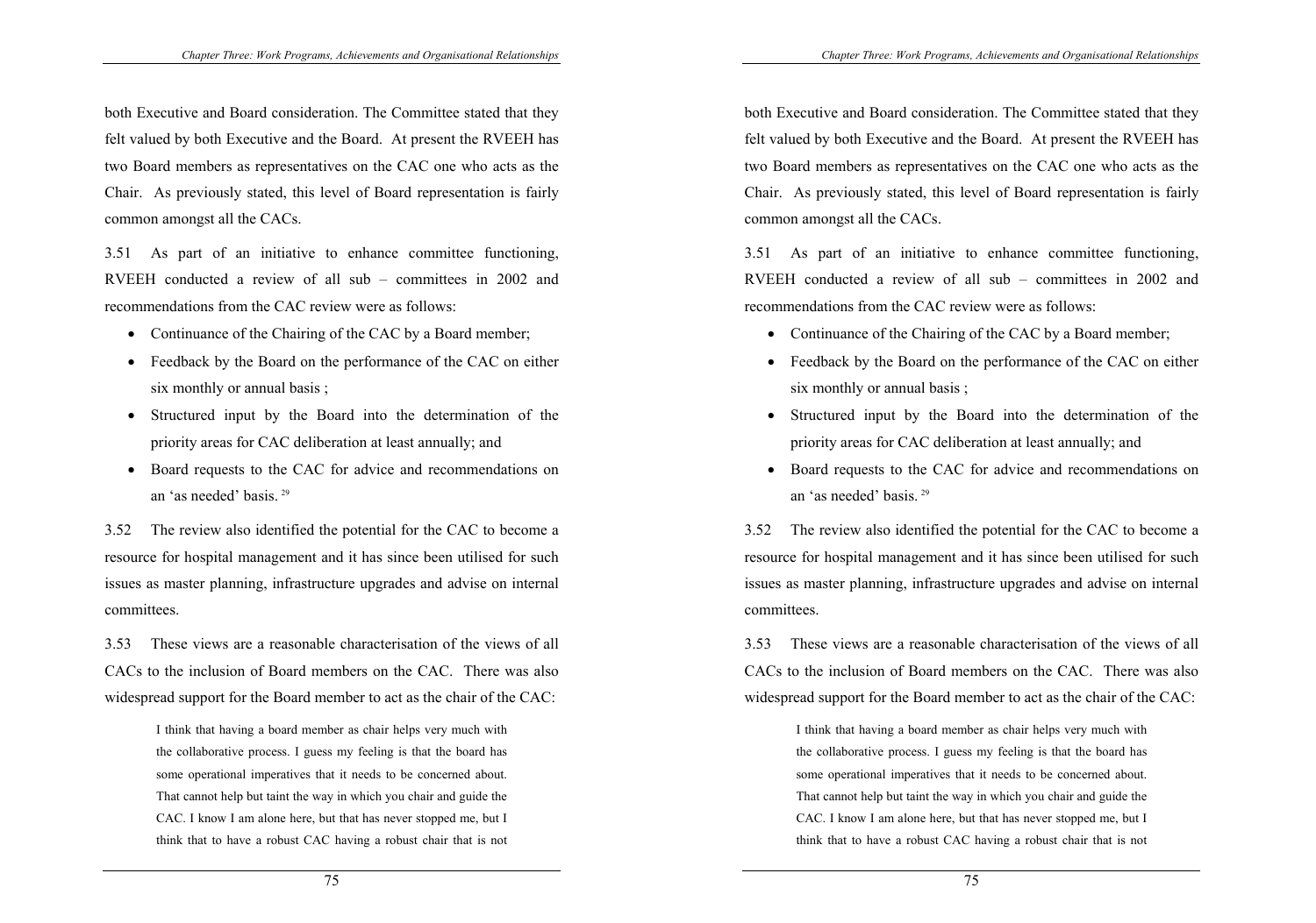both Executive and Board consideration. The Committee stated that they felt valued by both Executive and the Board. At present the RVEEH has two Board members as representatives on the CAC one who acts as the Chair. As previously stated, this level of Board representation is fairly common amongst all the CACs.

3.51 As part of an initiative to enhance committee functioning, RVEEH conducted a review of all sub – committees in 2002 and recommendations from the CAC review were as follows:

- Continuance of the Chairing of the CAC by a Board member;
- Feedback by the Board on the performance of the CAC on either six monthly or annual basis ;
- Structured input by the Board into the determination of the priority areas for CAC deliberation at least annually; and
- Board requests to the CAC for advice and recommendations on an 'as needed' basis. [29]

3.52 The review also identified the potential for the CAC to become a resource for hospital management and it has since been utilised for such issues as master planning, infrastructure upgrades and advise on internal committees.

3.53 These views are a reasonable characterisation of the views of all CACs to the inclusion of Board members on the CAC. There was also widespread support for the Board member to act as the chair of the CAC:

> I think that having a board member as chair helps very much with the collaborative process. I guess my feeling is that the board has some operational imperatives that it needs to be concerned about. That cannot help but taint the way in which you chair and guide the CAC. I know I am alone here, but that has never stopped me, but I think that to have a robust CAC having a robust chair that is not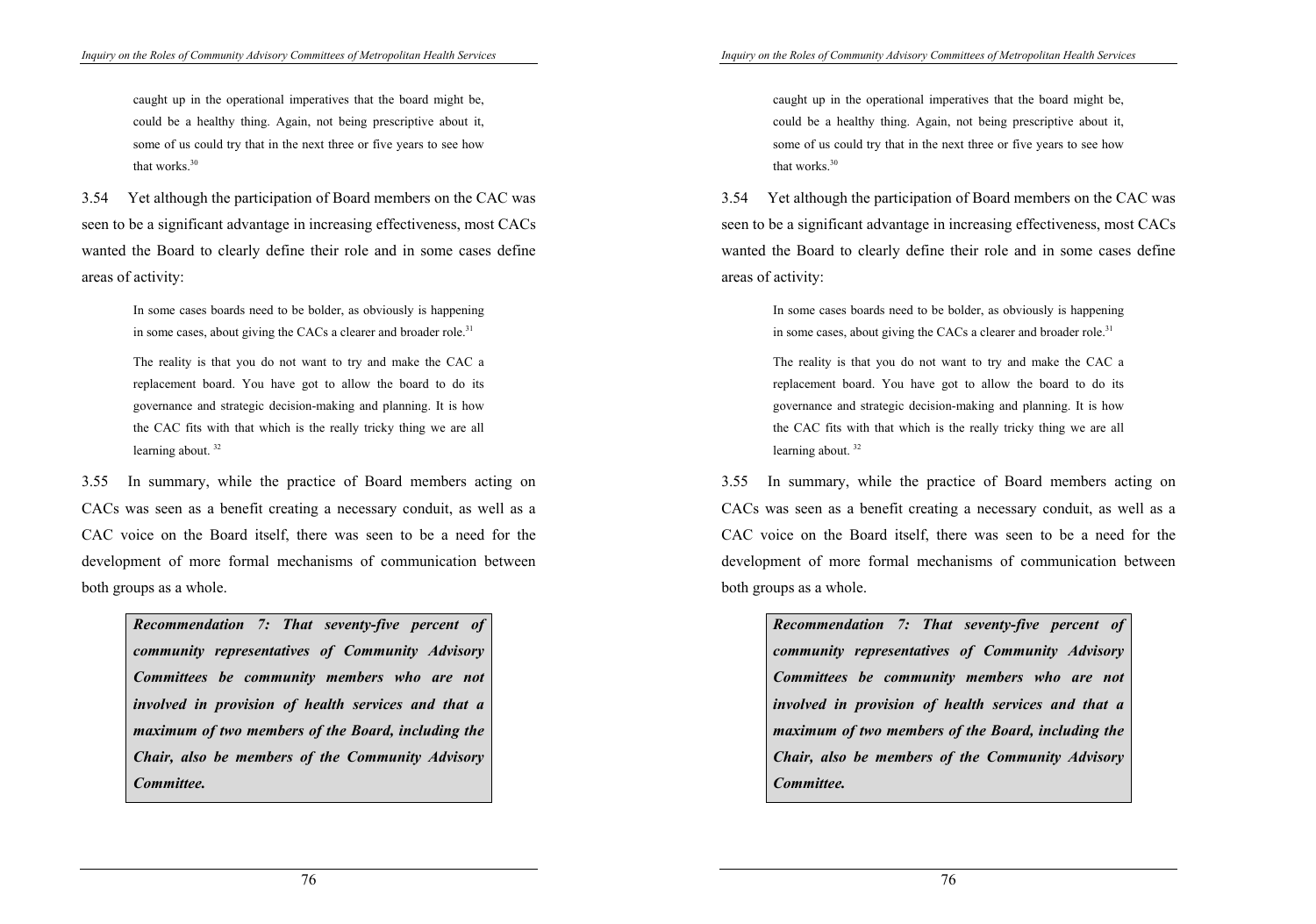> caught up in the operational imperatives that the board might be, could be a healthy thing. Again, not being prescriptive about it, some of us could try that in the next three or five years to see how that works.[30]

3.54 Yet although the participation of Board members on the CAC was seen to be a significant advantage in increasing effectiveness, most CACs wanted the Board to clearly define their role and in some cases define areas of activity:

> In some cases boards need to be bolder, as obviously is happening in some cases, about giving the CACs a clearer and broader role.[31]
>
> The reality is that you do not want to try and make the CAC a replacement board. You have got to allow the board to do its governance and strategic decision-making and planning. It is how the CAC fits with that which is the really tricky thing we are all learning about. [32]

3.55 In summary, while the practice of Board members acting on CACs was seen as a benefit creating a necessary conduit, as well as a CAC voice on the Board itself, there was seen to be a need for the development of more formal mechanisms of communication between both groups as a whole.

> ***Recommendation 7: That seventy-five percent of community representatives of Community Advisory Committees be community members who are not involved in provision of health services and that a maximum of two members of the Board, including the Chair, also be members of the Community Advisory Committee.***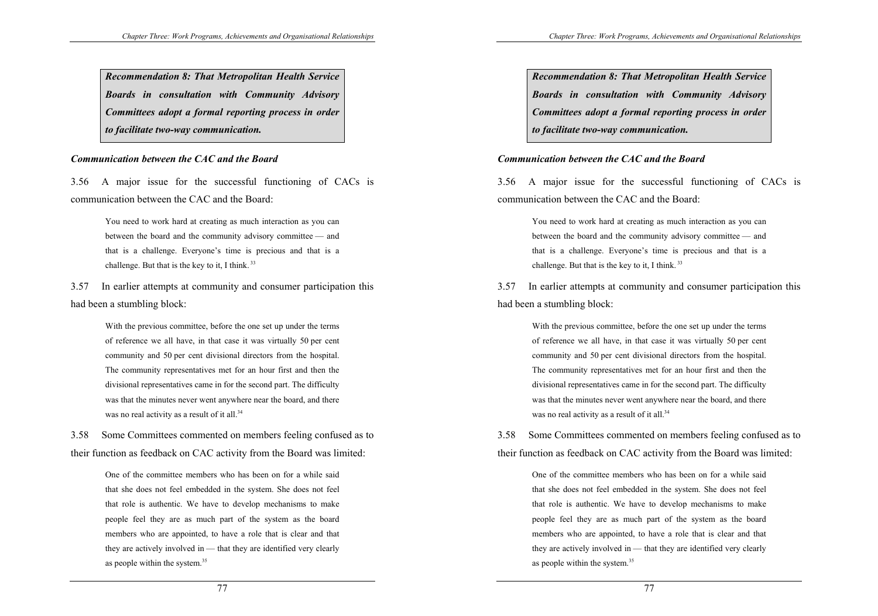***Recommendation 8: That Metropolitan Health Service Boards in consultation with Community Advisory Committees adopt a formal reporting process in order to facilitate two-way communication.***

### *Communication between the CAC and the Board*

3.56 A major issue for the successful functioning of CACs is communication between the CAC and the Board:

> You need to work hard at creating as much interaction as you can between the board and the community advisory committee — and that is a challenge. Everyone's time is precious and that is a challenge. But that is the key to it, I think.[33]

3.57 In earlier attempts at community and consumer participation this had been a stumbling block:

> With the previous committee, before the one set up under the terms of reference we all have, in that case it was virtually 50 per cent community and 50 per cent divisional directors from the hospital. The community representatives met for an hour first and then the divisional representatives came in for the second part. The difficulty was that the minutes never went anywhere near the board, and there was no real activity as a result of it all.[34]

3.58 Some Committees commented on members feeling confused as to their function as feedback on CAC activity from the Board was limited:

> One of the committee members who has been on for a while said that she does not feel embedded in the system. She does not feel that role is authentic. We have to develop mechanisms to make people feel they are as much part of the system as the board members who are appointed, to have a role that is clear and that they are actively involved in — that they are identified very clearly as people within the system.[35]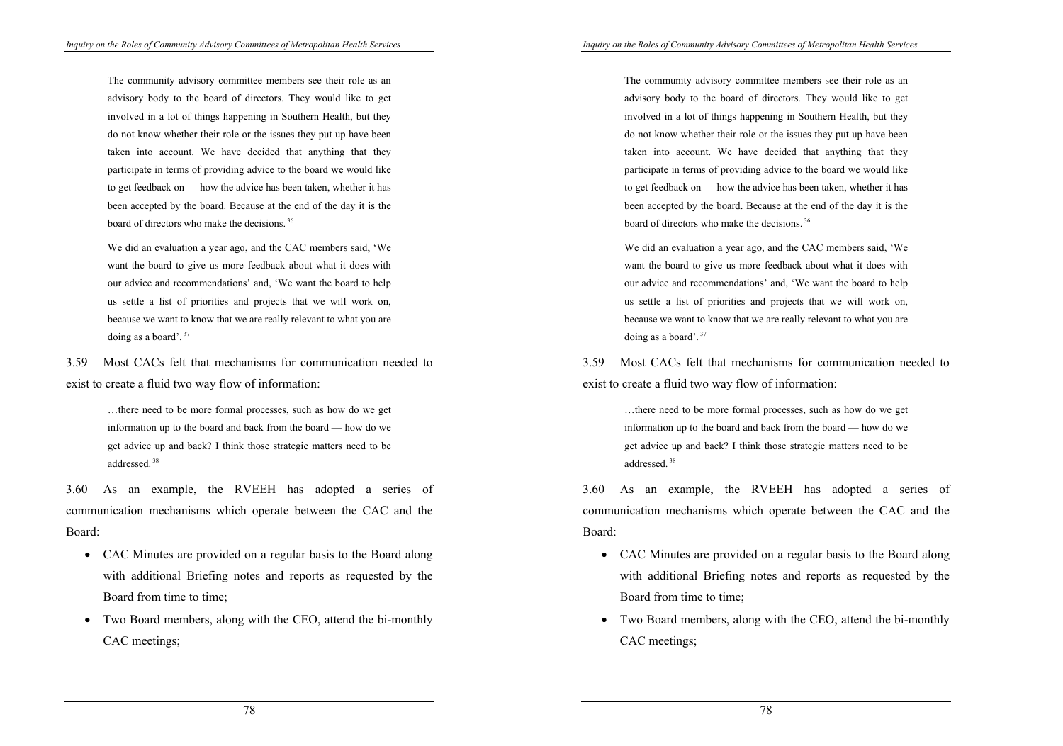> The community advisory committee members see their role as an advisory body to the board of directors. They would like to get involved in a lot of things happening in Southern Health, but they do not know whether their role or the issues they put up have been taken into account. We have decided that anything that they participate in terms of providing advice to the board we would like to get feedback on — how the advice has been taken, whether it has been accepted by the board. Because at the end of the day it is the board of directors who make the decisions.[36]

> We did an evaluation a year ago, and the CAC members said, 'We want the board to give us more feedback about what it does with our advice and recommendations' and, 'We want the board to help us settle a list of priorities and projects that we will work on, because we want to know that we are really relevant to what you are doing as a board'.[37]

3.59 Most CACs felt that mechanisms for communication needed to exist to create a fluid two way flow of information:

> …there need to be more formal processes, such as how do we get information up to the board and back from the board — how do we get advice up and back? I think those strategic matters need to be addressed.[38]

3.60 As an example, the RVEEH has adopted a series of communication mechanisms which operate between the CAC and the Board:

- CAC Minutes are provided on a regular basis to the Board along with additional Briefing notes and reports as requested by the Board from time to time;
- Two Board members, along with the CEO, attend the bi-monthly CAC meetings;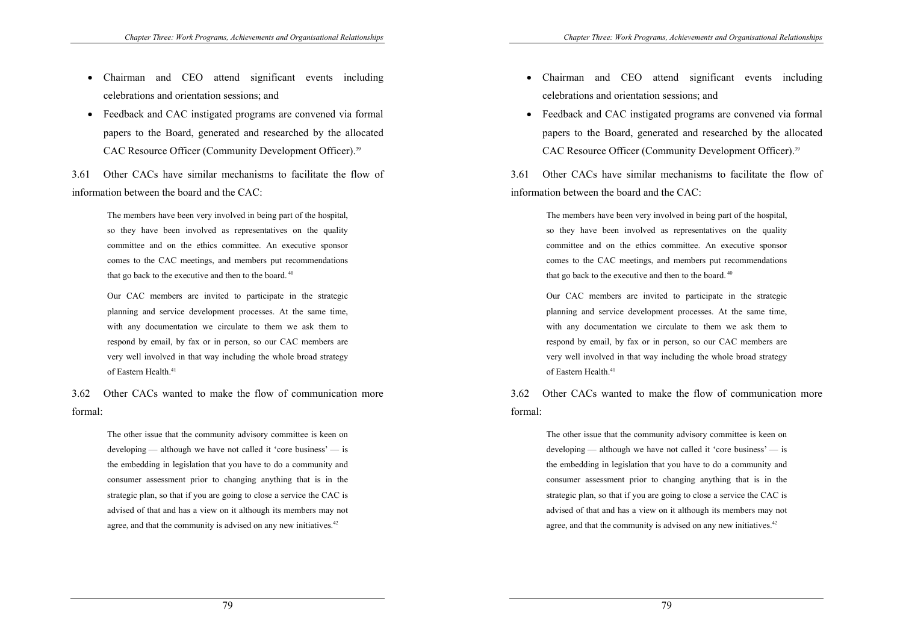- Chairman and CEO attend significant events including celebrations and orientation sessions; and
- Feedback and CAC instigated programs are convened via formal papers to the Board, generated and researched by the allocated CAC Resource Officer (Community Development Officer).[39]

3.61 Other CACs have similar mechanisms to facilitate the flow of information between the board and the CAC:

> The members have been very involved in being part of the hospital, so they have been involved as representatives on the quality committee and on the ethics committee. An executive sponsor comes to the CAC meetings, and members put recommendations that go back to the executive and then to the board.[40]

> Our CAC members are invited to participate in the strategic planning and service development processes. At the same time, with any documentation we circulate to them we ask them to respond by email, by fax or in person, so our CAC members are very well involved in that way including the whole broad strategy of Eastern Health.[41]

3.62 Other CACs wanted to make the flow of communication more formal:

> The other issue that the community advisory committee is keen on developing — although we have not called it 'core business' — is the embedding in legislation that you have to do a community and consumer assessment prior to changing anything that is in the strategic plan, so that if you are going to close a service the CAC is advised of that and has a view on it although its members may not agree, and that the community is advised on any new initiatives.[42]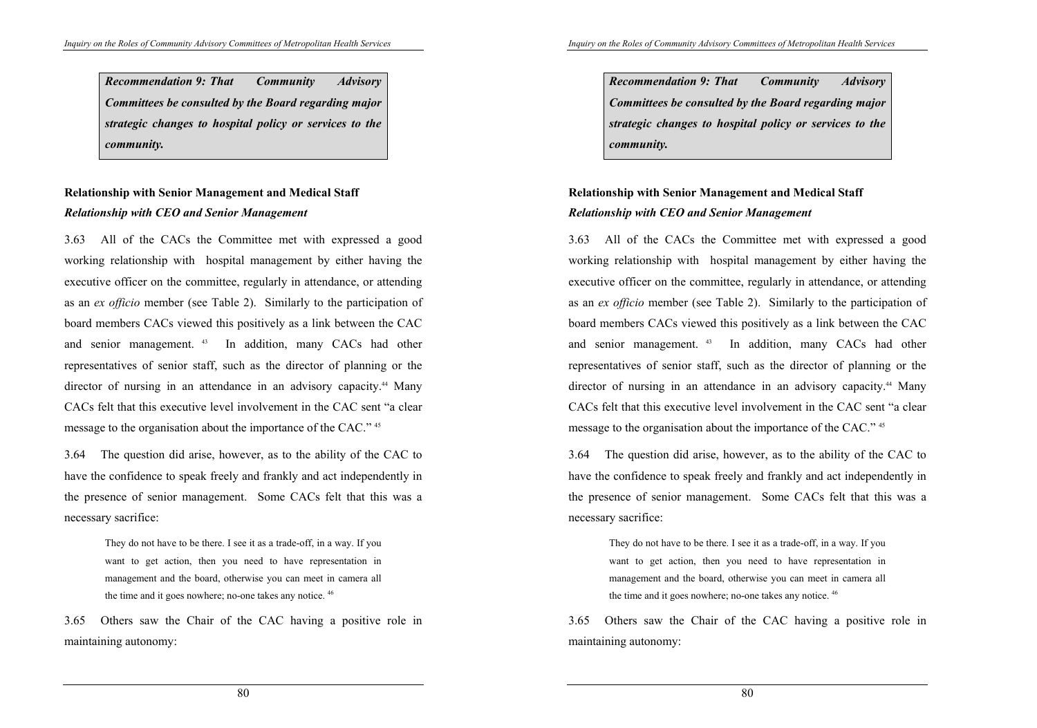***Recommendation 9: That Community Advisory Committees be consulted by the Board regarding major strategic changes to hospital policy or services to the community.***

**Relationship with Senior Management and Medical Staff**

***Relationship with CEO and Senior Management***

3.63 All of the CACs the Committee met with expressed a good working relationship with hospital management by either having the executive officer on the committee, regularly in attendance, or attending as an *ex officio* member (see Table 2). Similarly to the participation of board members CACs viewed this positively as a link between the CAC and senior management. [43] In addition, many CACs had other representatives of senior staff, such as the director of planning or the director of nursing in an attendance in an advisory capacity.[44] Many CACs felt that this executive level involvement in the CAC sent "a clear message to the organisation about the importance of the CAC." [45]

3.64 The question did arise, however, as to the ability of the CAC to have the confidence to speak freely and frankly and act independently in the presence of senior management. Some CACs felt that this was a necessary sacrifice:

> They do not have to be there. I see it as a trade-off, in a way. If you want to get action, then you need to have representation in management and the board, otherwise you can meet in camera all the time and it goes nowhere; no-one takes any notice. [46]

3.65 Others saw the Chair of the CAC having a positive role in maintaining autonomy: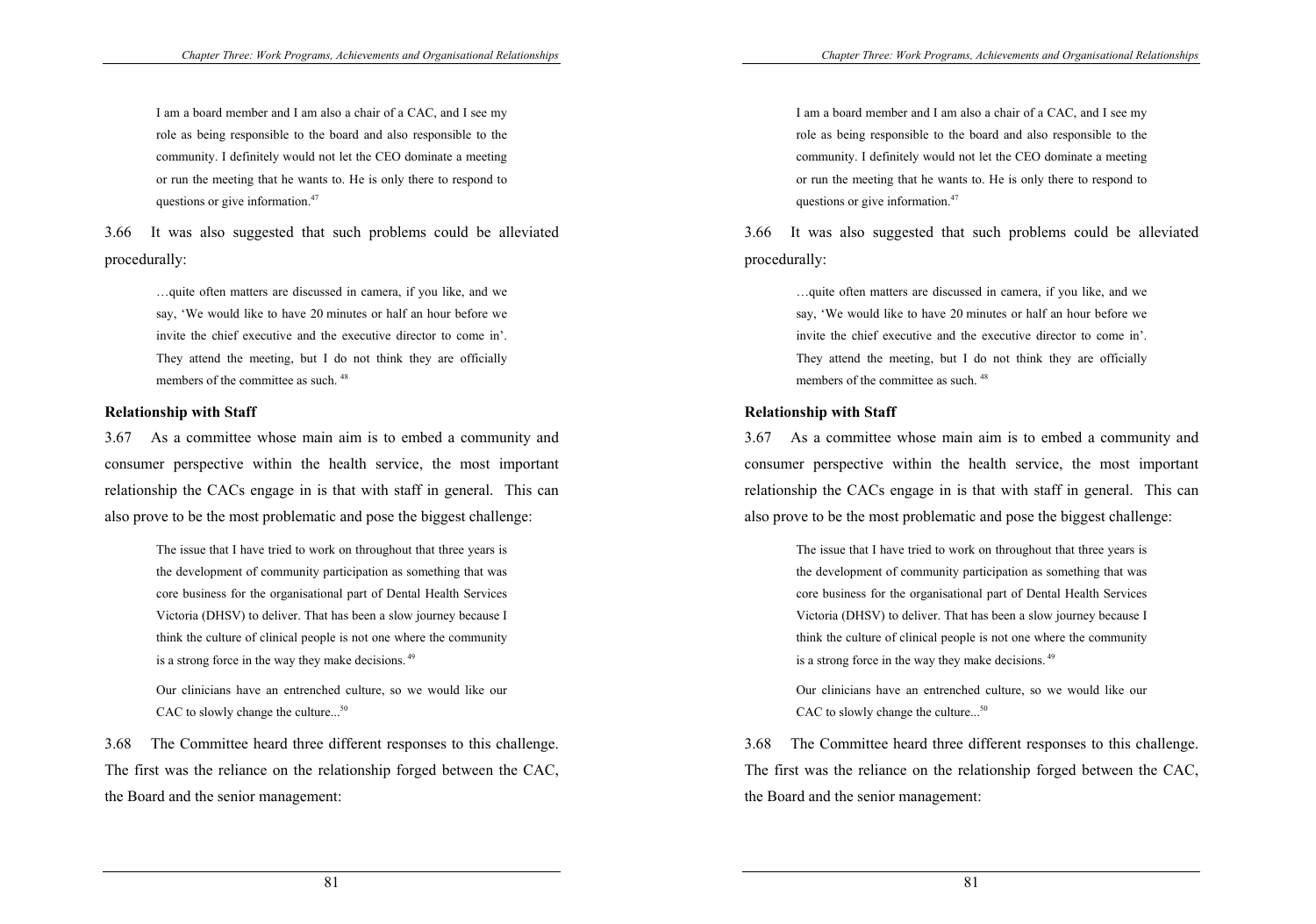> I am a board member and I am also a chair of a CAC, and I see my role as being responsible to the board and also responsible to the community. I definitely would not let the CEO dominate a meeting or run the meeting that he wants to. He is only there to respond to questions or give information.[47]

3.66 It was also suggested that such problems could be alleviated procedurally:

> …quite often matters are discussed in camera, if you like, and we say, 'We would like to have 20 minutes or half an hour before we invite the chief executive and the executive director to come in'. They attend the meeting, but I do not think they are officially members of the committee as such.[48]

### Relationship with Staff

3.67 As a committee whose main aim is to embed a community and consumer perspective within the health service, the most important relationship the CACs engage in is that with staff in general. This can also prove to be the most problematic and pose the biggest challenge:

> The issue that I have tried to work on throughout that three years is the development of community participation as something that was core business for the organisational part of Dental Health Services Victoria (DHSV) to deliver. That has been a slow journey because I think the culture of clinical people is not one where the community is a strong force in the way they make decisions.[49]
>
> Our clinicians have an entrenched culture, so we would like our CAC to slowly change the culture...[50]

3.68 The Committee heard three different responses to this challenge. The first was the reliance on the relationship forged between the CAC, the Board and the senior management: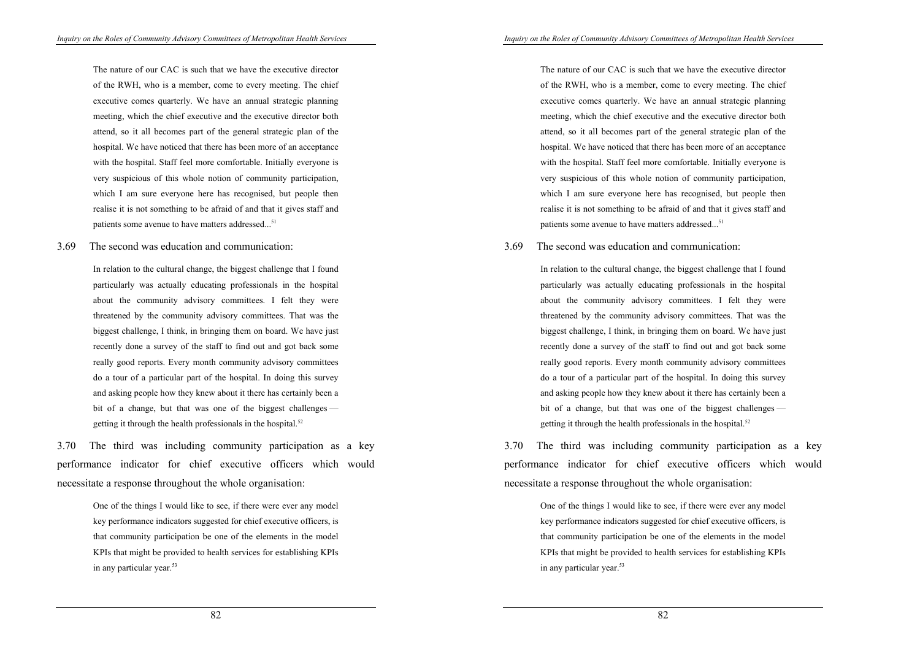> The nature of our CAC is such that we have the executive director of the RWH, who is a member, come to every meeting. The chief executive comes quarterly. We have an annual strategic planning meeting, which the chief executive and the executive director both attend, so it all becomes part of the general strategic plan of the hospital. We have noticed that there has been more of an acceptance with the hospital. Staff feel more comfortable. Initially everyone is very suspicious of this whole notion of community participation, which I am sure everyone here has recognised, but people then realise it is not something to be afraid of and that it gives staff and patients some avenue to have matters addressed...[51]

3.69 The second was education and communication:

> In relation to the cultural change, the biggest challenge that I found particularly was actually educating professionals in the hospital about the community advisory committees. I felt they were threatened by the community advisory committees. That was the biggest challenge, I think, in bringing them on board. We have just recently done a survey of the staff to find out and got back some really good reports. Every month community advisory committees do a tour of a particular part of the hospital. In doing this survey and asking people how they knew about it there has certainly been a bit of a change, but that was one of the biggest challenges — getting it through the health professionals in the hospital.[52]

3.70 The third was including community participation as a key performance indicator for chief executive officers which would necessitate a response throughout the whole organisation:

> One of the things I would like to see, if there were ever any model key performance indicators suggested for chief executive officers, is that community participation be one of the elements in the model KPIs that might be provided to health services for establishing KPIs in any particular year.[53]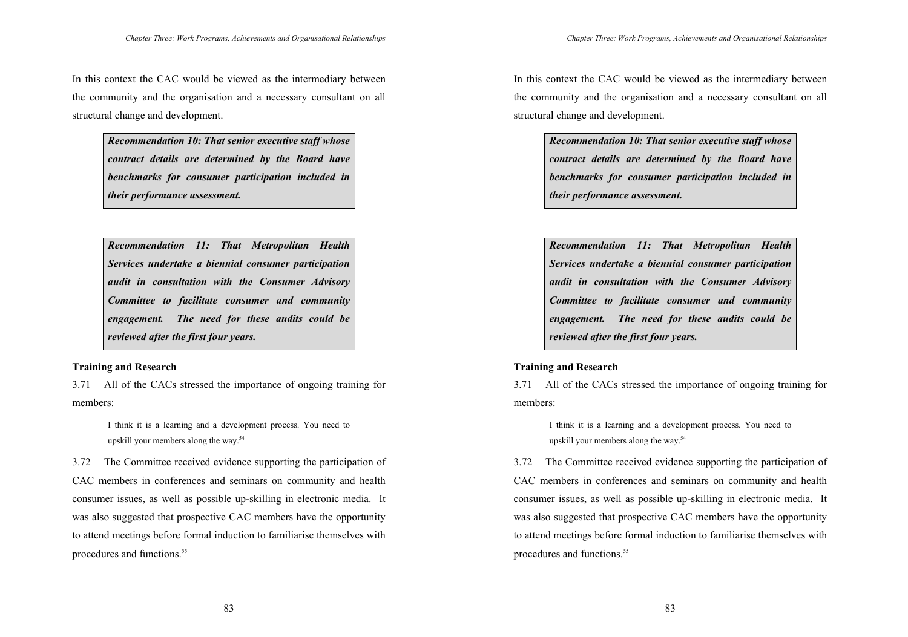In this context the CAC would be viewed as the intermediary between the community and the organisation and a necessary consultant on all structural change and development.

> ***Recommendation 10: That senior executive staff whose contract details are determined by the Board have benchmarks for consumer participation included in their performance assessment.***

> ***Recommendation 11: That Metropolitan Health Services undertake a biennial consumer participation audit in consultation with the Consumer Advisory Committee to facilitate consumer and community engagement. The need for these audits could be reviewed after the first four years.***

**Training and Research**

3.71 All of the CACs stressed the importance of ongoing training for members:

> I think it is a learning and a development process. You need to upskill your members along the way.[54]

3.72 The Committee received evidence supporting the participation of CAC members in conferences and seminars on community and health consumer issues, as well as possible up-skilling in electronic media. It was also suggested that prospective CAC members have the opportunity to attend meetings before formal induction to familiarise themselves with procedures and functions.[55]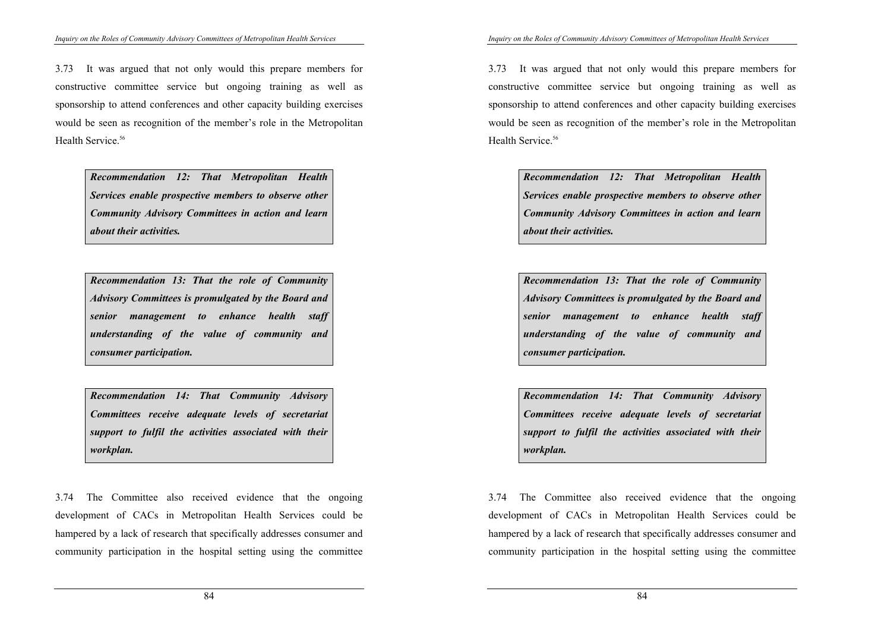3.73 It was argued that not only would this prepare members for constructive committee service but ongoing training as well as sponsorship to attend conferences and other capacity building exercises would be seen as recognition of the member's role in the Metropolitan Health Service.[56]

> ***Recommendation 12: That Metropolitan Health Services enable prospective members to observe other Community Advisory Committees in action and learn about their activities.***

> ***Recommendation 13: That the role of Community Advisory Committees is promulgated by the Board and senior management to enhance health staff understanding of the value of community and consumer participation.***

> ***Recommendation 14: That Community Advisory Committees receive adequate levels of secretariat support to fulfil the activities associated with their workplan.***

3.74 The Committee also received evidence that the ongoing development of CACs in Metropolitan Health Services could be hampered by a lack of research that specifically addresses consumer and community participation in the hospital setting using the committee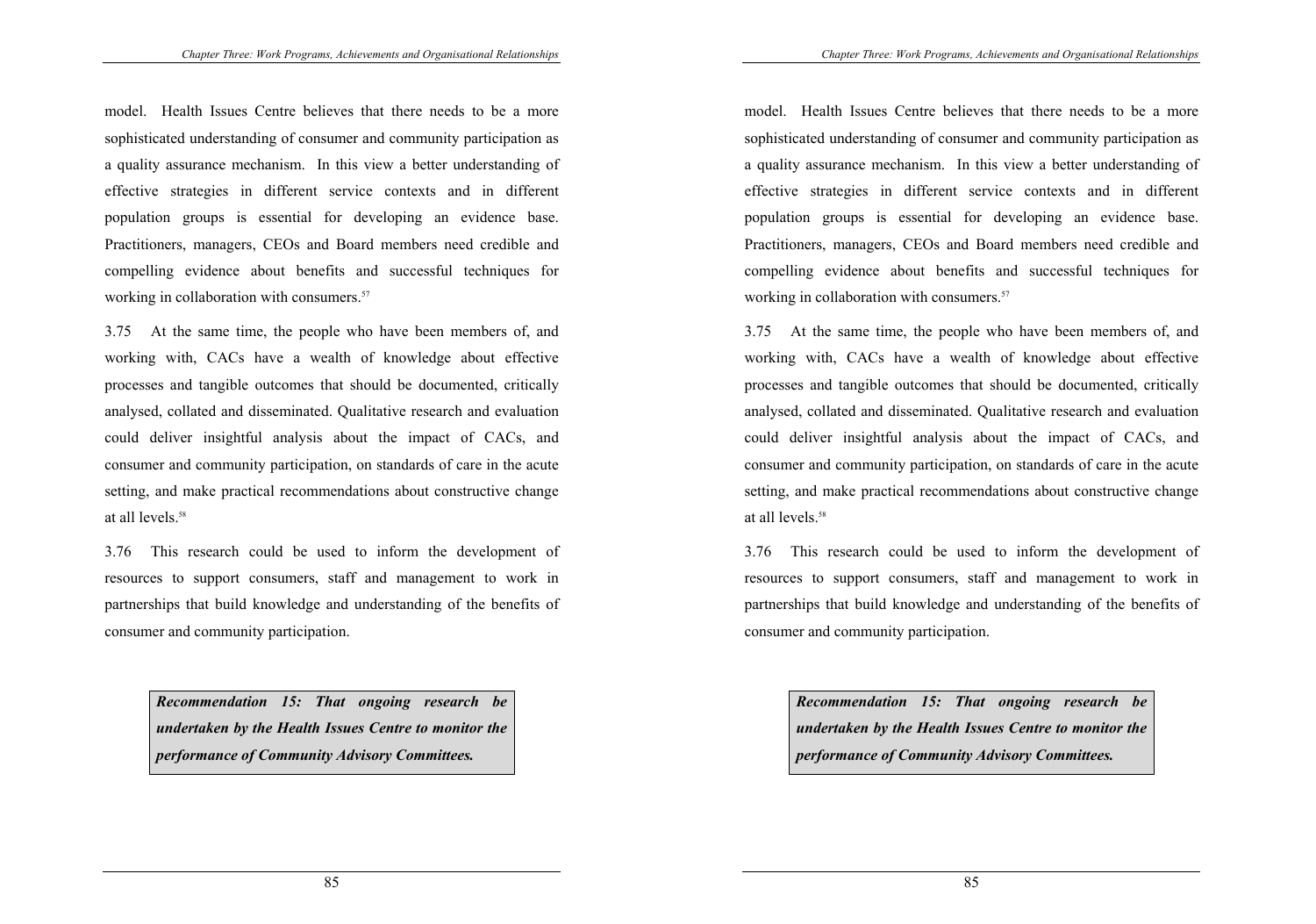model. Health Issues Centre believes that there needs to be a more sophisticated understanding of consumer and community participation as a quality assurance mechanism. In this view a better understanding of effective strategies in different service contexts and in different population groups is essential for developing an evidence base. Practitioners, managers, CEOs and Board members need credible and compelling evidence about benefits and successful techniques for working in collaboration with consumers.[57]

3.75 At the same time, the people who have been members of, and working with, CACs have a wealth of knowledge about effective processes and tangible outcomes that should be documented, critically analysed, collated and disseminated. Qualitative research and evaluation could deliver insightful analysis about the impact of CACs, and consumer and community participation, on standards of care in the acute setting, and make practical recommendations about constructive change at all levels.[58]

3.76 This research could be used to inform the development of resources to support consumers, staff and management to work in partnerships that build knowledge and understanding of the benefits of consumer and community participation.

> ***Recommendation 15: That ongoing research be undertaken by the Health Issues Centre to monitor the performance of Community Advisory Committees.***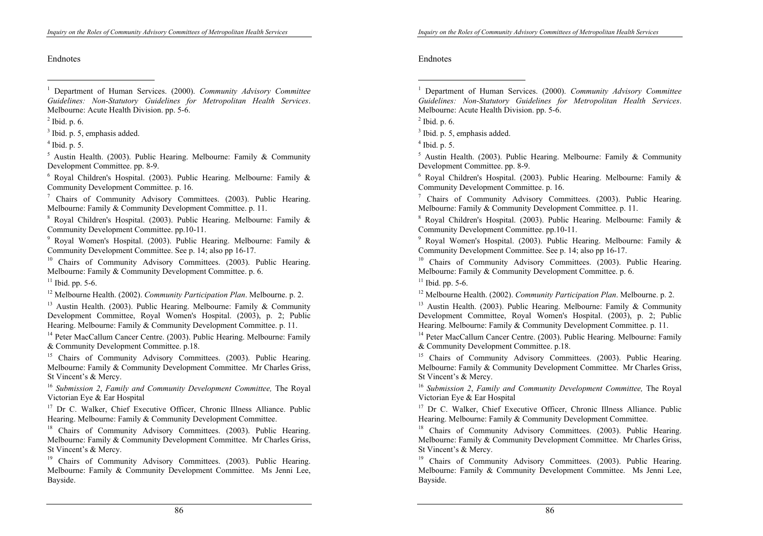Endnotes

[1] Department of Human Services. (2000). *Community Advisory Committee Guidelines: Non-Statutory Guidelines for Metropolitan Health Services*. Melbourne: Acute Health Division. pp. 5-6.

[2] Ibid. p. 6.

[3] Ibid. p. 5, emphasis added.

[4] Ibid. p. 5.

[5] Austin Health. (2003). Public Hearing. Melbourne: Family & Community Development Committee. pp. 8-9.

[6] Royal Children's Hospital. (2003). Public Hearing. Melbourne: Family & Community Development Committee. p. 16.

[7] Chairs of Community Advisory Committees. (2003). Public Hearing. Melbourne: Family & Community Development Committee. p. 11.

[8] Royal Children's Hospital. (2003). Public Hearing. Melbourne: Family & Community Development Committee. pp.10-11.

[9] Royal Women's Hospital. (2003). Public Hearing. Melbourne: Family & Community Development Committee. See p. 14; also pp 16-17.

[10] Chairs of Community Advisory Committees. (2003). Public Hearing. Melbourne: Family & Community Development Committee. p. 6.

[11] Ibid. pp. 5-6.

[12] Melbourne Health. (2002). *Community Participation Plan*. Melbourne. p. 2.

[13] Austin Health. (2003). Public Hearing. Melbourne: Family & Community Development Committee, Royal Women's Hospital. (2003), p. 2; Public Hearing. Melbourne: Family & Community Development Committee. p. 11.

[14] Peter MacCallum Cancer Centre. (2003). Public Hearing. Melbourne: Family & Community Development Committee. p.18.

[15] Chairs of Community Advisory Committees. (2003). Public Hearing. Melbourne: Family & Community Development Committee. Mr Charles Griss, St Vincent's & Mercy.

[16] *Submission 2*, *Family and Community Development Committee,* The Royal Victorian Eye & Ear Hospital

[17] Dr C. Walker, Chief Executive Officer, Chronic Illness Alliance. Public Hearing. Melbourne: Family & Community Development Committee.

[18] Chairs of Community Advisory Committees. (2003). Public Hearing. Melbourne: Family & Community Development Committee. Mr Charles Griss, St Vincent's & Mercy.

[19] Chairs of Community Advisory Committees. (2003). Public Hearing. Melbourne: Family & Community Development Committee. Ms Jenni Lee, Bayside.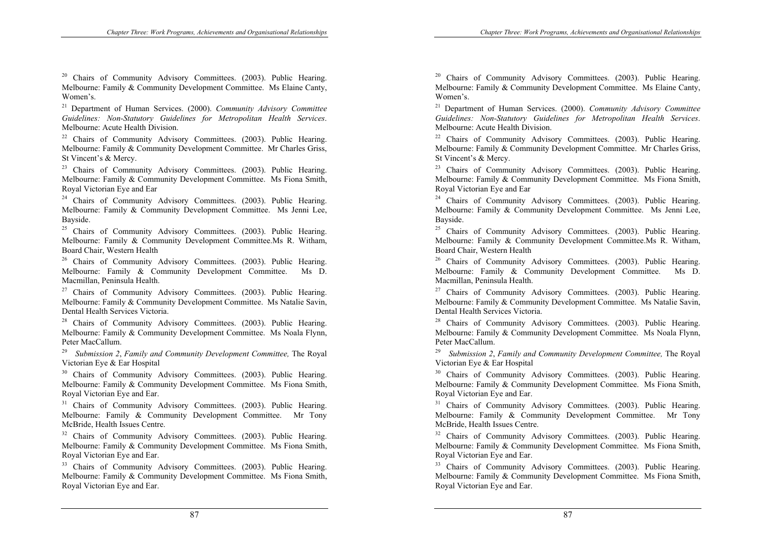[20] Chairs of Community Advisory Committees. (2003). Public Hearing. Melbourne: Family & Community Development Committee. Ms Elaine Canty, Women's.

[21] Department of Human Services. (2000). *Community Advisory Committee Guidelines: Non-Statutory Guidelines for Metropolitan Health Services*. Melbourne: Acute Health Division.

[22] Chairs of Community Advisory Committees. (2003). Public Hearing. Melbourne: Family & Community Development Committee. Mr Charles Griss, St Vincent's & Mercy.

[23] Chairs of Community Advisory Committees. (2003). Public Hearing. Melbourne: Family & Community Development Committee. Ms Fiona Smith, Royal Victorian Eye and Ear

[24] Chairs of Community Advisory Committees. (2003). Public Hearing. Melbourne: Family & Community Development Committee. Ms Jenni Lee, Bayside.

[25] Chairs of Community Advisory Committees. (2003). Public Hearing. Melbourne: Family & Community Development Committee.Ms R. Witham, Board Chair, Western Health

[26] Chairs of Community Advisory Committees. (2003). Public Hearing. Melbourne: Family & Community Development Committee. Ms D. Macmillan, Peninsula Health.

[27] Chairs of Community Advisory Committees. (2003). Public Hearing. Melbourne: Family & Community Development Committee. Ms Natalie Savin, Dental Health Services Victoria.

[28] Chairs of Community Advisory Committees. (2003). Public Hearing. Melbourne: Family & Community Development Committee. Ms Noala Flynn, Peter MacCallum.

[29] *Submission 2*, *Family and Community Development Committee,* The Royal Victorian Eye & Ear Hospital

[30] Chairs of Community Advisory Committees. (2003). Public Hearing. Melbourne: Family & Community Development Committee. Ms Fiona Smith, Royal Victorian Eye and Ear.

[31] Chairs of Community Advisory Committees. (2003). Public Hearing. Melbourne: Family & Community Development Committee. Mr Tony McBride, Health Issues Centre.

[32] Chairs of Community Advisory Committees. (2003). Public Hearing. Melbourne: Family & Community Development Committee. Ms Fiona Smith, Royal Victorian Eye and Ear.

[33] Chairs of Community Advisory Committees. (2003). Public Hearing. Melbourne: Family & Community Development Committee. Ms Fiona Smith, Royal Victorian Eye and Ear.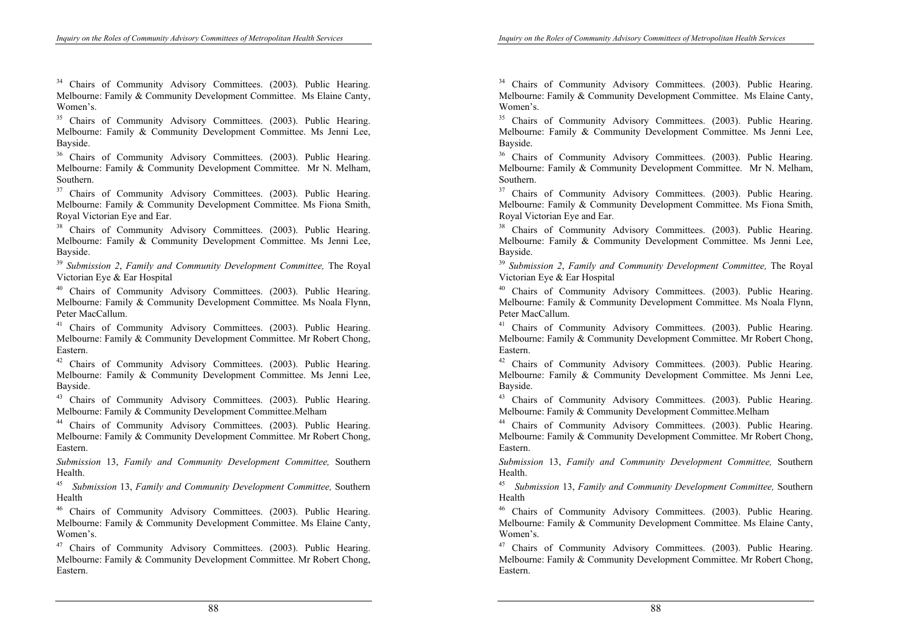[34] Chairs of Community Advisory Committees. (2003). Public Hearing. Melbourne: Family & Community Development Committee. Ms Elaine Canty, Women's.

[35] Chairs of Community Advisory Committees. (2003). Public Hearing. Melbourne: Family & Community Development Committee. Ms Jenni Lee, Bayside.

[36] Chairs of Community Advisory Committees. (2003). Public Hearing. Melbourne: Family & Community Development Committee. Mr N. Melham, Southern.

[37] Chairs of Community Advisory Committees. (2003). Public Hearing. Melbourne: Family & Community Development Committee. Ms Fiona Smith, Royal Victorian Eye and Ear.

[38] Chairs of Community Advisory Committees. (2003). Public Hearing. Melbourne: Family & Community Development Committee. Ms Jenni Lee, Bayside.

[39] *Submission 2*, *Family and Community Development Committee,* The Royal Victorian Eye & Ear Hospital

[40] Chairs of Community Advisory Committees. (2003). Public Hearing. Melbourne: Family & Community Development Committee. Ms Noala Flynn, Peter MacCallum.

[41] Chairs of Community Advisory Committees. (2003). Public Hearing. Melbourne: Family & Community Development Committee. Mr Robert Chong, Eastern.

[42] Chairs of Community Advisory Committees. (2003). Public Hearing. Melbourne: Family & Community Development Committee. Ms Jenni Lee, Bayside.

[43] Chairs of Community Advisory Committees. (2003). Public Hearing. Melbourne: Family & Community Development Committee.Melham

[44] Chairs of Community Advisory Committees. (2003). Public Hearing. Melbourne: Family & Community Development Committee. Mr Robert Chong, Eastern.

*Submission* 13, *Family and Community Development Committee,* Southern Health.

[45] *Submission* 13, *Family and Community Development Committee,* Southern Health

[46] Chairs of Community Advisory Committees. (2003). Public Hearing. Melbourne: Family & Community Development Committee. Ms Elaine Canty, Women's.

[47] Chairs of Community Advisory Committees. (2003). Public Hearing. Melbourne: Family & Community Development Committee. Mr Robert Chong, Eastern.

[34] Chairs of Community Advisory Committees. (2003). Public Hearing. Melbourne: Family & Community Development Committee. Ms Elaine Canty, Women's.

[35] Chairs of Community Advisory Committees. (2003). Public Hearing. Melbourne: Family & Community Development Committee. Ms Jenni Lee, Bayside.

[36] Chairs of Community Advisory Committees. (2003). Public Hearing. Melbourne: Family & Community Development Committee. Mr N. Melham, Southern.

[37] Chairs of Community Advisory Committees. (2003). Public Hearing. Melbourne: Family & Community Development Committee. Ms Fiona Smith, Royal Victorian Eye and Ear.

[38] Chairs of Community Advisory Committees. (2003). Public Hearing. Melbourne: Family & Community Development Committee. Ms Jenni Lee, Bayside.

[39] *Submission 2*, *Family and Community Development Committee,* The Royal Victorian Eye & Ear Hospital

[40] Chairs of Community Advisory Committees. (2003). Public Hearing. Melbourne: Family & Community Development Committee. Ms Noala Flynn, Peter MacCallum.

[41] Chairs of Community Advisory Committees. (2003). Public Hearing. Melbourne: Family & Community Development Committee. Mr Robert Chong, Eastern.

[42] Chairs of Community Advisory Committees. (2003). Public Hearing. Melbourne: Family & Community Development Committee. Ms Jenni Lee, Bayside.

[43] Chairs of Community Advisory Committees. (2003). Public Hearing. Melbourne: Family & Community Development Committee.Melham

[44] Chairs of Community Advisory Committees. (2003). Public Hearing. Melbourne: Family & Community Development Committee. Mr Robert Chong, Eastern.

*Submission* 13, *Family and Community Development Committee,* Southern Health.

[45] *Submission* 13, *Family and Community Development Committee,* Southern Health

[46] Chairs of Community Advisory Committees. (2003). Public Hearing. Melbourne: Family & Community Development Committee. Ms Elaine Canty, Women's.

[47] Chairs of Community Advisory Committees. (2003). Public Hearing. Melbourne: Family & Community Development Committee. Mr Robert Chong, Eastern.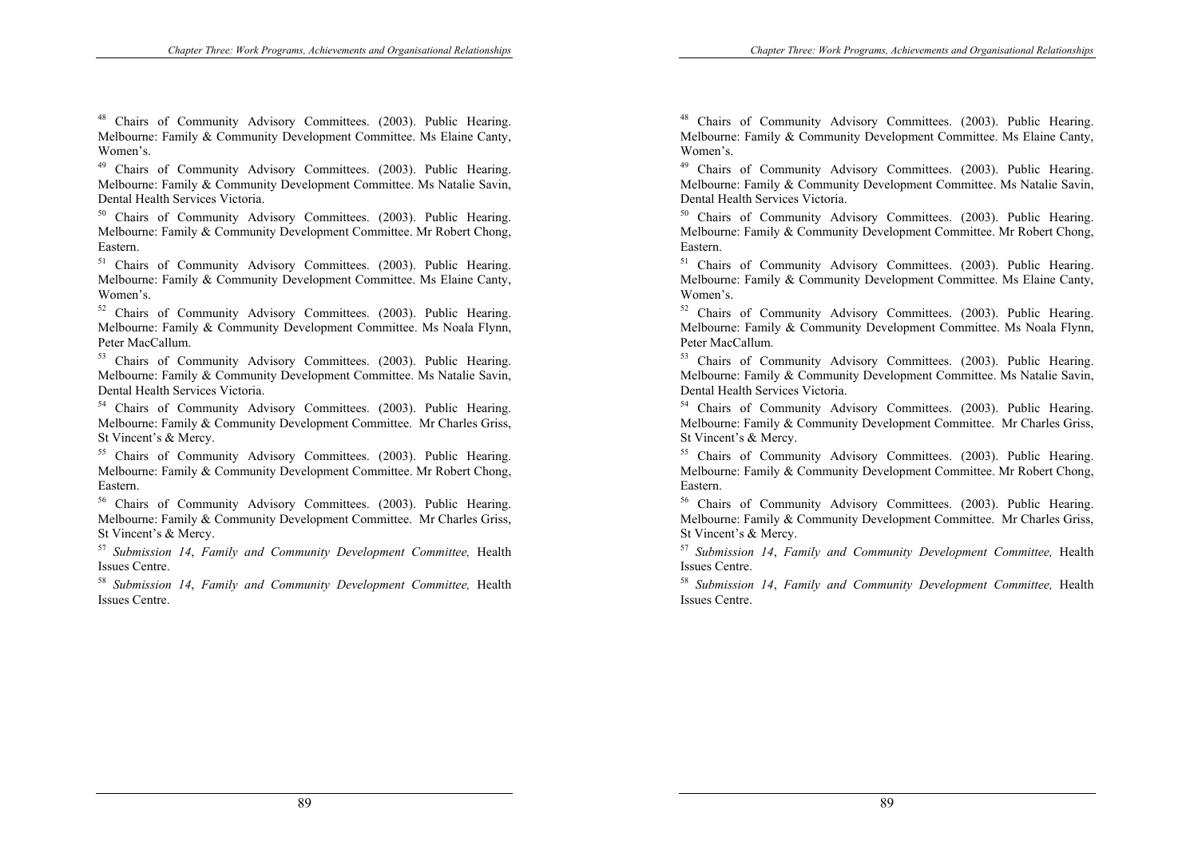[48] Chairs of Community Advisory Committees. (2003). Public Hearing. Melbourne: Family & Community Development Committee. Ms Elaine Canty, Women's.

[49] Chairs of Community Advisory Committees. (2003). Public Hearing. Melbourne: Family & Community Development Committee. Ms Natalie Savin, Dental Health Services Victoria.

[50] Chairs of Community Advisory Committees. (2003). Public Hearing. Melbourne: Family & Community Development Committee. Mr Robert Chong, Eastern.

[51] Chairs of Community Advisory Committees. (2003). Public Hearing. Melbourne: Family & Community Development Committee. Ms Elaine Canty, Women's.

[52] Chairs of Community Advisory Committees. (2003). Public Hearing. Melbourne: Family & Community Development Committee. Ms Noala Flynn, Peter MacCallum.

[53] Chairs of Community Advisory Committees. (2003). Public Hearing. Melbourne: Family & Community Development Committee. Ms Natalie Savin, Dental Health Services Victoria.

[54] Chairs of Community Advisory Committees. (2003). Public Hearing. Melbourne: Family & Community Development Committee. Mr Charles Griss, St Vincent's & Mercy.

[55] Chairs of Community Advisory Committees. (2003). Public Hearing. Melbourne: Family & Community Development Committee. Mr Robert Chong, Eastern.

[56] Chairs of Community Advisory Committees. (2003). Public Hearing. Melbourne: Family & Community Development Committee. Mr Charles Griss, St Vincent's & Mercy.

[57] *Submission 14*, *Family and Community Development Committee,* Health Issues Centre.

[58] *Submission 14*, *Family and Community Development Committee,* Health Issues Centre.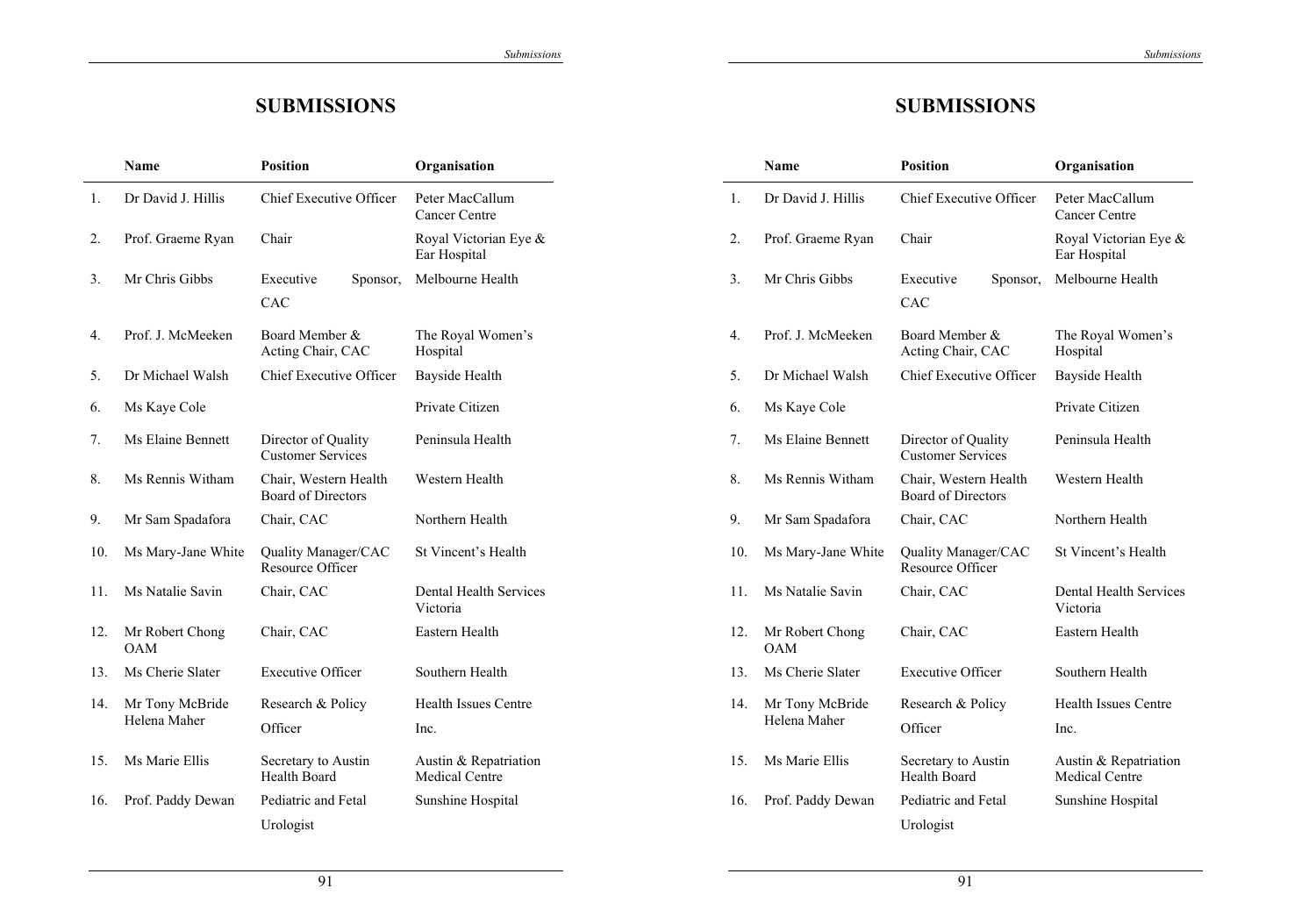# SUBMISSIONS

| | Name | Position | Organisation |
|---|---|---|---|
| 1. | Dr David J. Hillis | Chief Executive Officer | Peter MacCallum Cancer Centre |
| 2. | Prof. Graeme Ryan | Chair | Royal Victorian Eye & Ear Hospital |
| 3. | Mr Chris Gibbs | Executive Sponsor, CAC | Melbourne Health |
| 4. | Prof. J. McMeeken | Board Member & Acting Chair, CAC | The Royal Women's Hospital |
| 5. | Dr Michael Walsh | Chief Executive Officer | Bayside Health |
| 6. | Ms Kaye Cole | | Private Citizen |
| 7. | Ms Elaine Bennett | Director of Quality Customer Services | Peninsula Health |
| 8. | Ms Rennis Witham | Chair, Western Health Board of Directors | Western Health |
| 9. | Mr Sam Spadafora | Chair, CAC | Northern Health |
| 10. | Ms Mary-Jane White | Quality Manager/CAC Resource Officer | St Vincent's Health |
| 11. | Ms Natalie Savin | Chair, CAC | Dental Health Services Victoria |
| 12. | Mr Robert Chong OAM | Chair, CAC | Eastern Health |
| 13. | Ms Cherie Slater | Executive Officer | Southern Health |
| 14. | Mr Tony McBride Helena Maher | Research & Policy Officer | Health Issues Centre Inc. |
| 15. | Ms Marie Ellis | Secretary to Austin Health Board | Austin & Repatriation Medical Centre |
| 16. | Prof. Paddy Dewan | Pediatric and Fetal Urologist | Sunshine Hospital |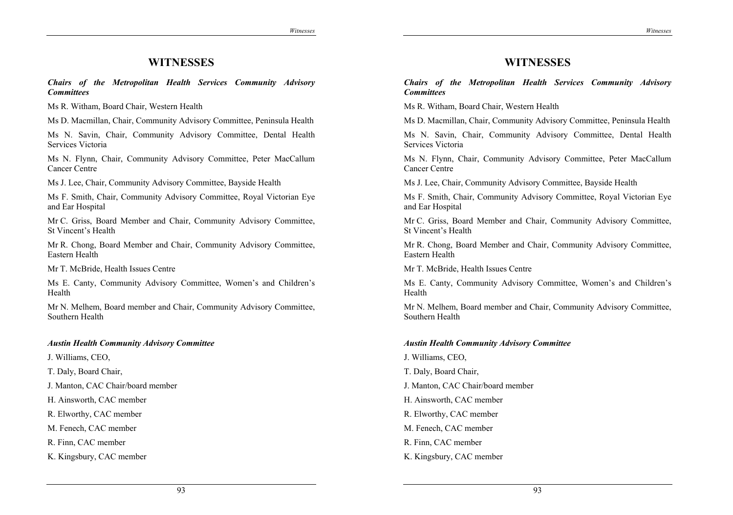# WITNESSES

***Chairs of the Metropolitan Health Services Community Advisory Committees***

Ms R. Witham, Board Chair, Western Health

Ms D. Macmillan, Chair, Community Advisory Committee, Peninsula Health

Ms N. Savin, Chair, Community Advisory Committee, Dental Health Services Victoria

Ms N. Flynn, Chair, Community Advisory Committee, Peter MacCallum Cancer Centre

Ms J. Lee, Chair, Community Advisory Committee, Bayside Health

Ms F. Smith, Chair, Community Advisory Committee, Royal Victorian Eye and Ear Hospital

Mr C. Griss, Board Member and Chair, Community Advisory Committee, St Vincent's Health

Mr R. Chong, Board Member and Chair, Community Advisory Committee, Eastern Health

Mr T. McBride, Health Issues Centre

Ms E. Canty, Community Advisory Committee, Women's and Children's Health

Mr N. Melhem, Board member and Chair, Community Advisory Committee, Southern Health

***Austin Health Community Advisory Committee***

J. Williams, CEO,

T. Daly, Board Chair,

J. Manton, CAC Chair/board member

H. Ainsworth, CAC member

R. Elworthy, CAC member

M. Fenech, CAC member

R. Finn, CAC member

K. Kingsbury, CAC member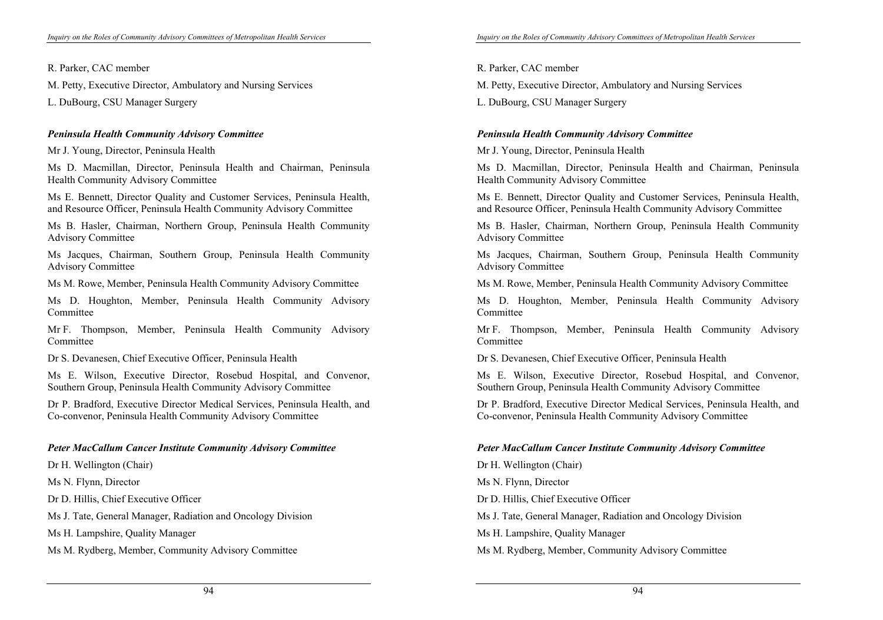R. Parker, CAC member

M. Petty, Executive Director, Ambulatory and Nursing Services

L. DuBourg, CSU Manager Surgery

***Peninsula Health Community Advisory Committee***

Mr J. Young, Director, Peninsula Health

Ms D. Macmillan, Director, Peninsula Health and Chairman, Peninsula Health Community Advisory Committee

Ms E. Bennett, Director Quality and Customer Services, Peninsula Health, and Resource Officer, Peninsula Health Community Advisory Committee

Ms B. Hasler, Chairman, Northern Group, Peninsula Health Community Advisory Committee

Ms Jacques, Chairman, Southern Group, Peninsula Health Community Advisory Committee

Ms M. Rowe, Member, Peninsula Health Community Advisory Committee

Ms D. Houghton, Member, Peninsula Health Community Advisory Committee

Mr F. Thompson, Member, Peninsula Health Community Advisory Committee

Dr S. Devanesen, Chief Executive Officer, Peninsula Health

Ms E. Wilson, Executive Director, Rosebud Hospital, and Convenor, Southern Group, Peninsula Health Community Advisory Committee

Dr P. Bradford, Executive Director Medical Services, Peninsula Health, and Co-convenor, Peninsula Health Community Advisory Committee

***Peter MacCallum Cancer Institute Community Advisory Committee***

Dr H. Wellington (Chair)

Ms N. Flynn, Director

Dr D. Hillis, Chief Executive Officer

Ms J. Tate, General Manager, Radiation and Oncology Division

Ms H. Lampshire, Quality Manager

Ms M. Rydberg, Member, Community Advisory Committee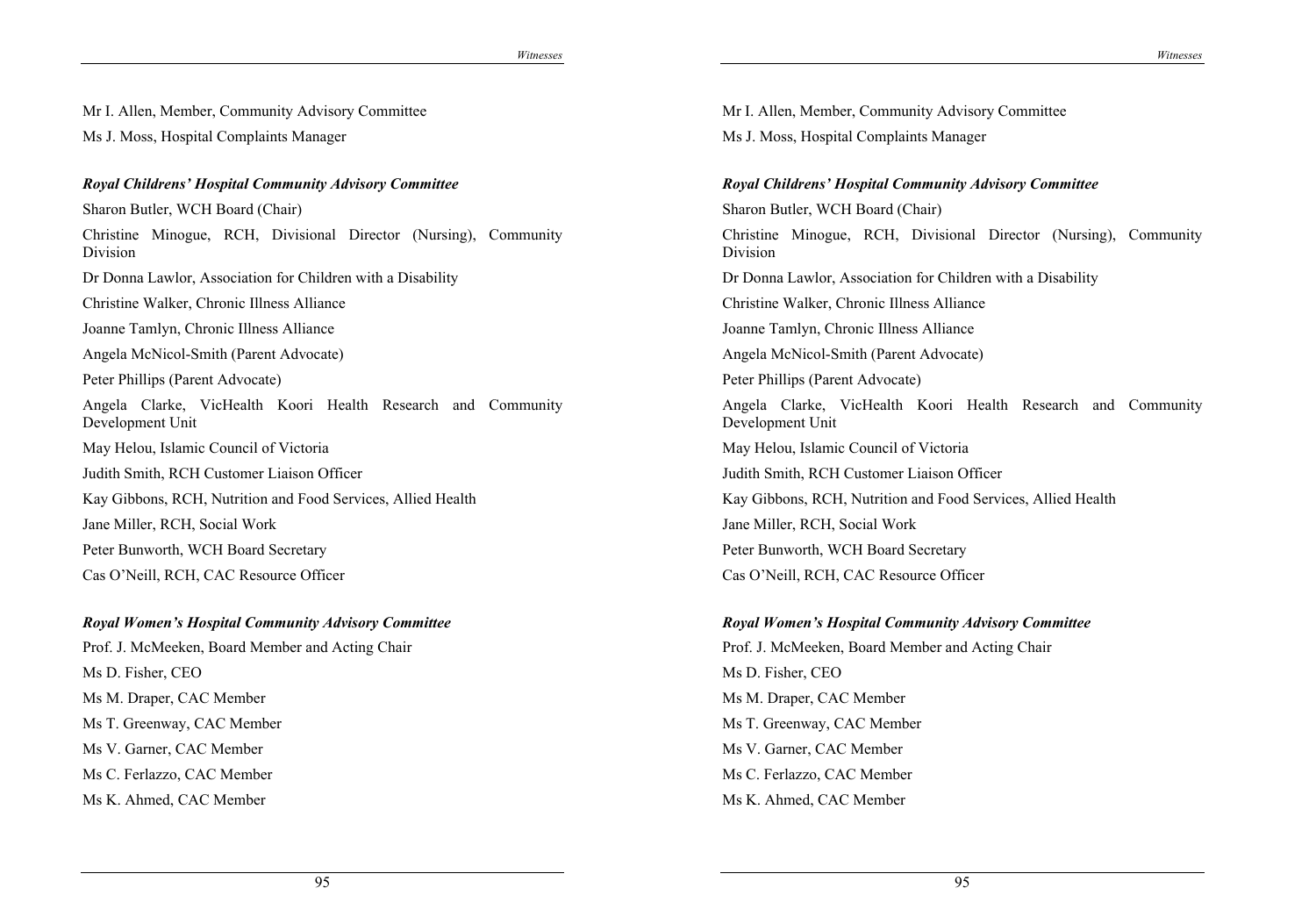Mr I. Allen, Member, Community Advisory Committee

Ms J. Moss, Hospital Complaints Manager

***Royal Childrens' Hospital Community Advisory Committee***

Sharon Butler, WCH Board (Chair)

Christine Minogue, RCH, Divisional Director (Nursing), Community Division

Dr Donna Lawlor, Association for Children with a Disability

Christine Walker, Chronic Illness Alliance

Joanne Tamlyn, Chronic Illness Alliance

Angela McNicol-Smith (Parent Advocate)

Peter Phillips (Parent Advocate)

Angela Clarke, VicHealth Koori Health Research and Community Development Unit

May Helou, Islamic Council of Victoria

Judith Smith, RCH Customer Liaison Officer

Kay Gibbons, RCH, Nutrition and Food Services, Allied Health

Jane Miller, RCH, Social Work

Peter Bunworth, WCH Board Secretary

Cas O'Neill, RCH, CAC Resource Officer

***Royal Women's Hospital Community Advisory Committee***

Prof. J. McMeeken, Board Member and Acting Chair

Ms D. Fisher, CEO

Ms M. Draper, CAC Member

Ms T. Greenway, CAC Member

Ms V. Garner, CAC Member

Ms C. Ferlazzo, CAC Member

Ms K. Ahmed, CAC Member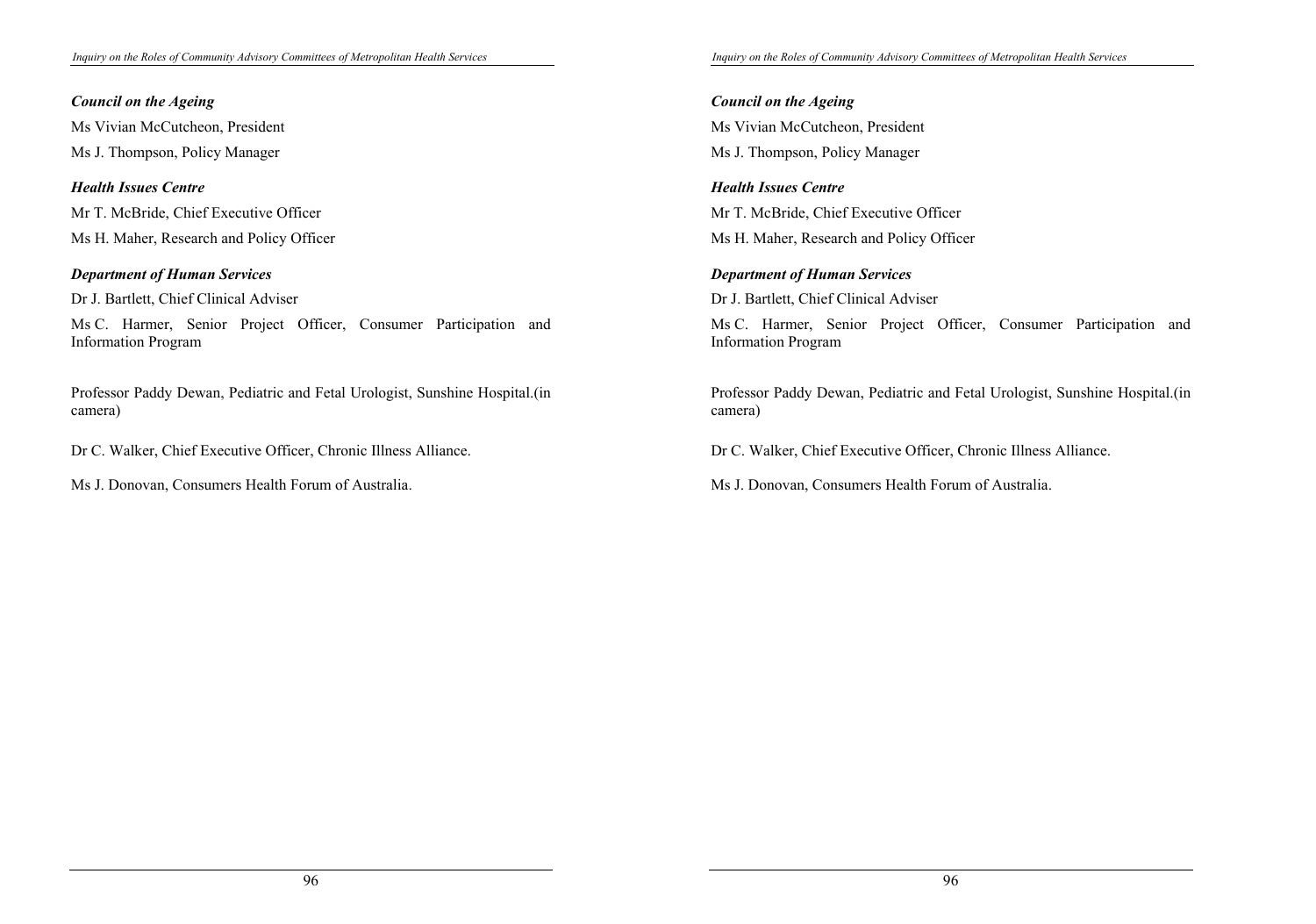***Council on the Ageing***

Ms Vivian McCutcheon, President

Ms J. Thompson, Policy Manager

***Health Issues Centre***

Mr T. McBride, Chief Executive Officer

Ms H. Maher, Research and Policy Officer

***Department of Human Services***

Dr J. Bartlett, Chief Clinical Adviser

Ms C. Harmer, Senior Project Officer, Consumer Participation and Information Program

Professor Paddy Dewan, Pediatric and Fetal Urologist, Sunshine Hospital.(in camera)

Dr C. Walker, Chief Executive Officer, Chronic Illness Alliance.

Ms J. Donovan, Consumers Health Forum of Australia.

***Council on the Ageing***

Ms Vivian McCutcheon, President

Ms J. Thompson, Policy Manager

***Health Issues Centre***

Mr T. McBride, Chief Executive Officer

Ms H. Maher, Research and Policy Officer

***Department of Human Services***

Dr J. Bartlett, Chief Clinical Adviser

Ms C. Harmer, Senior Project Officer, Consumer Participation and Information Program

Professor Paddy Dewan, Pediatric and Fetal Urologist, Sunshine Hospital.(in camera)

Dr C. Walker, Chief Executive Officer, Chronic Illness Alliance.

Ms J. Donovan, Consumers Health Forum of Australia.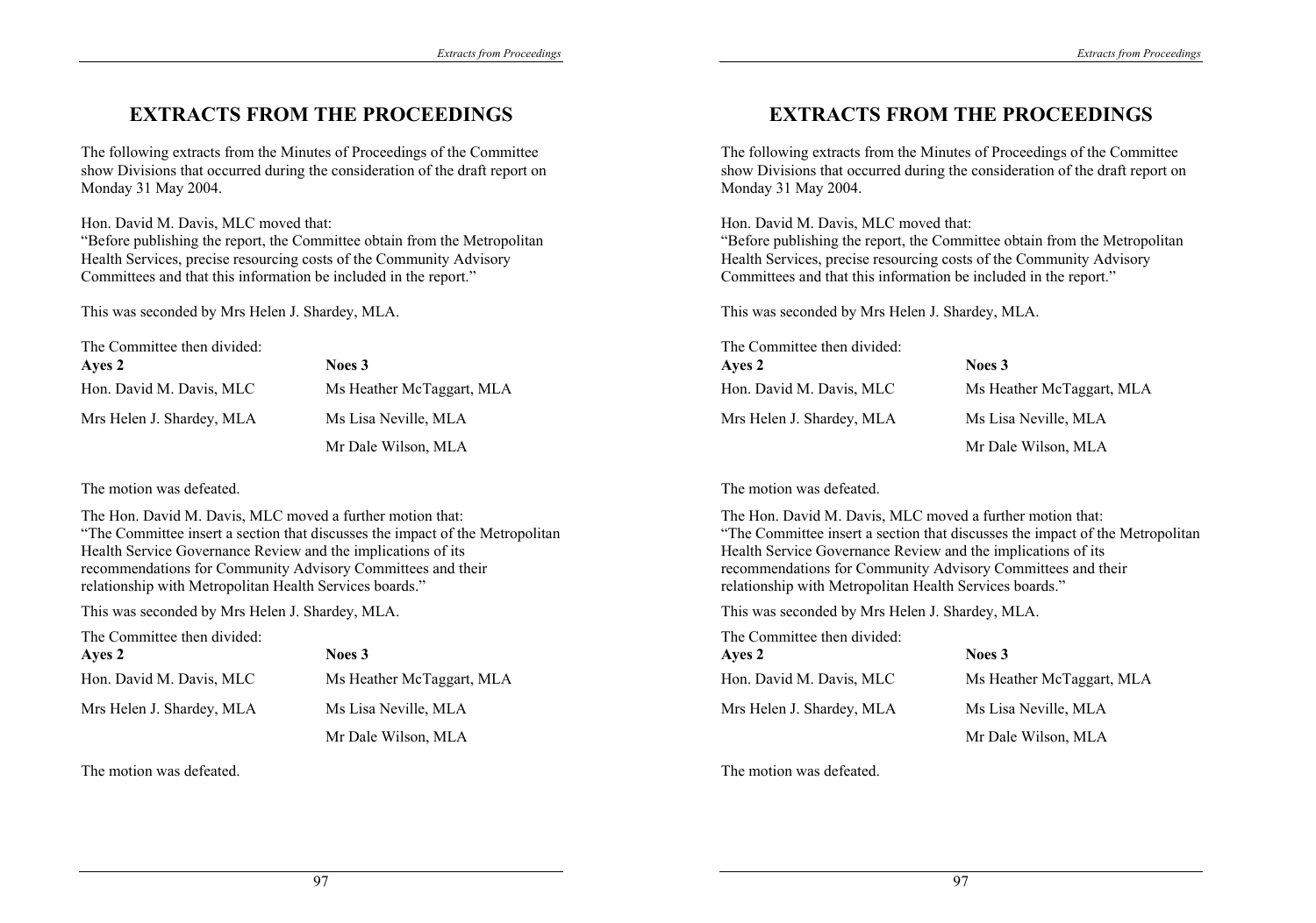# EXTRACTS FROM THE PROCEEDINGS

The following extracts from the Minutes of Proceedings of the Committee show Divisions that occurred during the consideration of the draft report on Monday 31 May 2004.

Hon. David M. Davis, MLC moved that:
"Before publishing the report, the Committee obtain from the Metropolitan Health Services, precise resourcing costs of the Community Advisory Committees and that this information be included in the report."

This was seconded by Mrs Helen J. Shardey, MLA.

The Committee then divided:

| **Ayes 2** | **Noes 3** |
|---|---|
| Hon. David M. Davis, MLC | Ms Heather McTaggart, MLA |
| Mrs Helen J. Shardey, MLA | Ms Lisa Neville, MLA |
| | Mr Dale Wilson, MLA |

The motion was defeated.

The Hon. David M. Davis, MLC moved a further motion that:
"The Committee insert a section that discusses the impact of the Metropolitan Health Service Governance Review and the implications of its recommendations for Community Advisory Committees and their relationship with Metropolitan Health Services boards."

This was seconded by Mrs Helen J. Shardey, MLA.

The Committee then divided:

| **Ayes 2** | **Noes 3** |
|---|---|
| Hon. David M. Davis, MLC | Ms Heather McTaggart, MLA |
| Mrs Helen J. Shardey, MLA | Ms Lisa Neville, MLA |
| | Mr Dale Wilson, MLA |

The motion was defeated.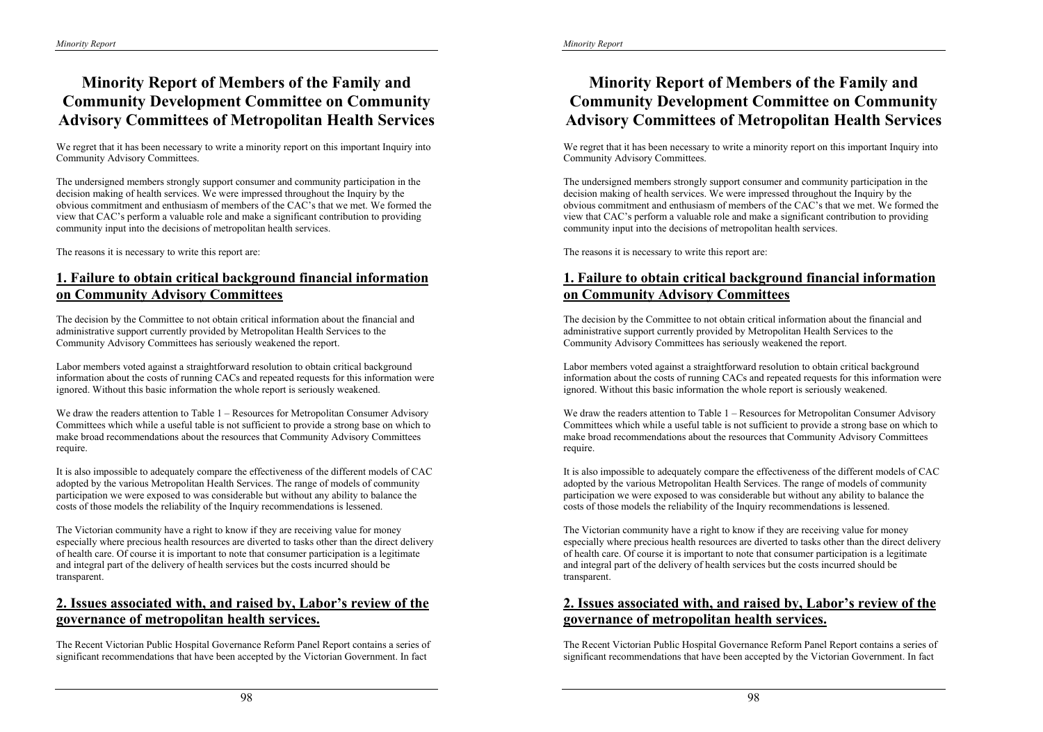# Minority Report of Members of the Family and Community Development Committee on Community Advisory Committees of Metropolitan Health Services

We regret that it has been necessary to write a minority report on this important Inquiry into Community Advisory Committees.

The undersigned members strongly support consumer and community participation in the decision making of health services. We were impressed throughout the Inquiry by the obvious commitment and enthusiasm of members of the CAC's that we met. We formed the view that CAC's perform a valuable role and make a significant contribution to providing community input into the decisions of metropolitan health services.

The reasons it is necessary to write this report are:

## 1. Failure to obtain critical background financial information on Community Advisory Committees

The decision by the Committee to not obtain critical information about the financial and administrative support currently provided by Metropolitan Health Services to the Community Advisory Committees has seriously weakened the report.

Labor members voted against a straightforward resolution to obtain critical background information about the costs of running CACs and repeated requests for this information were ignored. Without this basic information the whole report is seriously weakened.

We draw the readers attention to Table 1 – Resources for Metropolitan Consumer Advisory Committees which while a useful table is not sufficient to provide a strong base on which to make broad recommendations about the resources that Community Advisory Committees require.

It is also impossible to adequately compare the effectiveness of the different models of CAC adopted by the various Metropolitan Health Services. The range of models of community participation we were exposed to was considerable but without any ability to balance the costs of those models the reliability of the Inquiry recommendations is lessened.

The Victorian community have a right to know if they are receiving value for money especially where precious health resources are diverted to tasks other than the direct delivery of health care. Of course it is important to note that consumer participation is a legitimate and integral part of the delivery of health services but the costs incurred should be transparent.

## 2. Issues associated with, and raised by, Labor's review of the governance of metropolitan health services.

The Recent Victorian Public Hospital Governance Reform Panel Report contains a series of significant recommendations that have been accepted by the Victorian Government. In fact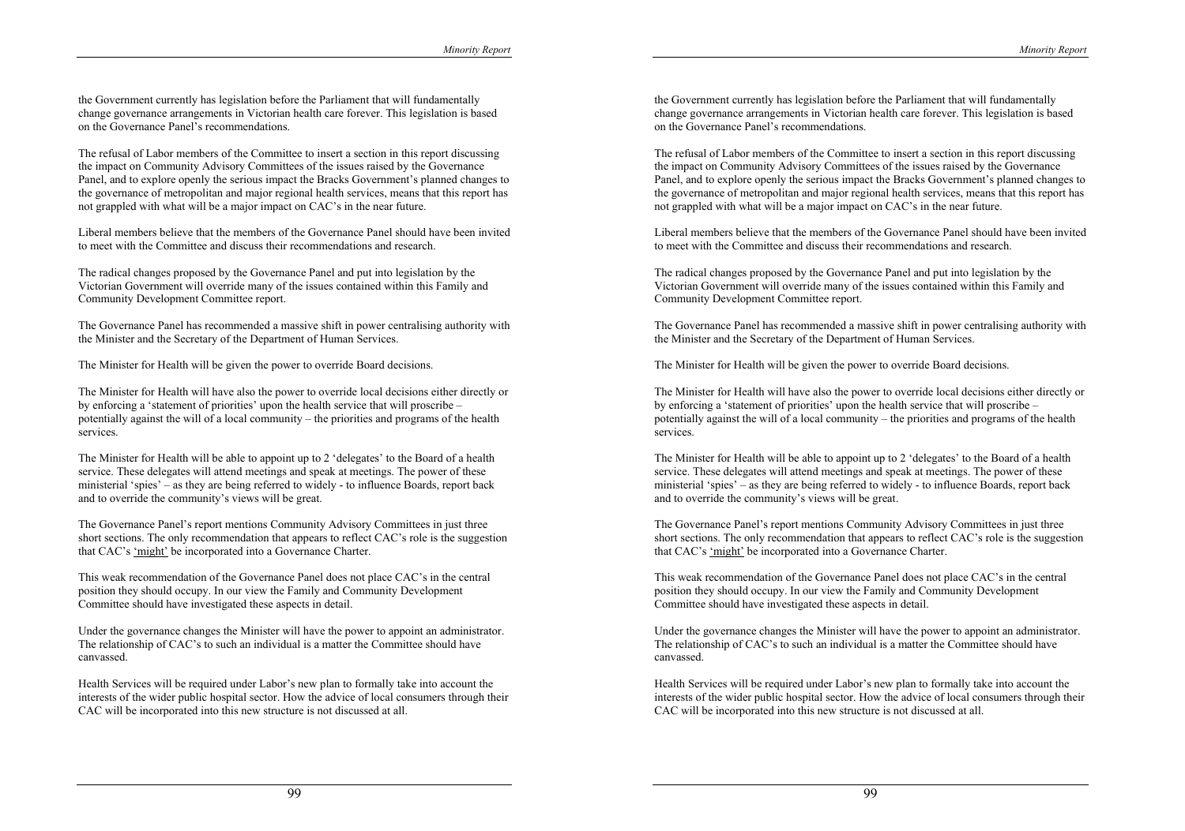the Government currently has legislation before the Parliament that will fundamentally change governance arrangements in Victorian health care forever. This legislation is based on the Governance Panel's recommendations.

The refusal of Labor members of the Committee to insert a section in this report discussing the impact on Community Advisory Committees of the issues raised by the Governance Panel, and to explore openly the serious impact the Bracks Government's planned changes to the governance of metropolitan and major regional health services, means that this report has not grappled with what will be a major impact on CAC's in the near future.

Liberal members believe that the members of the Governance Panel should have been invited to meet with the Committee and discuss their recommendations and research.

The radical changes proposed by the Governance Panel and put into legislation by the Victorian Government will override many of the issues contained within this Family and Community Development Committee report.

The Governance Panel has recommended a massive shift in power centralising authority with the Minister and the Secretary of the Department of Human Services.

The Minister for Health will be given the power to override Board decisions.

The Minister for Health will have also the power to override local decisions either directly or by enforcing a 'statement of priorities' upon the health service that will proscribe – potentially against the will of a local community – the priorities and programs of the health services.

The Minister for Health will be able to appoint up to 2 'delegates' to the Board of a health service. These delegates will attend meetings and speak at meetings. The power of these ministerial 'spies' – as they are being referred to widely - to influence Boards, report back and to override the community's views will be great.

The Governance Panel's report mentions Community Advisory Committees in just three short sections. The only recommendation that appears to reflect CAC's role is the suggestion that CAC's 'might' be incorporated into a Governance Charter.

This weak recommendation of the Governance Panel does not place CAC's in the central position they should occupy. In our view the Family and Community Development Committee should have investigated these aspects in detail.

Under the governance changes the Minister will have the power to appoint an administrator. The relationship of CAC's to such an individual is a matter the Committee should have canvassed.

Health Services will be required under Labor's new plan to formally take into account the interests of the wider public hospital sector. How the advice of local consumers through their CAC will be incorporated into this new structure is not discussed at all.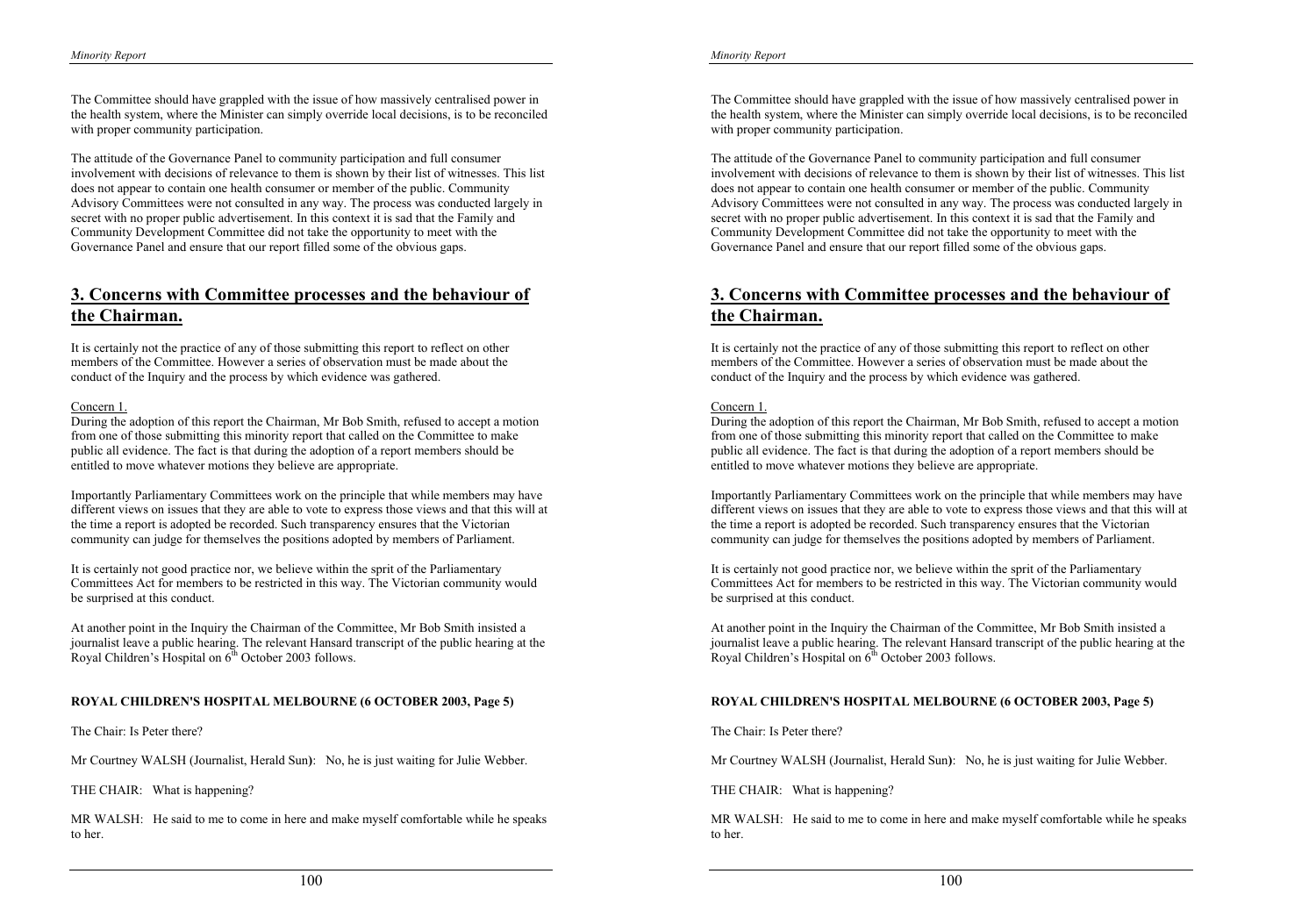The Committee should have grappled with the issue of how massively centralised power in the health system, where the Minister can simply override local decisions, is to be reconciled with proper community participation.

The attitude of the Governance Panel to community participation and full consumer involvement with decisions of relevance to them is shown by their list of witnesses. This list does not appear to contain one health consumer or member of the public. Community Advisory Committees were not consulted in any way. The process was conducted largely in secret with no proper public advertisement. In this context it is sad that the Family and Community Development Committee did not take the opportunity to meet with the Governance Panel and ensure that our report filled some of the obvious gaps.

## 3. Concerns with Committee processes and the behaviour of the Chairman.

It is certainly not the practice of any of those submitting this report to reflect on other members of the Committee. However a series of observation must be made about the conduct of the Inquiry and the process by which evidence was gathered.

Concern 1.

During the adoption of this report the Chairman, Mr Bob Smith, refused to accept a motion from one of those submitting this minority report that called on the Committee to make public all evidence. The fact is that during the adoption of a report members should be entitled to move whatever motions they believe are appropriate.

Importantly Parliamentary Committees work on the principle that while members may have different views on issues that they are able to vote to express those views and that this will at the time a report is adopted be recorded. Such transparency ensures that the Victorian community can judge for themselves the positions adopted by members of Parliament.

It is certainly not good practice nor, we believe within the sprit of the Parliamentary Committees Act for members to be restricted in this way. The Victorian community would be surprised at this conduct.

At another point in the Inquiry the Chairman of the Committee, Mr Bob Smith insisted a journalist leave a public hearing. The relevant Hansard transcript of the public hearing at the Royal Children's Hospital on 6th October 2003 follows.

**ROYAL CHILDREN'S HOSPITAL MELBOURNE (6 OCTOBER 2003, Page 5)**

The Chair: Is Peter there?

Mr Courtney WALSH (Journalist, Herald Sun): No, he is just waiting for Julie Webber.

THE CHAIR: What is happening?

MR WALSH: He said to me to come in here and make myself comfortable while he speaks to her.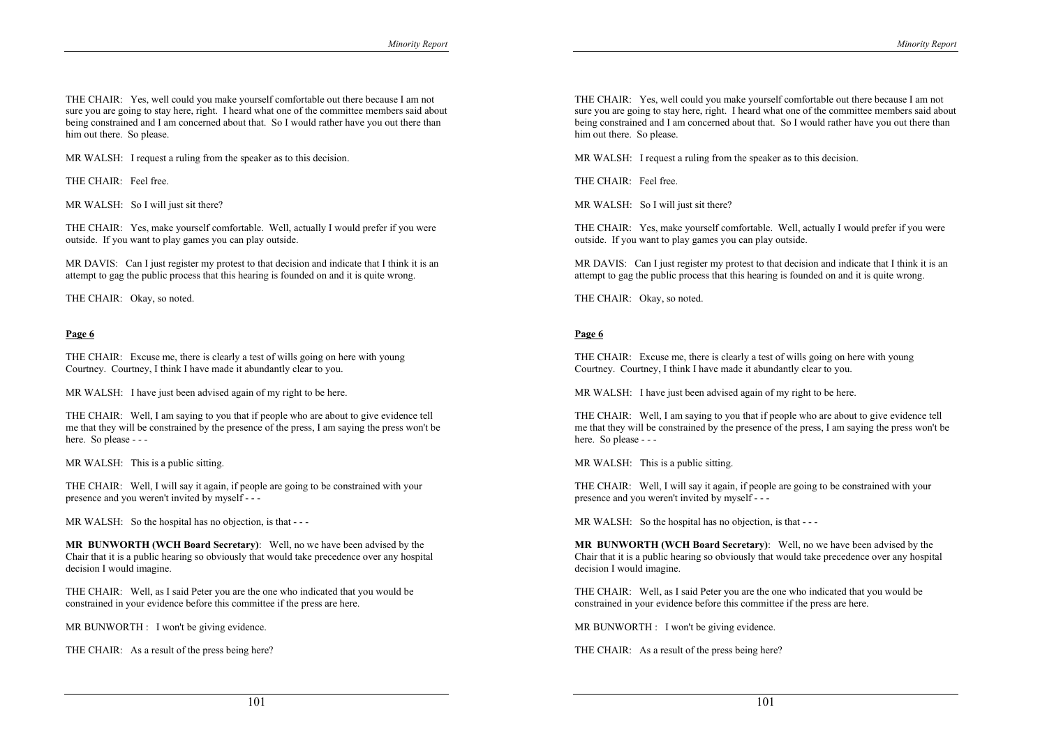THE CHAIR: Yes, well could you make yourself comfortable out there because I am not sure you are going to stay here, right. I heard what one of the committee members said about being constrained and I am concerned about that. So I would rather have you out there than him out there. So please.

MR WALSH: I request a ruling from the speaker as to this decision.

THE CHAIR: Feel free.

MR WALSH: So I will just sit there?

THE CHAIR: Yes, make yourself comfortable. Well, actually I would prefer if you were outside. If you want to play games you can play outside.

MR DAVIS: Can I just register my protest to that decision and indicate that I think it is an attempt to gag the public process that this hearing is founded on and it is quite wrong.

THE CHAIR: Okay, so noted.

**Page 6**

THE CHAIR: Excuse me, there is clearly a test of wills going on here with young Courtney. Courtney, I think I have made it abundantly clear to you.

MR WALSH: I have just been advised again of my right to be here.

THE CHAIR: Well, I am saying to you that if people who are about to give evidence tell me that they will be constrained by the presence of the press, I am saying the press won't be here. So please - - -

MR WALSH: This is a public sitting.

THE CHAIR: Well, I will say it again, if people are going to be constrained with your presence and you weren't invited by myself - - -

MR WALSH: So the hospital has no objection, is that - - -

**MR BUNWORTH (WCH Board Secretary)**: Well, no we have been advised by the Chair that it is a public hearing so obviously that would take precedence over any hospital decision I would imagine.

THE CHAIR: Well, as I said Peter you are the one who indicated that you would be constrained in your evidence before this committee if the press are here.

MR BUNWORTH : I won't be giving evidence.

THE CHAIR: As a result of the press being here?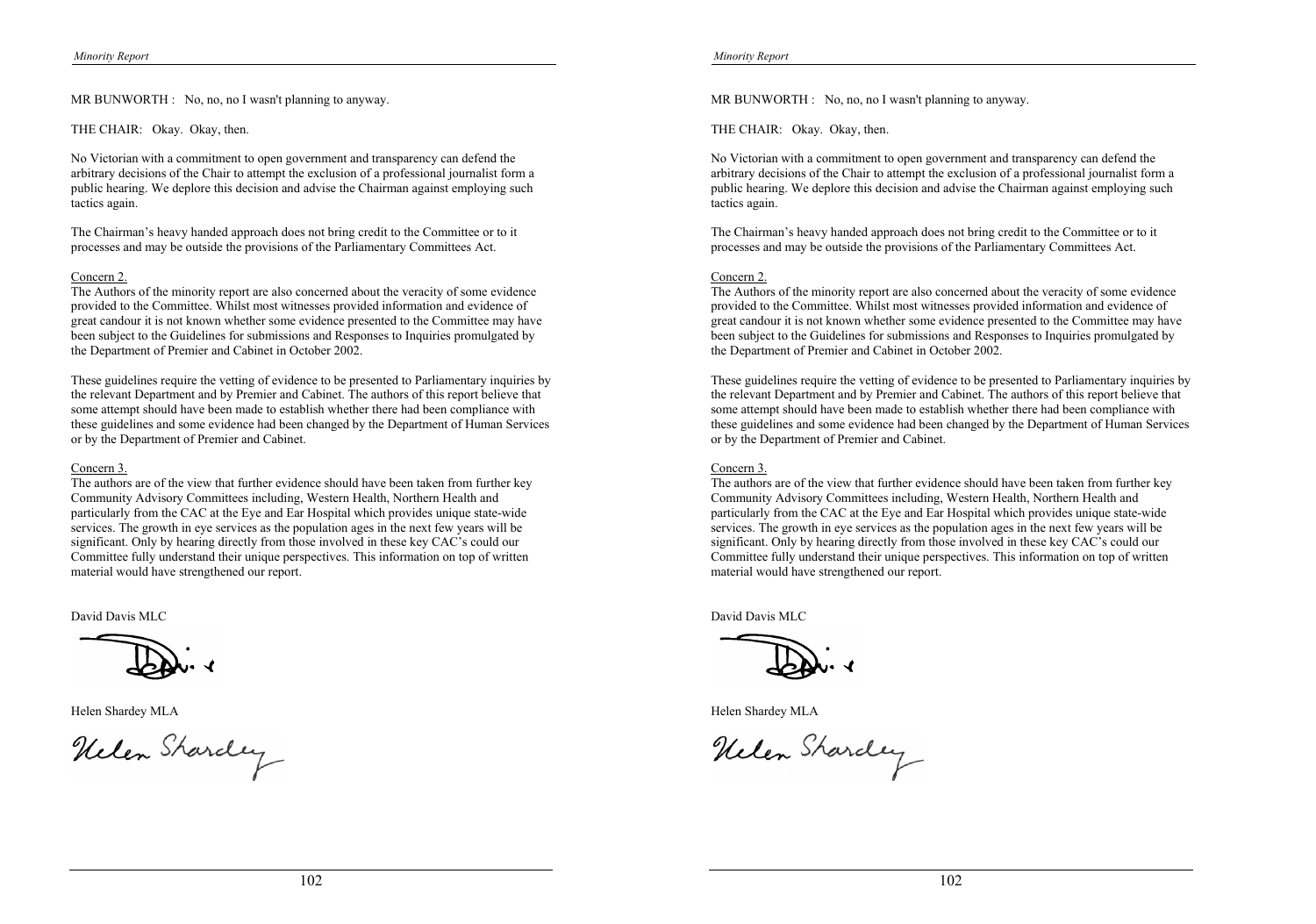MR BUNWORTH : No, no, no I wasn't planning to anyway.

THE CHAIR: Okay. Okay, then.

No Victorian with a commitment to open government and transparency can defend the arbitrary decisions of the Chair to attempt the exclusion of a professional journalist form a public hearing. We deplore this decision and advise the Chairman against employing such tactics again.

The Chairman's heavy handed approach does not bring credit to the Committee or to it processes and may be outside the provisions of the Parliamentary Committees Act.

Concern 2.

The Authors of the minority report are also concerned about the veracity of some evidence provided to the Committee. Whilst most witnesses provided information and evidence of great candour it is not known whether some evidence presented to the Committee may have been subject to the Guidelines for submissions and Responses to Inquiries promulgated by the Department of Premier and Cabinet in October 2002.

These guidelines require the vetting of evidence to be presented to Parliamentary inquiries by the relevant Department and by Premier and Cabinet. The authors of this report believe that some attempt should have been made to establish whether there had been compliance with these guidelines and some evidence had been changed by the Department of Human Services or by the Department of Premier and Cabinet.

Concern 3.

The authors are of the view that further evidence should have been taken from further key Community Advisory Committees including, Western Health, Northern Health and particularly from the CAC at the Eye and Ear Hospital which provides unique state-wide services. The growth in eye services as the population ages in the next few years will be significant. Only by hearing directly from those involved in these key CAC's could our Committee fully understand their unique perspectives. This information on top of written material would have strengthened our report.

David Davis MLC

Helen Shardey MLA